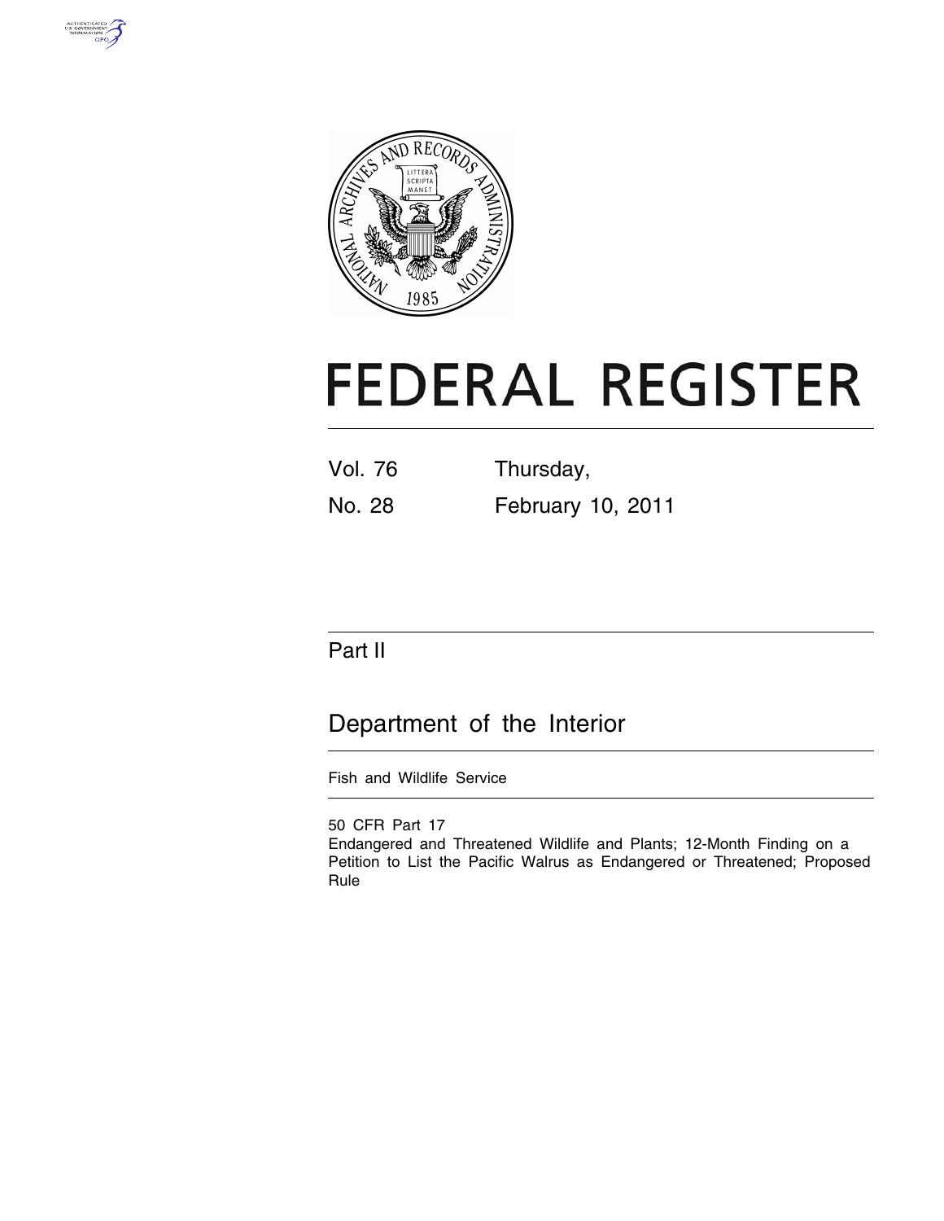# FEDERAL REGISTER

Vol. 76 No. 28

Thursday, February 10, 2011

## Part II

# Department of the Interior

Fish and Wildlife Service

50 CFR Part 17

Endangered and Threatened Wildlife and Plants; 12-Month Finding on a Petition to List the Pacific Walrus as Endangered or Threatened; Proposed Rule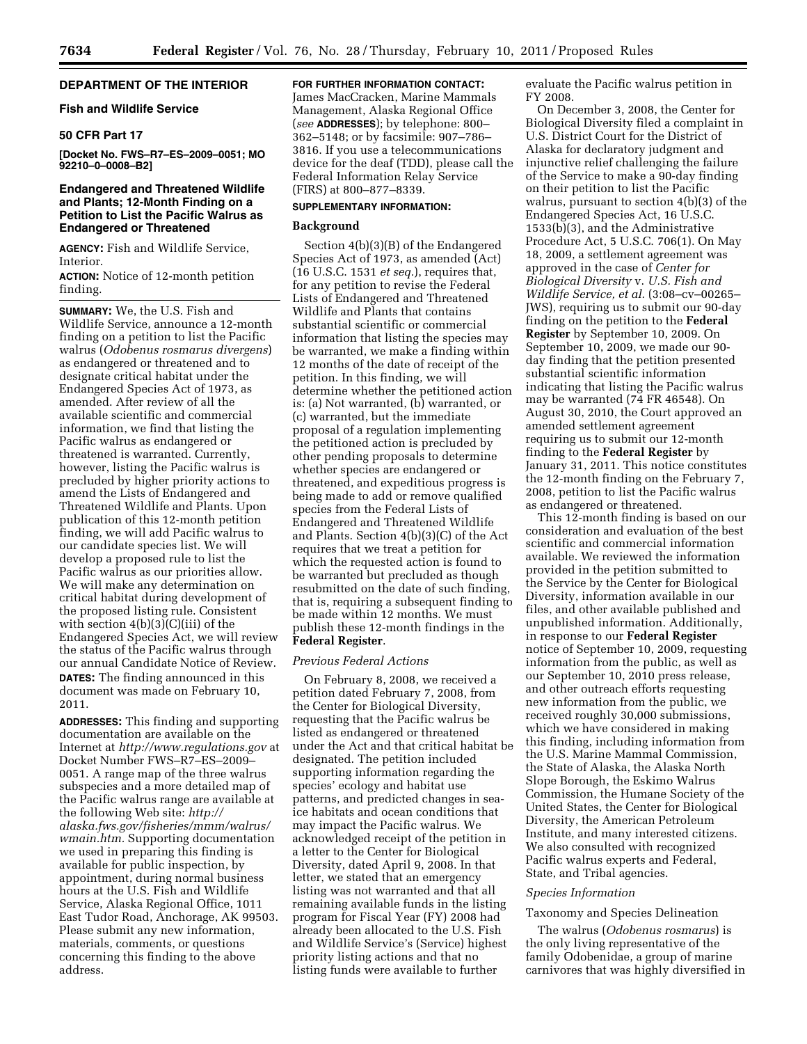**DEPARTMENT OF THE INTERIOR**

**Fish and Wildlife Service**

**50 CFR Part 17**

**[Docket No. FWS–R7–ES–2009–0051; MO 92210–0–0008–B2]**

## Endangered and Threatened Wildlife and Plants; 12-Month Finding on a Petition to List the Pacific Walrus as Endangered or Threatened

**AGENCY:** Fish and Wildlife Service, Interior.

**ACTION:** Notice of 12-month petition finding.

**SUMMARY:** We, the U.S. Fish and Wildlife Service, announce a 12-month finding on a petition to list the Pacific walrus (*Odobenus rosmarus divergens*) as endangered or threatened and to designate critical habitat under the Endangered Species Act of 1973, as amended. After review of all the available scientific and commercial information, we find that listing the Pacific walrus as endangered or threatened is warranted. Currently, however, listing the Pacific walrus is precluded by higher priority actions to amend the Lists of Endangered and Threatened Wildlife and Plants. Upon publication of this 12-month petition finding, we will add Pacific walrus to our candidate species list. We will develop a proposed rule to list the Pacific walrus as our priorities allow. We will make any determination on critical habitat during development of the proposed listing rule. Consistent with section 4(b)(3)(C)(iii) of the Endangered Species Act, we will review the status of the Pacific walrus through our annual Candidate Notice of Review.

**DATES:** The finding announced in this document was made on February 10, 2011.

**ADDRESSES:** This finding and supporting documentation are available on the Internet at *http://www.regulations.gov* at Docket Number FWS–R7–ES–2009–0051. A range map of the three walrus subspecies and a more detailed map of the Pacific walrus range are available at the following Web site: *http://alaska.fws.gov/fisheries/mmm/walrus/wmain.htm.* Supporting documentation we used in preparing this finding is available for public inspection, by appointment, during normal business hours at the U.S. Fish and Wildlife Service, Alaska Regional Office, 1011 East Tudor Road, Anchorage, AK 99503. Please submit any new information, materials, comments, or questions concerning this finding to the above address.

**FOR FURTHER INFORMATION CONTACT:** James MacCracken, Marine Mammals Management, Alaska Regional Office (*see* **ADDRESSES**); by telephone: 800–362–5148; or by facsimile: 907–786–3816. If you use a telecommunications device for the deaf (TDD), please call the Federal Information Relay Service (FIRS) at 800–877–8339.

**SUPPLEMENTARY INFORMATION:**

### Background

Section 4(b)(3)(B) of the Endangered Species Act of 1973, as amended (Act) (16 U.S.C. 1531 *et seq.*), requires that, for any petition to revise the Federal Lists of Endangered and Threatened Wildlife and Plants that contains substantial scientific or commercial information that listing the species may be warranted, we make a finding within 12 months of the date of receipt of the petition. In this finding, we will determine whether the petitioned action is: (a) Not warranted, (b) warranted, or (c) warranted, but the immediate proposal of a regulation implementing the petitioned action is precluded by other pending proposals to determine whether species are endangered or threatened, and expeditious progress is being made to add or remove qualified species from the Federal Lists of Endangered and Threatened Wildlife and Plants. Section 4(b)(3)(C) of the Act requires that we treat a petition for which the requested action is found to be warranted but precluded as though resubmitted on the date of such finding, that is, requiring a subsequent finding to be made within 12 months. We must publish these 12-month findings in the **Federal Register**.

#### *Previous Federal Actions*

On February 8, 2008, we received a petition dated February 7, 2008, from the Center for Biological Diversity, requesting that the Pacific walrus be listed as endangered or threatened under the Act and that critical habitat be designated. The petition included supporting information regarding the species' ecology and habitat use patterns, and predicted changes in sea-ice habitats and ocean conditions that may impact the Pacific walrus. We acknowledged receipt of the petition in a letter to the Center for Biological Diversity, dated April 9, 2008. In that letter, we stated that an emergency listing was not warranted and that all remaining available funds in the listing program for Fiscal Year (FY) 2008 had already been allocated to the U.S. Fish and Wildlife Service's (Service) highest priority listing actions and that no listing funds were available to further evaluate the Pacific walrus petition in FY 2008.

On December 3, 2008, the Center for Biological Diversity filed a complaint in U.S. District Court for the District of Alaska for declaratory judgment and injunctive relief challenging the failure of the Service to make a 90-day finding on their petition to list the Pacific walrus, pursuant to section 4(b)(3) of the Endangered Species Act, 16 U.S.C. 1533(b)(3), and the Administrative Procedure Act, 5 U.S.C. 706(1). On May 18, 2009, a settlement agreement was approved in the case of *Center for Biological Diversity* v. *U.S. Fish and Wildlife Service, et al.* (3:08–cv–00265–JWS), requiring us to submit our 90-day finding on the petition to the **Federal Register** by September 10, 2009. On September 10, 2009, we made our 90-day finding that the petition presented substantial scientific information indicating that listing the Pacific walrus may be warranted (74 FR 46548). On August 30, 2010, the Court approved an amended settlement agreement requiring us to submit our 12-month finding to the **Federal Register** by January 31, 2011. This notice constitutes the 12-month finding on the February 7, 2008, petition to list the Pacific walrus as endangered or threatened.

This 12-month finding is based on our consideration and evaluation of the best scientific and commercial information available. We reviewed the information provided in the petition submitted to the Service by the Center for Biological Diversity, information available in our files, and other available published and unpublished information. Additionally, in response to our **Federal Register** notice of September 10, 2009, requesting information from the public, as well as our September 10, 2010 press release, and other outreach efforts requesting new information from the public, we received roughly 30,000 submissions, which we have considered in making this finding, including information from the U.S. Marine Mammal Commission, the State of Alaska, the Alaska North Slope Borough, the Eskimo Walrus Commission, the Humane Society of the United States, the Center for Biological Diversity, the American Petroleum Institute, and many interested citizens. We also consulted with recognized Pacific walrus experts and Federal, State, and Tribal agencies.

#### *Species Information*

##### Taxonomy and Species Delineation

The walrus (*Odobenus rosmarus*) is the only living representative of the family Odobenidae, a group of marine carnivores that was highly diversified in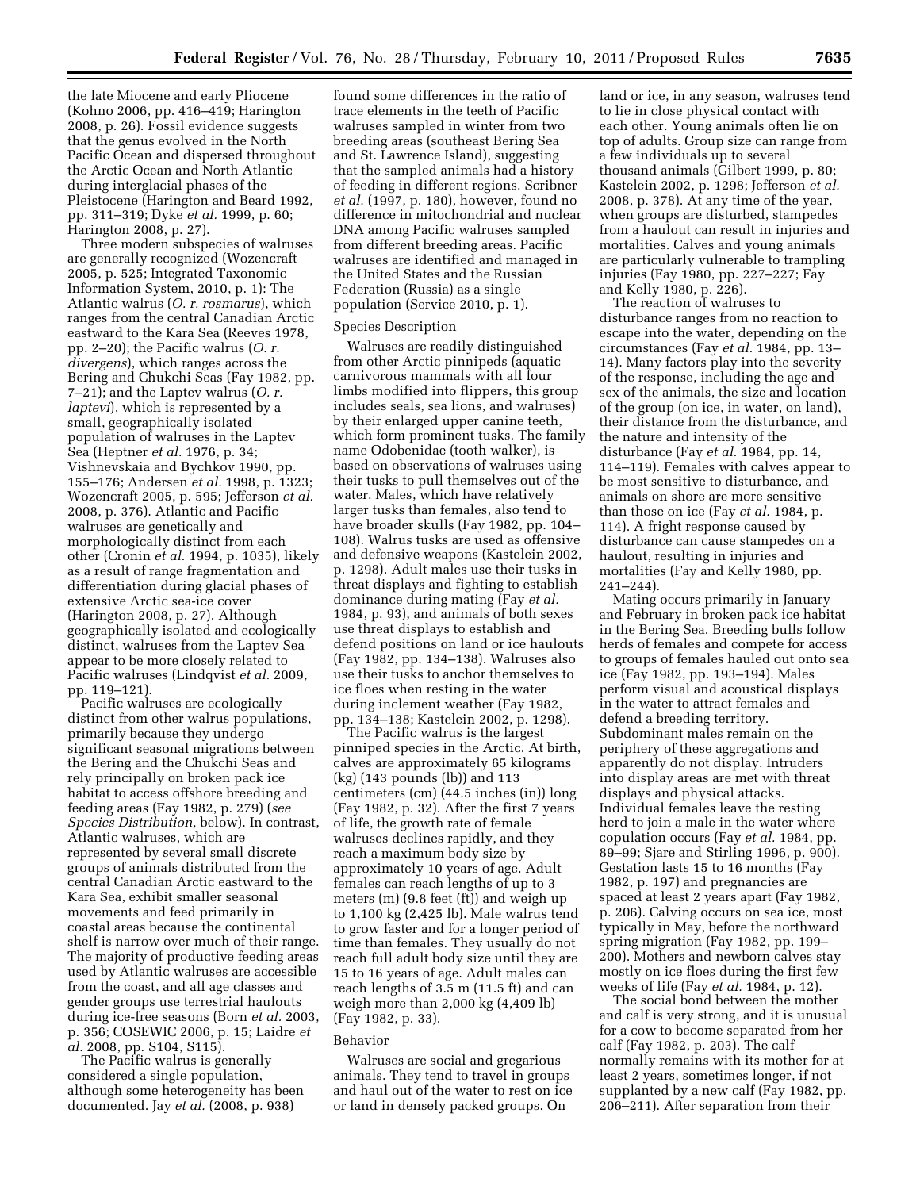the late Miocene and early Pliocene (Kohno 2006, pp. 416–419; Harington 2008, p. 26). Fossil evidence suggests that the genus evolved in the North Pacific Ocean and dispersed throughout the Arctic Ocean and North Atlantic during interglacial phases of the Pleistocene (Harington and Beard 1992, pp. 311–319; Dyke *et al.* 1999, p. 60; Harington 2008, p. 27).

Three modern subspecies of walruses are generally recognized (Wozencraft 2005, p. 525; Integrated Taxonomic Information System, 2010, p. 1): The Atlantic walrus (*O. r. rosmarus*), which ranges from the central Canadian Arctic eastward to the Kara Sea (Reeves 1978, pp. 2–20); the Pacific walrus (*O. r. divergens*), which ranges across the Bering and Chukchi Seas (Fay 1982, pp. 7–21); and the Laptev walrus (*O. r. laptevi*), which is represented by a small, geographically isolated population of walruses in the Laptev Sea (Heptner *et al.* 1976, p. 34; Vishnevskaia and Bychkov 1990, pp. 155–176; Andersen *et al.* 1998, p. 1323; Wozencraft 2005, p. 595; Jefferson *et al.* 2008, p. 376). Atlantic and Pacific walruses are genetically and morphologically distinct from each other (Cronin *et al.* 1994, p. 1035), likely as a result of range fragmentation and differentiation during glacial phases of extensive Arctic sea-ice cover (Harington 2008, p. 27). Although geographically isolated and ecologically distinct, walruses from the Laptev Sea appear to be more closely related to Pacific walruses (Lindqvist *et al.* 2009, pp. 119–121).

Pacific walruses are ecologically distinct from other walrus populations, primarily because they undergo significant seasonal migrations between the Bering and the Chukchi Seas and rely principally on broken pack ice habitat to access offshore breeding and feeding areas (Fay 1982, p. 279) (*see Species Distribution,* below). In contrast, Atlantic walruses, which are represented by several small discrete groups of animals distributed from the central Canadian Arctic eastward to the Kara Sea, exhibit smaller seasonal movements and feed primarily in coastal areas because the continental shelf is narrow over much of their range. The majority of productive feeding areas used by Atlantic walruses are accessible from the coast, and all age classes and gender groups use terrestrial haulouts during ice-free seasons (Born *et al.* 2003, p. 356; COSEWIC 2006, p. 15; Laidre *et al.* 2008, pp. S104, S115).

The Pacific walrus is generally considered a single population, although some heterogeneity has been documented. Jay *et al.* (2008, p. 938) found some differences in the ratio of trace elements in the teeth of Pacific walruses sampled in winter from two breeding areas (southeast Bering Sea and St. Lawrence Island), suggesting that the sampled animals had a history of feeding in different regions. Scribner *et al.* (1997, p. 180), however, found no difference in mitochondrial and nuclear DNA among Pacific walruses sampled from different breeding areas. Pacific walruses are identified and managed in the United States and the Russian Federation (Russia) as a single population (Service 2010, p. 1).

## Species Description

Walruses are readily distinguished from other Arctic pinnipeds (aquatic carnivorous mammals with all four limbs modified into flippers, this group includes seals, sea lions, and walruses) by their enlarged upper canine teeth, which form prominent tusks. The family name Odobenidae (tooth walker), is based on observations of walruses using their tusks to pull themselves out of the water. Males, which have relatively larger tusks than females, also tend to have broader skulls (Fay 1982, pp. 104–108). Walrus tusks are used as offensive and defensive weapons (Kastelein 2002, p. 1298). Adult males use their tusks in threat displays and fighting to establish dominance during mating (Fay *et al.* 1984, p. 93), and animals of both sexes use threat displays to establish and defend positions on land or ice haulouts (Fay 1982, pp. 134–138). Walruses also use their tusks to anchor themselves to ice floes when resting in the water during inclement weather (Fay 1982, pp. 134–138; Kastelein 2002, p. 1298).

The Pacific walrus is the largest pinniped species in the Arctic. At birth, calves are approximately 65 kilograms (kg) (143 pounds (lb)) and 113 centimeters (cm) (44.5 inches (in)) long (Fay 1982, p. 32). After the first 7 years of life, the growth rate of female walruses declines rapidly, and they reach a maximum body size by approximately 10 years of age. Adult females can reach lengths of up to 3 meters (m) (9.8 feet (ft)) and weigh up to 1,100 kg (2,425 lb). Male walrus tend to grow faster and for a longer period of time than females. They usually do not reach full adult body size until they are 15 to 16 years of age. Adult males can reach lengths of 3.5 m (11.5 ft) and can weigh more than 2,000 kg (4,409 lb) (Fay 1982, p. 33).

## Behavior

Walruses are social and gregarious animals. They tend to travel in groups and haul out of the water to rest on ice or land in densely packed groups. On land or ice, in any season, walruses tend to lie in close physical contact with each other. Young animals often lie on top of adults. Group size can range from a few individuals up to several thousand animals (Gilbert 1999, p. 80; Kastelein 2002, p. 1298; Jefferson *et al.* 2008, p. 378). At any time of the year, when groups are disturbed, stampedes from a haulout can result in injuries and mortalities. Calves and young animals are particularly vulnerable to trampling injuries (Fay 1980, pp. 227–227; Fay and Kelly 1980, p. 226).

The reaction of walruses to disturbance ranges from no reaction to escape into the water, depending on the circumstances (Fay *et al.* 1984, pp. 13–14). Many factors play into the severity of the response, including the age and sex of the animals, the size and location of the group (on ice, in water, on land), their distance from the disturbance, and the nature and intensity of the disturbance (Fay *et al.* 1984, pp. 14, 114–119). Females with calves appear to be most sensitive to disturbance, and animals on shore are more sensitive than those on ice (Fay *et al.* 1984, p. 114). A fright response caused by disturbance can cause stampedes on a haulout, resulting in injuries and mortalities (Fay and Kelly 1980, pp. 241–244).

Mating occurs primarily in January and February in broken pack ice habitat in the Bering Sea. Breeding bulls follow herds of females and compete for access to groups of females hauled out onto sea ice (Fay 1982, pp. 193–194). Males perform visual and acoustical displays in the water to attract females and defend a breeding territory. Subdominant males remain on the periphery of these aggregations and apparently do not display. Intruders into display areas are met with threat displays and physical attacks. Individual females leave the resting herd to join a male in the water where copulation occurs (Fay *et al.* 1984, pp. 89–99; Sjare and Stirling 1996, p. 900). Gestation lasts 15 to 16 months (Fay 1982, p. 197) and pregnancies are spaced at least 2 years apart (Fay 1982, p. 206). Calving occurs on sea ice, most typically in May, before the northward spring migration (Fay 1982, pp. 199–200). Mothers and newborn calves stay mostly on ice floes during the first few weeks of life (Fay *et al.* 1984, p. 12).

The social bond between the mother and calf is very strong, and it is unusual for a cow to become separated from her calf (Fay 1982, p. 203). The calf normally remains with its mother for at least 2 years, sometimes longer, if not supplanted by a new calf (Fay 1982, pp. 206–211). After separation from their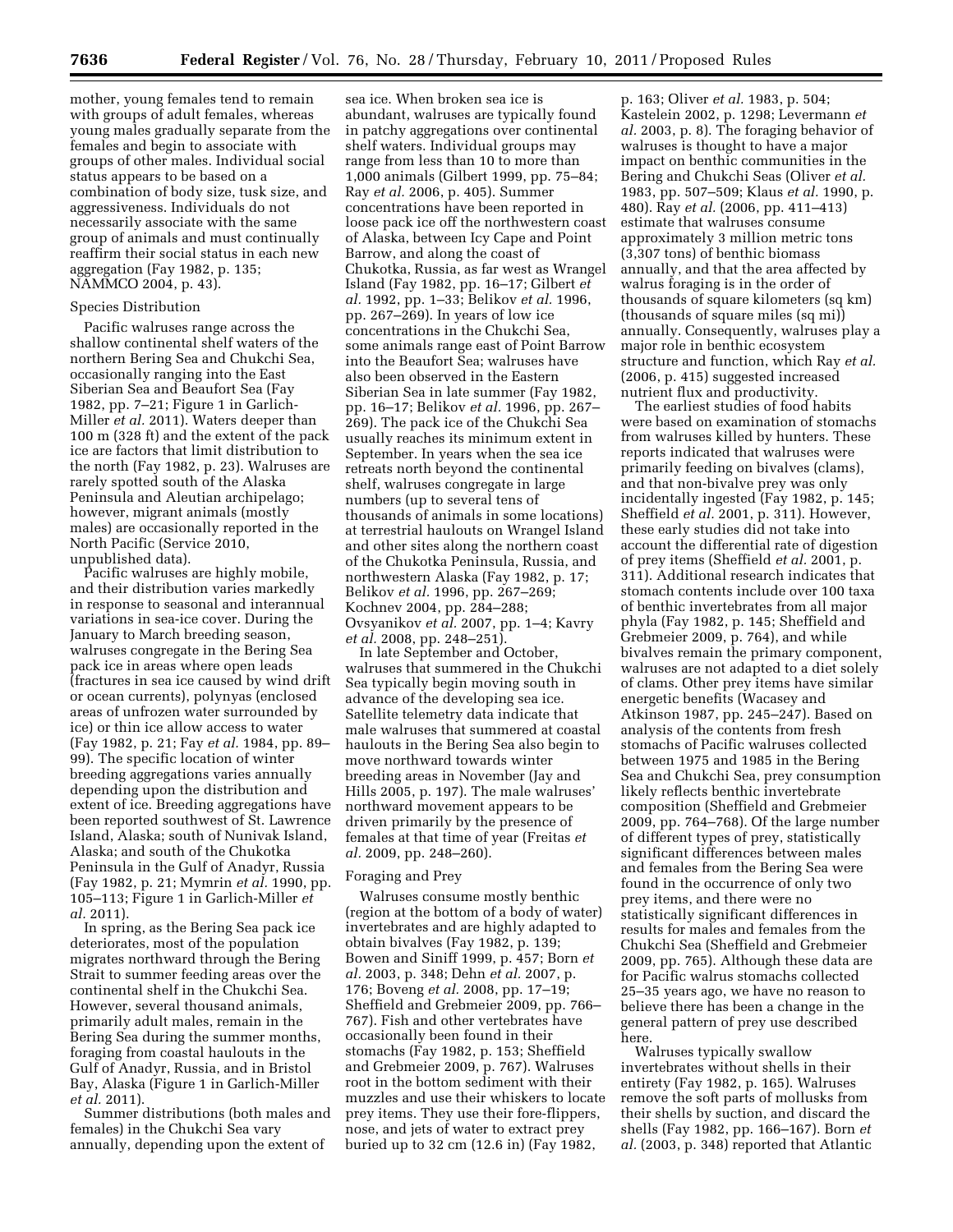mother, young females tend to remain with groups of adult females, whereas young males gradually separate from the females and begin to associate with groups of other males. Individual social status appears to be based on a combination of body size, tusk size, and aggressiveness. Individuals do not necessarily associate with the same group of animals and must continually reaffirm their social status in each new aggregation (Fay 1982, p. 135; NAMMCO 2004, p. 43).

### Species Distribution

Pacific walruses range across the shallow continental shelf waters of the northern Bering Sea and Chukchi Sea, occasionally ranging into the East Siberian Sea and Beaufort Sea (Fay 1982, pp. 7–21; Figure 1 in Garlich-Miller *et al.* 2011). Waters deeper than 100 m (328 ft) and the extent of the pack ice are factors that limit distribution to the north (Fay 1982, p. 23). Walruses are rarely spotted south of the Alaska Peninsula and Aleutian archipelago; however, migrant animals (mostly males) are occasionally reported in the North Pacific (Service 2010, unpublished data).

Pacific walruses are highly mobile, and their distribution varies markedly in response to seasonal and interannual variations in sea-ice cover. During the January to March breeding season, walruses congregate in the Bering Sea pack ice in areas where open leads (fractures in sea ice caused by wind drift or ocean currents), polynyas (enclosed areas of unfrozen water surrounded by ice) or thin ice allow access to water (Fay 1982, p. 21; Fay *et al.* 1984, pp. 89–99). The specific location of winter breeding aggregations varies annually depending upon the distribution and extent of ice. Breeding aggregations have been reported southwest of St. Lawrence Island, Alaska; south of Nunivak Island, Alaska; and south of the Chukotka Peninsula in the Gulf of Anadyr, Russia (Fay 1982, p. 21; Mymrin *et al.* 1990, pp. 105–113; Figure 1 in Garlich-Miller *et al.* 2011).

In spring, as the Bering Sea pack ice deteriorates, most of the population migrates northward through the Bering Strait to summer feeding areas over the continental shelf in the Chukchi Sea. However, several thousand animals, primarily adult males, remain in the Bering Sea during the summer months, foraging from coastal haulouts in the Gulf of Anadyr, Russia, and in Bristol Bay, Alaska (Figure 1 in Garlich-Miller *et al.* 2011).

Summer distributions (both males and females) in the Chukchi Sea vary annually, depending upon the extent of sea ice. When broken sea ice is abundant, walruses are typically found in patchy aggregations over continental shelf waters. Individual groups may range from less than 10 to more than 1,000 animals (Gilbert 1999, pp. 75–84; Ray *et al.* 2006, p. 405). Summer concentrations have been reported in loose pack ice off the northwestern coast of Alaska, between Icy Cape and Point Barrow, and along the coast of Chukotka, Russia, as far west as Wrangel Island (Fay 1982, pp. 16–17; Gilbert *et al.* 1992, pp. 1–33; Belikov *et al.* 1996, pp. 267–269). In years of low ice concentrations in the Chukchi Sea, some animals range east of Point Barrow into the Beaufort Sea; walruses have also been observed in the Eastern Siberian Sea in late summer (Fay 1982, pp. 16–17; Belikov *et al.* 1996, pp. 267–269). The pack ice of the Chukchi Sea usually reaches its minimum extent in September. In years when the sea ice retreats north beyond the continental shelf, walruses congregate in large numbers (up to several tens of thousands of animals in some locations) at terrestrial haulouts on Wrangel Island and other sites along the northern coast of the Chukotka Peninsula, Russia, and northwestern Alaska (Fay 1982, p. 17; Belikov *et al.* 1996, pp. 267–269; Kochnev 2004, pp. 284–288; Ovsyanikov *et al.* 2007, pp. 1–4; Kavry *et al.* 2008, pp. 248–251).

In late September and October, walruses that summered in the Chukchi Sea typically begin moving south in advance of the developing sea ice. Satellite telemetry data indicate that male walruses that summered at coastal haulouts in the Bering Sea also begin to move northward towards winter breeding areas in November (Jay and Hills 2005, p. 197). The male walruses' northward movement appears to be driven primarily by the presence of females at that time of year (Freitas *et al.* 2009, pp. 248–260).

### Foraging and Prey

Walruses consume mostly benthic (region at the bottom of a body of water) invertebrates and are highly adapted to obtain bivalves (Fay 1982, p. 139; Bowen and Siniff 1999, p. 457; Born *et al.* 2003, p. 348; Dehn *et al.* 2007, p. 176; Boveng *et al.* 2008, pp. 17–19; Sheffield and Grebmeier 2009, pp. 766–767). Fish and other vertebrates have occasionally been found in their stomachs (Fay 1982, p. 153; Sheffield and Grebmeier 2009, p. 767). Walruses root in the bottom sediment with their muzzles and use their whiskers to locate prey items. They use their fore-flippers, nose, and jets of water to extract prey buried up to 32 cm (12.6 in) (Fay 1982, p. 163; Oliver *et al.* 1983, p. 504; Kastelein 2002, p. 1298; Levermann *et al.* 2003, p. 8). The foraging behavior of walruses is thought to have a major impact on benthic communities in the Bering and Chukchi Seas (Oliver *et al.* 1983, pp. 507–509; Klaus *et al.* 1990, p. 480). Ray *et al.* (2006, pp. 411–413) estimate that walruses consume approximately 3 million metric tons (3,307 tons) of benthic biomass annually, and that the area affected by walrus foraging is in the order of thousands of square kilometers (sq km) (thousands of square miles (sq mi)) annually. Consequently, walruses play a major role in benthic ecosystem structure and function, which Ray *et al.* (2006, p. 415) suggested increased nutrient flux and productivity.

The earliest studies of food habits were based on examination of stomachs from walruses killed by hunters. These reports indicated that walruses were primarily feeding on bivalves (clams), and that non-bivalve prey was only incidentally ingested (Fay 1982, p. 145; Sheffield *et al.* 2001, p. 311). However, these early studies did not take into account the differential rate of digestion of prey items (Sheffield *et al.* 2001, p. 311). Additional research indicates that stomach contents include over 100 taxa of benthic invertebrates from all major phyla (Fay 1982, p. 145; Sheffield and Grebmeier 2009, p. 764), and while bivalves remain the primary component, walruses are not adapted to a diet solely of clams. Other prey items have similar energetic benefits (Wacasey and Atkinson 1987, pp. 245–247). Based on analysis of the contents from fresh stomachs of Pacific walruses collected between 1975 and 1985 in the Bering Sea and Chukchi Sea, prey consumption likely reflects benthic invertebrate composition (Sheffield and Grebmeier 2009, pp. 764–768). Of the large number of different types of prey, statistically significant differences between males and females from the Bering Sea were found in the occurrence of only two prey items, and there were no statistically significant differences in results for males and females from the Chukchi Sea (Sheffield and Grebmeier 2009, pp. 765). Although these data are for Pacific walrus stomachs collected 25–35 years ago, we have no reason to believe there has been a change in the general pattern of prey use described here.

Walruses typically swallow invertebrates without shells in their entirety (Fay 1982, p. 165). Walruses remove the soft parts of mollusks from their shells by suction, and discard the shells (Fay 1982, pp. 166–167). Born *et al.* (2003, p. 348) reported that Atlantic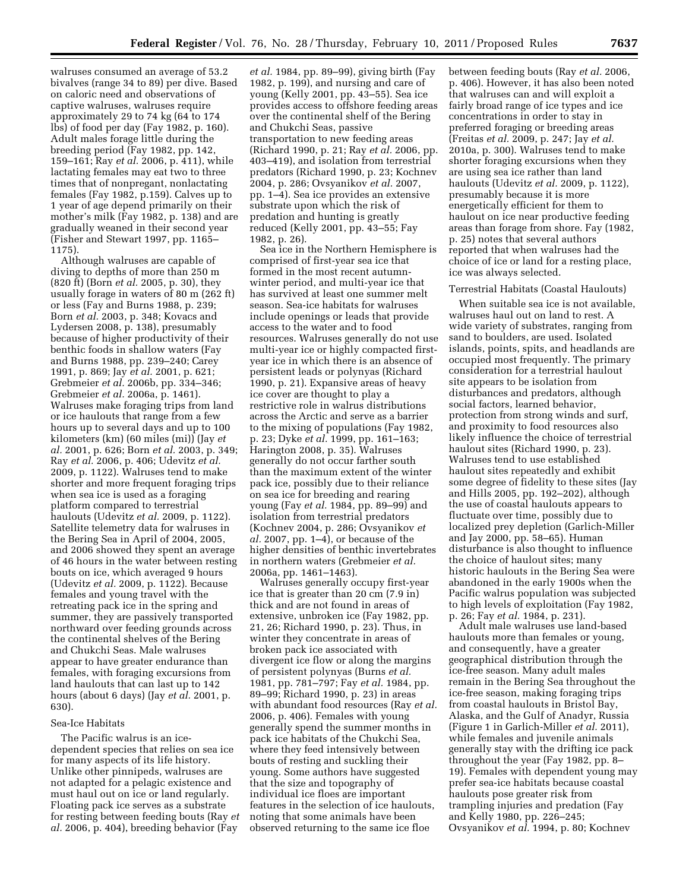walruses consumed an average of 53.2 bivalves (range 34 to 89) per dive. Based on caloric need and observations of captive walruses, walruses require approximately 29 to 74 kg (64 to 174 lbs) of food per day (Fay 1982, p. 160). Adult males forage little during the breeding period (Fay 1982, pp. 142, 159–161; Ray *et al.* 2006, p. 411), while lactating females may eat two to three times that of nonpregant, nonlactating females (Fay 1982, p.159). Calves up to 1 year of age depend primarily on their mother's milk (Fay 1982, p. 138) and are gradually weaned in their second year (Fisher and Stewart 1997, pp. 1165–1175).

Although walruses are capable of diving to depths of more than 250 m (820 ft) (Born *et al.* 2005, p. 30), they usually forage in waters of 80 m (262 ft) or less (Fay and Burns 1988, p. 239; Born *et al.* 2003, p. 348; Kovacs and Lydersen 2008, p. 138), presumably because of higher productivity of their benthic foods in shallow waters (Fay and Burns 1988, pp. 239–240; Carey 1991, p. 869; Jay *et al.* 2001, p. 621; Grebmeier *et al.* 2006b, pp. 334–346; Grebmeier *et al.* 2006a, p. 1461). Walruses make foraging trips from land or ice haulouts that range from a few hours up to several days and up to 100 kilometers (km) (60 miles (mi)) (Jay *et al.* 2001, p. 626; Born *et al.* 2003, p. 349; Ray *et al.* 2006, p. 406; Udevitz *et al.* 2009, p. 1122). Walruses tend to make shorter and more frequent foraging trips when sea ice is used as a foraging platform compared to terrestrial haulouts (Udevitz *et al.* 2009, p. 1122). Satellite telemetry data for walruses in the Bering Sea in April of 2004, 2005, and 2006 showed they spent an average of 46 hours in the water between resting bouts on ice, which averaged 9 hours (Udevitz *et al.* 2009, p. 1122). Because females and young travel with the retreating pack ice in the spring and summer, they are passively transported northward over feeding grounds across the continental shelves of the Bering and Chukchi Seas. Male walruses appear to have greater endurance than females, with foraging excursions from land haulouts that can last up to 142 hours (about 6 days) (Jay *et al.* 2001, p. 630).

Sea-Ice Habitats

The Pacific walrus is an ice-dependent species that relies on sea ice for many aspects of its life history. Unlike other pinnipeds, walruses are not adapted for a pelagic existence and must haul out on ice or land regularly. Floating pack ice serves as a substrate for resting between feeding bouts (Ray *et al.* 2006, p. 404), breeding behavior (Fay *et al.* 1984, pp. 89–99), giving birth (Fay 1982, p. 199), and nursing and care of young (Kelly 2001, pp. 43–55). Sea ice provides access to offshore feeding areas over the continental shelf of the Bering and Chukchi Seas, passive transportation to new feeding areas (Richard 1990, p. 21; Ray *et al.* 2006, pp. 403–419), and isolation from terrestrial predators (Richard 1990, p. 23; Kochnev 2004, p. 286; Ovsyanikov *et al.* 2007, pp. 1–4). Sea ice provides an extensive substrate upon which the risk of predation and hunting is greatly reduced (Kelly 2001, pp. 43–55; Fay 1982, p. 26).

Sea ice in the Northern Hemisphere is comprised of first-year sea ice that formed in the most recent autumn-winter period, and multi-year ice that has survived at least one summer melt season. Sea-ice habitats for walruses include openings or leads that provide access to the water and to food resources. Walruses generally do not use multi-year ice or highly compacted first-year ice in which there is an absence of persistent leads or polynyas (Richard 1990, p. 21). Expansive areas of heavy ice cover are thought to play a restrictive role in walrus distributions across the Arctic and serve as a barrier to the mixing of populations (Fay 1982, p. 23; Dyke *et al.* 1999, pp. 161–163; Harington 2008, p. 35). Walruses generally do not occur farther south than the maximum extent of the winter pack ice, possibly due to their reliance on sea ice for breeding and rearing young (Fay *et al.* 1984, pp. 89–99) and isolation from terrestrial predators (Kochnev 2004, p. 286; Ovsyanikov *et al.* 2007, pp. 1–4), or because of the higher densities of benthic invertebrates in northern waters (Grebmeier *et al.* 2006a, pp. 1461–1463).

Walruses generally occupy first-year ice that is greater than 20 cm (7.9 in) thick and are not found in areas of extensive, unbroken ice (Fay 1982, pp. 21, 26; Richard 1990, p. 23). Thus, in winter they concentrate in areas of broken pack ice associated with divergent ice flow or along the margins of persistent polynyas (Burns *et al.* 1981, pp. 781–797; Fay *et al.* 1984, pp. 89–99; Richard 1990, p. 23) in areas with abundant food resources (Ray *et al.* 2006, p. 406). Females with young generally spend the summer months in pack ice habitats of the Chukchi Sea, where they feed intensively between bouts of resting and suckling their young. Some authors have suggested that the size and topography of individual ice floes are important features in the selection of ice haulouts, noting that some animals have been observed returning to the same ice floe between feeding bouts (Ray *et al.* 2006, p. 406). However, it has also been noted that walruses can and will exploit a fairly broad range of ice types and ice concentrations in order to stay in preferred foraging or breeding areas (Freitas *et al.* 2009, p. 247; Jay *et al.* 2010a, p. 300). Walruses tend to make shorter foraging excursions when they are using sea ice rather than land haulouts (Udevitz *et al.* 2009, p. 1122), presumably because it is more energetically efficient for them to haulout on ice near productive feeding areas than forage from shore. Fay (1982, p. 25) notes that several authors reported that when walruses had the choice of ice or land for a resting place, ice was always selected.

Terrestrial Habitats (Coastal Haulouts)

When suitable sea ice is not available, walruses haul out on land to rest. A wide variety of substrates, ranging from sand to boulders, are used. Isolated islands, points, spits, and headlands are occupied most frequently. The primary consideration for a terrestrial haulout site appears to be isolation from disturbances and predators, although social factors, learned behavior, protection from strong winds and surf, and proximity to food resources also likely influence the choice of terrestrial haulout sites (Richard 1990, p. 23). Walruses tend to use established haulout sites repeatedly and exhibit some degree of fidelity to these sites (Jay and Hills 2005, pp. 192–202), although the use of coastal haulouts appears to fluctuate over time, possibly due to localized prey depletion (Garlich-Miller and Jay 2000, pp. 58–65). Human disturbance is also thought to influence the choice of haulout sites; many historic haulouts in the Bering Sea were abandoned in the early 1900s when the Pacific walrus population was subjected to high levels of exploitation (Fay 1982, p. 26; Fay *et al.* 1984, p. 231).

Adult male walruses use land-based haulouts more than females or young, and consequently, have a greater geographical distribution through the ice-free season. Many adult males remain in the Bering Sea throughout the ice-free season, making foraging trips from coastal haulouts in Bristol Bay, Alaska, and the Gulf of Anadyr, Russia (Figure 1 in Garlich-Miller *et al.* 2011), while females and juvenile animals generally stay with the drifting ice pack throughout the year (Fay 1982, pp. 8–19). Females with dependent young may prefer sea-ice habitats because coastal haulouts pose greater risk from trampling injuries and predation (Fay and Kelly 1980, pp. 226–245; Ovsyanikov *et al.* 1994, p. 80; Kochnev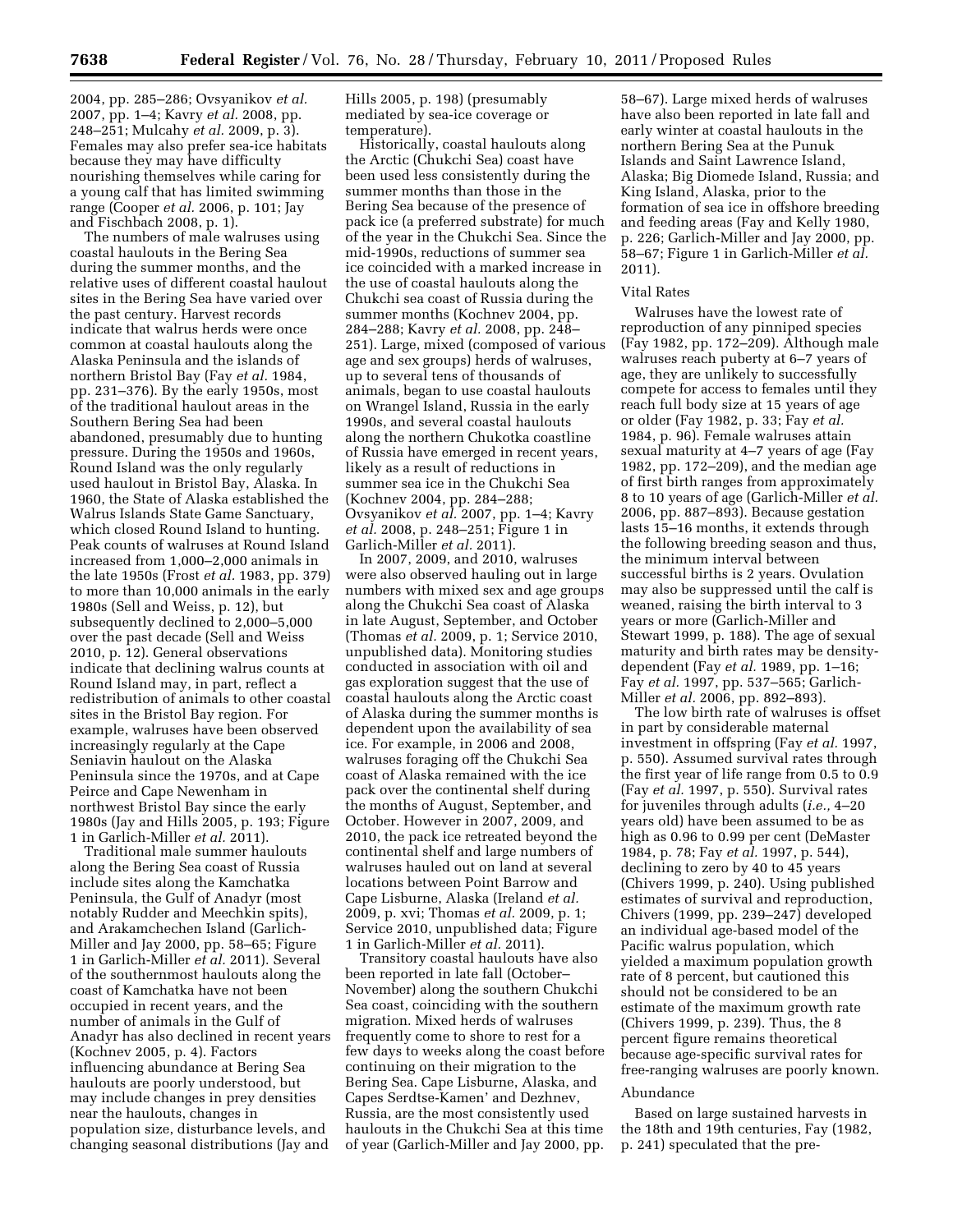2004, pp. 285–286; Ovsyanikov *et al.* 2007, pp. 1–4; Kavry *et al.* 2008, pp. 248–251; Mulcahy *et al.* 2009, p. 3). Females may also prefer sea-ice habitats because they may have difficulty nourishing themselves while caring for a young calf that has limited swimming range (Cooper *et al.* 2006, p. 101; Jay and Fischbach 2008, p. 1).

The numbers of male walruses using coastal haulouts in the Bering Sea during the summer months, and the relative uses of different coastal haulout sites in the Bering Sea have varied over the past century. Harvest records indicate that walrus herds were once common at coastal haulouts along the Alaska Peninsula and the islands of northern Bristol Bay (Fay *et al.* 1984, pp. 231–376). By the early 1950s, most of the traditional haulout areas in the Southern Bering Sea had been abandoned, presumably due to hunting pressure. During the 1950s and 1960s, Round Island was the only regularly used haulout in Bristol Bay, Alaska. In 1960, the State of Alaska established the Walrus Islands State Game Sanctuary, which closed Round Island to hunting. Peak counts of walruses at Round Island increased from 1,000–2,000 animals in the late 1950s (Frost *et al.* 1983, pp. 379) to more than 10,000 animals in the early 1980s (Sell and Weiss, p. 12), but subsequently declined to 2,000–5,000 over the past decade (Sell and Weiss 2010, p. 12). General observations indicate that declining walrus counts at Round Island may, in part, reflect a redistribution of animals to other coastal sites in the Bristol Bay region. For example, walruses have been observed increasingly regularly at the Cape Seniavin haulout on the Alaska Peninsula since the 1970s, and at Cape Peirce and Cape Newenham in northwest Bristol Bay since the early 1980s (Jay and Hills 2005, p. 193; Figure 1 in Garlich-Miller *et al.* 2011).

Traditional male summer haulouts along the Bering Sea coast of Russia include sites along the Kamchatka Peninsula, the Gulf of Anadyr (most notably Rudder and Meechkin spits), and Arakamchechen Island (Garlich-Miller and Jay 2000, pp. 58–65; Figure 1 in Garlich-Miller *et al.* 2011). Several of the southernmost haulouts along the coast of Kamchatka have not been occupied in recent years, and the number of animals in the Gulf of Anadyr has also declined in recent years (Kochnev 2005, p. 4). Factors influencing abundance at Bering Sea haulouts are poorly understood, but may include changes in prey densities near the haulouts, changes in population size, disturbance levels, and changing seasonal distributions (Jay and Hills 2005, p. 198) (presumably mediated by sea-ice coverage or temperature).

Historically, coastal haulouts along the Arctic (Chukchi Sea) coast have been used less consistently during the summer months than those in the Bering Sea because of the presence of pack ice (a preferred substrate) for much of the year in the Chukchi Sea. Since the mid-1990s, reductions of summer sea ice coincided with a marked increase in the use of coastal haulouts along the Chukchi sea coast of Russia during the summer months (Kochnev 2004, pp. 284–288; Kavry *et al.* 2008, pp. 248–251). Large, mixed (composed of various age and sex groups) herds of walruses, up to several tens of thousands of animals, began to use coastal haulouts on Wrangel Island, Russia in the early 1990s, and several coastal haulouts along the northern Chukotka coastline of Russia have emerged in recent years, likely as a result of reductions in summer sea ice in the Chukchi Sea (Kochnev 2004, pp. 284–288; Ovsyanikov *et al.* 2007, pp. 1–4; Kavry *et al.* 2008, p. 248–251; Figure 1 in Garlich-Miller *et al.* 2011).

In 2007, 2009, and 2010, walruses were also observed hauling out in large numbers with mixed sex and age groups along the Chukchi Sea coast of Alaska in late August, September, and October (Thomas *et al.* 2009, p. 1; Service 2010, unpublished data). Monitoring studies conducted in association with oil and gas exploration suggest that the use of coastal haulouts along the Arctic coast of Alaska during the summer months is dependent upon the availability of sea ice. For example, in 2006 and 2008, walruses foraging off the Chukchi Sea coast of Alaska remained with the ice pack over the continental shelf during the months of August, September, and October. However in 2007, 2009, and 2010, the pack ice retreated beyond the continental shelf and large numbers of walruses hauled out on land at several locations between Point Barrow and Cape Lisburne, Alaska (Ireland *et al.* 2009, p. xvi; Thomas *et al.* 2009, p. 1; Service 2010, unpublished data; Figure 1 in Garlich-Miller *et al.* 2011).

Transitory coastal haulouts have also been reported in late fall (October–November) along the southern Chukchi Sea coast, coinciding with the southern migration. Mixed herds of walruses frequently come to shore to rest for a few days to weeks along the coast before continuing on their migration to the Bering Sea. Cape Lisburne, Alaska, and Capes Serdtse-Kamen' and Dezhnev, Russia, are the most consistently used haulouts in the Chukchi Sea at this time of year (Garlich-Miller and Jay 2000, pp. 58–67). Large mixed herds of walruses have also been reported in late fall and early winter at coastal haulouts in the northern Bering Sea at the Punuk Islands and Saint Lawrence Island, Alaska; Big Diomede Island, Russia; and King Island, Alaska, prior to the formation of sea ice in offshore breeding and feeding areas (Fay and Kelly 1980, p. 226; Garlich-Miller and Jay 2000, pp. 58–67; Figure 1 in Garlich-Miller *et al.* 2011).

### Vital Rates

Walruses have the lowest rate of reproduction of any pinniped species (Fay 1982, pp. 172–209). Although male walruses reach puberty at 6–7 years of age, they are unlikely to successfully compete for access to females until they reach full body size at 15 years of age or older (Fay 1982, p. 33; Fay *et al.* 1984, p. 96). Female walruses attain sexual maturity at 4–7 years of age (Fay 1982, pp. 172–209), and the median age of first birth ranges from approximately 8 to 10 years of age (Garlich-Miller *et al.* 2006, pp. 887–893). Because gestation lasts 15–16 months, it extends through the following breeding season and thus, the minimum interval between successful births is 2 years. Ovulation may also be suppressed until the calf is weaned, raising the birth interval to 3 years or more (Garlich-Miller and Stewart 1999, p. 188). The age of sexual maturity and birth rates may be density-dependent (Fay *et al.* 1989, pp. 1–16; Fay *et al.* 1997, pp. 537–565; Garlich-Miller *et al.* 2006, pp. 892–893).

The low birth rate of walruses is offset in part by considerable maternal investment in offspring (Fay *et al.* 1997, p. 550). Assumed survival rates through the first year of life range from 0.5 to 0.9 (Fay *et al.* 1997, p. 550). Survival rates for juveniles through adults (*i.e.,* 4–20 years old) have been assumed to be as high as 0.96 to 0.99 per cent (DeMaster 1984, p. 78; Fay *et al.* 1997, p. 544), declining to zero by 40 to 45 years (Chivers 1999, p. 240). Using published estimates of survival and reproduction, Chivers (1999, pp. 239–247) developed an individual age-based model of the Pacific walrus population, which yielded a maximum population growth rate of 8 percent, but cautioned this should not be considered to be an estimate of the maximum growth rate (Chivers 1999, p. 239). Thus, the 8 percent figure remains theoretical because age-specific survival rates for free-ranging walruses are poorly known.

### Abundance

Based on large sustained harvests in the 18th and 19th centuries, Fay (1982, p. 241) speculated that the pre-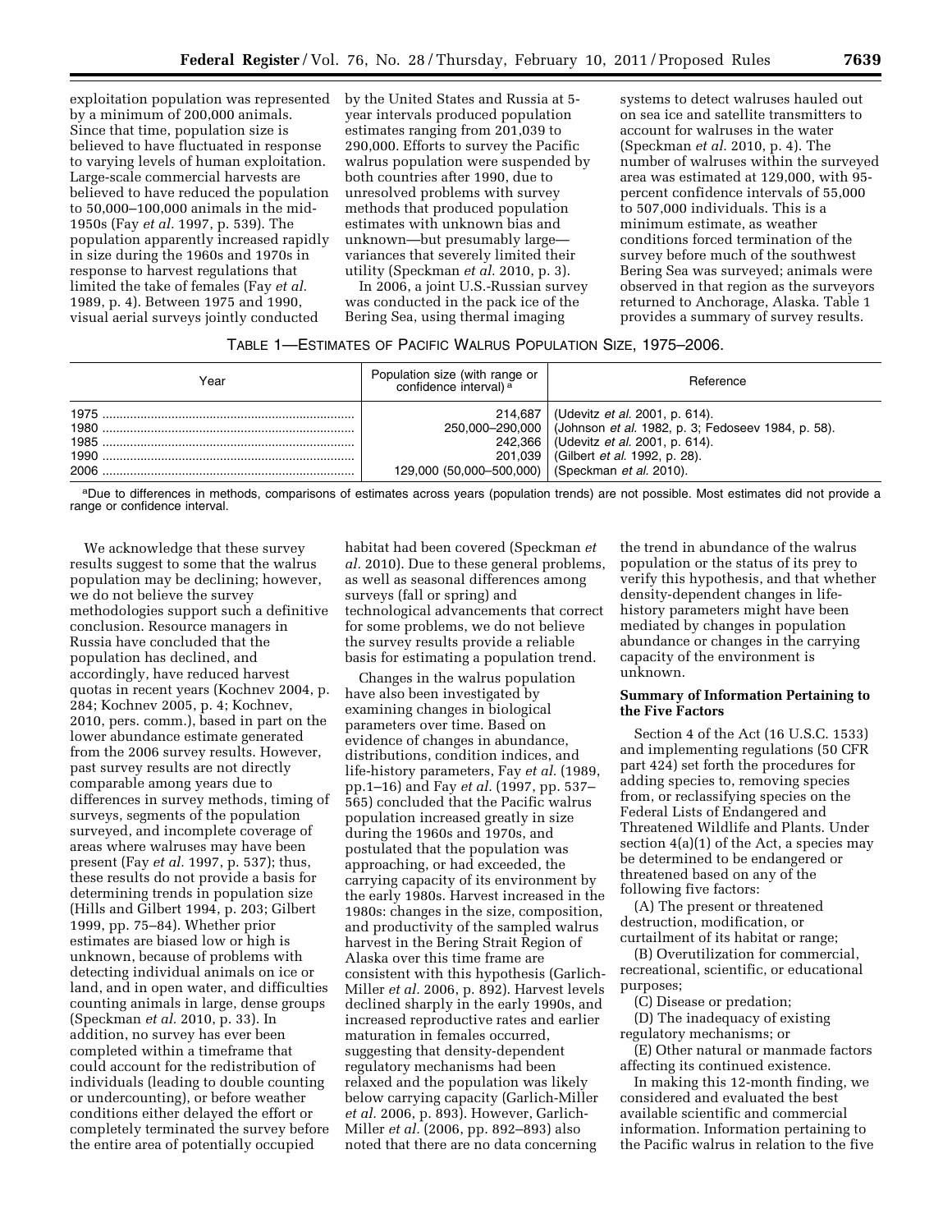exploitation population was represented by a minimum of 200,000 animals. Since that time, population size is believed to have fluctuated in response to varying levels of human exploitation. Large-scale commercial harvests are believed to have reduced the population to 50,000–100,000 animals in the mid-1950s (Fay *et al.* 1997, p. 539). The population apparently increased rapidly in size during the 1960s and 1970s in response to harvest regulations that limited the take of females (Fay *et al.* 1989, p. 4). Between 1975 and 1990, visual aerial surveys jointly conducted by the United States and Russia at 5-year intervals produced population estimates ranging from 201,039 to 290,000. Efforts to survey the Pacific walrus population were suspended by both countries after 1990, due to unresolved problems with survey methods that produced population estimates with unknown bias and unknown—but presumably large—variances that severely limited their utility (Speckman *et al.* 2010, p. 3).

In 2006, a joint U.S.-Russian survey was conducted in the pack ice of the Bering Sea, using thermal imaging systems to detect walruses hauled out on sea ice and satellite transmitters to account for walruses in the water (Speckman *et al.* 2010, p. 4). The number of walruses within the surveyed area was estimated at 129,000, with 95-percent confidence intervals of 55,000 to 507,000 individuals. This is a minimum estimate, as weather conditions forced termination of the survey before much of the southwest Bering Sea was surveyed; animals were observed in that region as the surveyors returned to Anchorage, Alaska. Table 1 provides a summary of survey results.

TABLE 1—ESTIMATES OF PACIFIC WALRUS POPULATION SIZE, 1975–2006.

| Year | Population size (with range or confidence interval) [a] | Reference |
|---|---|---|
| 1975 | 214,687 | (Udevitz *et al.* 2001, p. 614). |
| 1980 | 250,000–290,000 | (Johnson *et al.* 1982, p. 3; Fedoseev 1984, p. 58). |
| 1985 | 242,366 | (Udevitz *et al.* 2001, p. 614). |
| 1990 | 201,039 | (Gilbert *et al.* 1992, p. 28). |
| 2006 | 129,000 (50,000–500,000) | (Speckman *et al.* 2010). |

[a] Due to differences in methods, comparisons of estimates across years (population trends) are not possible. Most estimates did not provide a range or confidence interval.

We acknowledge that these survey results suggest to some that the walrus population may be declining; however, we do not believe the survey methodologies support such a definitive conclusion. Resource managers in Russia have concluded that the population has declined, and accordingly, have reduced harvest quotas in recent years (Kochnev 2004, p. 284; Kochnev 2005, p. 4; Kochnev, 2010, pers. comm.), based in part on the lower abundance estimate generated from the 2006 survey results. However, past survey results are not directly comparable among years due to differences in survey methods, timing of surveys, segments of the population surveyed, and incomplete coverage of areas where walruses may have been present (Fay *et al.* 1997, p. 537); thus, these results do not provide a basis for determining trends in population size (Hills and Gilbert 1994, p. 203; Gilbert 1999, pp. 75–84). Whether prior estimates are biased low or high is unknown, because of problems with detecting individual animals on ice or land, and in open water, and difficulties counting animals in large, dense groups (Speckman *et al.* 2010, p. 33). In addition, no survey has ever been completed within a timeframe that could account for the redistribution of individuals (leading to double counting or undercounting), or before weather conditions either delayed the effort or completely terminated the survey before the entire area of potentially occupied habitat had been covered (Speckman *et al.* 2010). Due to these general problems, as well as seasonal differences among surveys (fall or spring) and technological advancements that correct for some problems, we do not believe the survey results provide a reliable basis for estimating a population trend.

Changes in the walrus population have also been investigated by examining changes in biological parameters over time. Based on evidence of changes in abundance, distributions, condition indices, and life-history parameters, Fay *et al.* (1989, pp.1–16) and Fay *et al.* (1997, pp. 537–565) concluded that the Pacific walrus population increased greatly in size during the 1960s and 1970s, and postulated that the population was approaching, or had exceeded, the carrying capacity of its environment by the early 1980s. Harvest increased in the 1980s: changes in the size, composition, and productivity of the sampled walrus harvest in the Bering Strait Region of Alaska over this time frame are consistent with this hypothesis (Garlich-Miller *et al.* 2006, p. 892). Harvest levels declined sharply in the early 1990s, and increased reproductive rates and earlier maturation in females occurred, suggesting that density-dependent regulatory mechanisms had been relaxed and the population was likely below carrying capacity (Garlich-Miller *et al.* 2006, p. 893). However, Garlich-Miller *et al.* (2006, pp. 892–893) also noted that there are no data concerning the trend in abundance of the walrus population or the status of its prey to verify this hypothesis, and that whether density-dependent changes in life-history parameters might have been mediated by changes in population abundance or changes in the carrying capacity of the environment is unknown.

**Summary of Information Pertaining to the Five Factors**

Section 4 of the Act (16 U.S.C. 1533) and implementing regulations (50 CFR part 424) set forth the procedures for adding species to, removing species from, or reclassifying species on the Federal Lists of Endangered and Threatened Wildlife and Plants. Under section 4(a)(1) of the Act, a species may be determined to be endangered or threatened based on any of the following five factors:

(A) The present or threatened destruction, modification, or curtailment of its habitat or range;

(B) Overutilization for commercial, recreational, scientific, or educational purposes;

(C) Disease or predation;

(D) The inadequacy of existing regulatory mechanisms; or

(E) Other natural or manmade factors affecting its continued existence.

In making this 12-month finding, we considered and evaluated the best available scientific and commercial information. Information pertaining to the Pacific walrus in relation to the five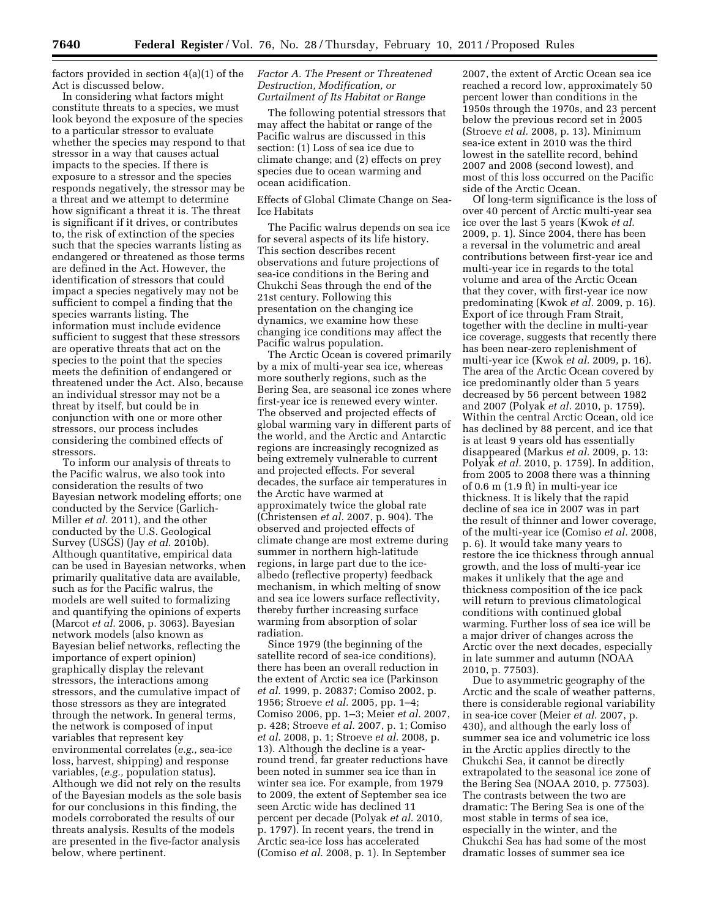factors provided in section 4(a)(1) of the Act is discussed below.

In considering what factors might constitute threats to a species, we must look beyond the exposure of the species to a particular stressor to evaluate whether the species may respond to that stressor in a way that causes actual impacts to the species. If there is exposure to a stressor and the species responds negatively, the stressor may be a threat and we attempt to determine how significant a threat it is. The threat is significant if it drives, or contributes to, the risk of extinction of the species such that the species warrants listing as endangered or threatened as those terms are defined in the Act. However, the identification of stressors that could impact a species negatively may not be sufficient to compel a finding that the species warrants listing. The information must include evidence sufficient to suggest that these stressors are operative threats that act on the species to the point that the species meets the definition of endangered or threatened under the Act. Also, because an individual stressor may not be a threat by itself, but could be in conjunction with one or more other stressors, our process includes considering the combined effects of stressors.

To inform our analysis of threats to the Pacific walrus, we also took into consideration the results of two Bayesian network modeling efforts; one conducted by the Service (Garlich-Miller *et al.* 2011), and the other conducted by the U.S. Geological Survey (USGS) (Jay *et al.* 2010b). Although quantitative, empirical data can be used in Bayesian networks, when primarily qualitative data are available, such as for the Pacific walrus, the models are well suited to formalizing and quantifying the opinions of experts (Marcot *et al.* 2006, p. 3063). Bayesian network models (also known as Bayesian belief networks, reflecting the importance of expert opinion) graphically display the relevant stressors, the interactions among stressors, and the cumulative impact of those stressors as they are integrated through the network. In general terms, the network is composed of input variables that represent key environmental correlates (*e.g.,* sea-ice loss, harvest, shipping) and response variables, (*e.g.,* population status). Although we did not rely on the results of the Bayesian models as the sole basis for our conclusions in this finding, the models corroborated the results of our threats analysis. Results of the models are presented in the five-factor analysis below, where pertinent.

*Factor A. The Present or Threatened Destruction, Modification, or Curtailment of Its Habitat or Range*

The following potential stressors that may affect the habitat or range of the Pacific walrus are discussed in this section: (1) Loss of sea ice due to climate change; and (2) effects on prey species due to ocean warming and ocean acidification.

Effects of Global Climate Change on Sea-Ice Habitats

The Pacific walrus depends on sea ice for several aspects of its life history. This section describes recent observations and future projections of sea-ice conditions in the Bering and Chukchi Seas through the end of the 21st century. Following this presentation on the changing ice dynamics, we examine how these changing ice conditions may affect the Pacific walrus population.

The Arctic Ocean is covered primarily by a mix of multi-year sea ice, whereas more southerly regions, such as the Bering Sea, are seasonal ice zones where first-year ice is renewed every winter. The observed and projected effects of global warming vary in different parts of the world, and the Arctic and Antarctic regions are increasingly recognized as being extremely vulnerable to current and projected effects. For several decades, the surface air temperatures in the Arctic have warmed at approximately twice the global rate (Christensen *et al.* 2007, p. 904). The observed and projected effects of climate change are most extreme during summer in northern high-latitude regions, in large part due to the ice-albedo (reflective property) feedback mechanism, in which melting of snow and sea ice lowers surface reflectivity, thereby further increasing surface warming from absorption of solar radiation.

Since 1979 (the beginning of the satellite record of sea-ice conditions), there has been an overall reduction in the extent of Arctic sea ice (Parkinson *et al.* 1999, p. 20837; Comiso 2002, p. 1956; Stroeve *et al.* 2005, pp. 1–4; Comiso 2006, pp. 1–3; Meier *et al.* 2007, p. 428; Stroeve *et al.* 2007, p. 1; Comiso *et al.* 2008, p. 1; Stroeve *et al.* 2008, p. 13). Although the decline is a year-round trend, far greater reductions have been noted in summer sea ice than in winter sea ice. For example, from 1979 to 2009, the extent of September sea ice seen Arctic wide has declined 11 percent per decade (Polyak *et al.* 2010, p. 1797). In recent years, the trend in Arctic sea-ice loss has accelerated (Comiso *et al.* 2008, p. 1). In September 2007, the extent of Arctic Ocean sea ice reached a record low, approximately 50 percent lower than conditions in the 1950s through the 1970s, and 23 percent below the previous record set in 2005 (Stroeve *et al.* 2008, p. 13). Minimum sea-ice extent in 2010 was the third lowest in the satellite record, behind 2007 and 2008 (second lowest), and most of this loss occurred on the Pacific side of the Arctic Ocean.

Of long-term significance is the loss of over 40 percent of Arctic multi-year sea ice over the last 5 years (Kwok *et al.* 2009, p. 1). Since 2004, there has been a reversal in the volumetric and areal contributions between first-year ice and multi-year ice in regards to the total volume and area of the Arctic Ocean that they cover, with first-year ice now predominating (Kwok *et al.* 2009, p. 16). Export of ice through Fram Strait, together with the decline in multi-year ice coverage, suggests that recently there has been near-zero replenishment of multi-year ice (Kwok *et al.* 2009, p. 16). The area of the Arctic Ocean covered by ice predominantly older than 5 years decreased by 56 percent between 1982 and 2007 (Polyak *et al.* 2010, p. 1759). Within the central Arctic Ocean, old ice has declined by 88 percent, and ice that is at least 9 years old has essentially disappeared (Markus *et al.* 2009, p. 13: Polyak *et al.* 2010, p. 1759). In addition, from 2005 to 2008 there was a thinning of 0.6 m (1.9 ft) in multi-year ice thickness. It is likely that the rapid decline of sea ice in 2007 was in part the result of thinner and lower coverage, of the multi-year ice (Comiso *et al.* 2008, p. 6). It would take many years to restore the ice thickness through annual growth, and the loss of multi-year ice makes it unlikely that the age and thickness composition of the ice pack will return to previous climatological conditions with continued global warming. Further loss of sea ice will be a major driver of changes across the Arctic over the next decades, especially in late summer and autumn (NOAA 2010, p. 77503).

Due to asymmetric geography of the Arctic and the scale of weather patterns, there is considerable regional variability in sea-ice cover (Meier *et al.* 2007, p. 430), and although the early loss of summer sea ice and volumetric ice loss in the Arctic applies directly to the Chukchi Sea, it cannot be directly extrapolated to the seasonal ice zone of the Bering Sea (NOAA 2010, p. 77503). The contrasts between the two are dramatic: The Bering Sea is one of the most stable in terms of sea ice, especially in the winter, and the Chukchi Sea has had some of the most dramatic losses of summer sea ice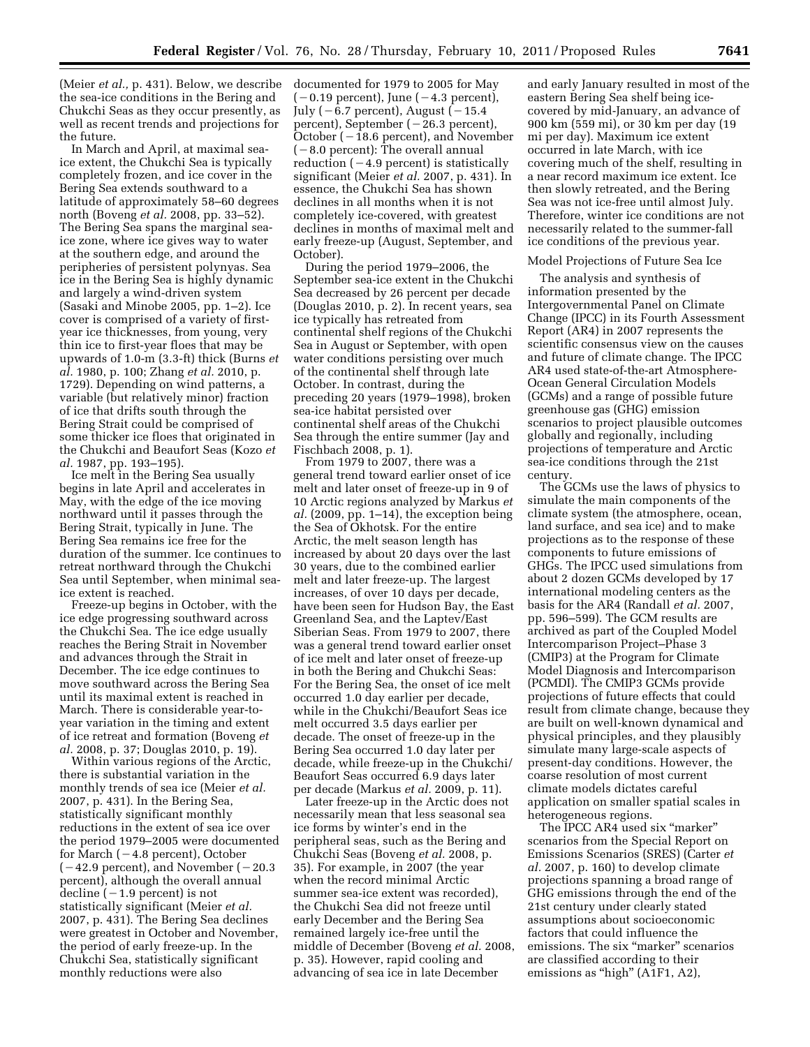(Meier *et al.,* p. 431). Below, we describe the sea-ice conditions in the Bering and Chukchi Seas as they occur presently, as well as recent trends and projections for the future.

In March and April, at maximal sea-ice extent, the Chukchi Sea is typically completely frozen, and ice cover in the Bering Sea extends southward to a latitude of approximately 58–60 degrees north (Boveng *et al.* 2008, pp. 33–52). The Bering Sea spans the marginal sea-ice zone, where ice gives way to water at the southern edge, and around the peripheries of persistent polynyas. Sea ice in the Bering Sea is highly dynamic and largely a wind-driven system (Sasaki and Minobe 2005, pp. 1–2). Ice cover is comprised of a variety of first-year ice thicknesses, from young, very thin ice to first-year floes that may be upwards of 1.0-m (3.3-ft) thick (Burns *et al.* 1980, p. 100; Zhang *et al.* 2010, p. 1729). Depending on wind patterns, a variable (but relatively minor) fraction of ice that drifts south through the Bering Strait could be comprised of some thicker ice floes that originated in the Chukchi and Beaufort Seas (Kozo *et al.* 1987, pp. 193–195).

Ice melt in the Bering Sea usually begins in late April and accelerates in May, with the edge of the ice moving northward until it passes through the Bering Strait, typically in June. The Bering Sea remains ice free for the duration of the summer. Ice continues to retreat northward through the Chukchi Sea until September, when minimal sea-ice extent is reached.

Freeze-up begins in October, with the ice edge progressing southward across the Chukchi Sea. The ice edge usually reaches the Bering Strait in November and advances through the Strait in December. The ice edge continues to move southward across the Bering Sea until its maximal extent is reached in March. There is considerable year-to-year variation in the timing and extent of ice retreat and formation (Boveng *et al.* 2008, p. 37; Douglas 2010, p. 19).

Within various regions of the Arctic, there is substantial variation in the monthly trends of sea ice (Meier *et al.* 2007, p. 431). In the Bering Sea, statistically significant monthly reductions in the extent of sea ice over the period 1979–2005 were documented for March (−4.8 percent), October (−42.9 percent), and November (−20.3 percent), although the overall annual decline (−1.9 percent) is not statistically significant (Meier *et al.* 2007, p. 431). The Bering Sea declines were greatest in October and November, the period of early freeze-up. In the Chukchi Sea, statistically significant monthly reductions were also documented for 1979 to 2005 for May (−0.19 percent), June (−4.3 percent), July (−6.7 percent), August (−15.4 percent), September (−26.3 percent), October (−18.6 percent), and November (−8.0 percent): The overall annual reduction (−4.9 percent) is statistically significant (Meier *et al.* 2007, p. 431). In essence, the Chukchi Sea has shown declines in all months when it is not completely ice-covered, with greatest declines in months of maximal melt and early freeze-up (August, September, and October).

During the period 1979–2006, the September sea-ice extent in the Chukchi Sea decreased by 26 percent per decade (Douglas 2010, p. 2). In recent years, sea ice typically has retreated from continental shelf regions of the Chukchi Sea in August or September, with open water conditions persisting over much of the continental shelf through late October. In contrast, during the preceding 20 years (1979–1998), broken sea-ice habitat persisted over continental shelf areas of the Chukchi Sea through the entire summer (Jay and Fischbach 2008, p. 1).

From 1979 to 2007, there was a general trend toward earlier onset of ice melt and later onset of freeze-up in 9 of 10 Arctic regions analyzed by Markus *et al.* (2009, pp. 1–14), the exception being the Sea of Okhotsk. For the entire Arctic, the melt season length has increased by about 20 days over the last 30 years, due to the combined earlier melt and later freeze-up. The largest increases, of over 10 days per decade, have been seen for Hudson Bay, the East Greenland Sea, and the Laptev/East Siberian Seas. From 1979 to 2007, there was a general trend toward earlier onset of ice melt and later onset of freeze-up in both the Bering and Chukchi Seas: For the Bering Sea, the onset of ice melt occurred 1.0 day earlier per decade, while in the Chukchi/Beaufort Seas ice melt occurred 3.5 days earlier per decade. The onset of freeze-up in the Bering Sea occurred 1.0 day later per decade, while freeze-up in the Chukchi/Beaufort Seas occurred 6.9 days later per decade (Markus *et al.* 2009, p. 11).

Later freeze-up in the Arctic does not necessarily mean that less seasonal sea ice forms by winter's end in the peripheral seas, such as the Bering and Chukchi Seas (Boveng *et al.* 2008, p. 35). For example, in 2007 (the year when the record minimal Arctic summer sea-ice extent was recorded), the Chukchi Sea did not freeze until early December and the Bering Sea remained largely ice-free until the middle of December (Boveng *et al.* 2008, p. 35). However, rapid cooling and advancing of sea ice in late December and early January resulted in most of the eastern Bering Sea shelf being ice-covered by mid-January, an advance of 900 km (559 mi), or 30 km per day (19 mi per day). Maximum ice extent occurred in late March, with ice covering much of the shelf, resulting in a near record maximum ice extent. Ice then slowly retreated, and the Bering Sea was not ice-free until almost July. Therefore, winter ice conditions are not necessarily related to the summer-fall ice conditions of the previous year.

Model Projections of Future Sea Ice

The analysis and synthesis of information presented by the Intergovernmental Panel on Climate Change (IPCC) in its Fourth Assessment Report (AR4) in 2007 represents the scientific consensus view on the causes and future of climate change. The IPCC AR4 used state-of-the-art Atmosphere-Ocean General Circulation Models (GCMs) and a range of possible future greenhouse gas (GHG) emission scenarios to project plausible outcomes globally and regionally, including projections of temperature and Arctic sea-ice conditions through the 21st century.

The GCMs use the laws of physics to simulate the main components of the climate system (the atmosphere, ocean, land surface, and sea ice) and to make projections as to the response of these components to future emissions of GHGs. The IPCC used simulations from about 2 dozen GCMs developed by 17 international modeling centers as the basis for the AR4 (Randall *et al.* 2007, pp. 596–599). The GCM results are archived as part of the Coupled Model Intercomparison Project–Phase 3 (CMIP3) at the Program for Climate Model Diagnosis and Intercomparison (PCMDI). The CMIP3 GCMs provide projections of future effects that could result from climate change, because they are built on well-known dynamical and physical principles, and they plausibly simulate many large-scale aspects of present-day conditions. However, the coarse resolution of most current climate models dictates careful application on smaller spatial scales in heterogeneous regions.

The IPCC AR4 used six "marker" scenarios from the Special Report on Emissions Scenarios (SRES) (Carter *et al.* 2007, p. 160) to develop climate projections spanning a broad range of GHG emissions through the end of the 21st century under clearly stated assumptions about socioeconomic factors that could influence the emissions. The six "marker" scenarios are classified according to their emissions as "high" (A1F1, A2),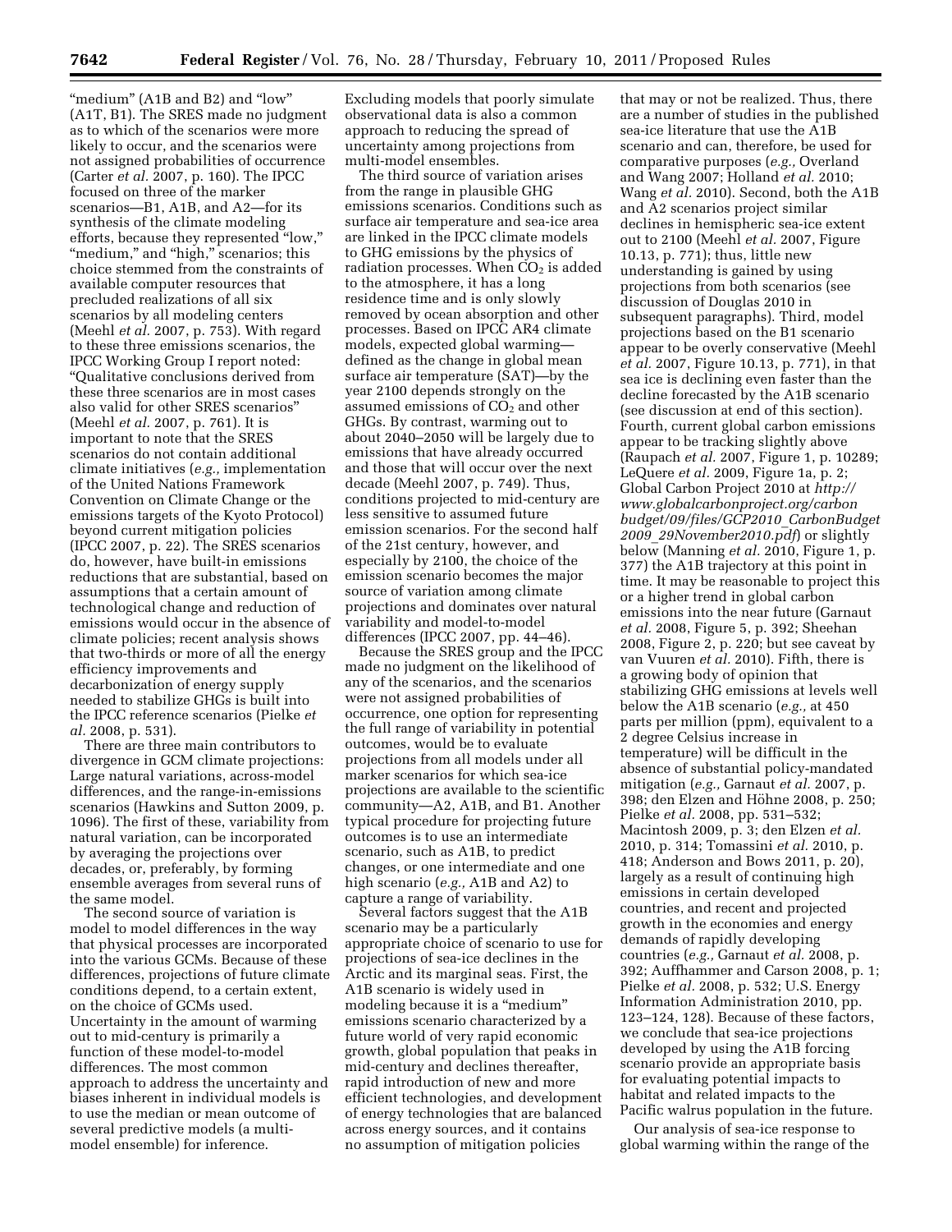"medium" (A1B and B2) and "low" (A1T, B1). The SRES made no judgment as to which of the scenarios were more likely to occur, and the scenarios were not assigned probabilities of occurrence (Carter *et al.* 2007, p. 160). The IPCC focused on three of the marker scenarios—B1, A1B, and A2—for its synthesis of the climate modeling efforts, because they represented "low," "medium," and "high," scenarios; this choice stemmed from the constraints of available computer resources that precluded realizations of all six scenarios by all modeling centers (Meehl *et al.* 2007, p. 753). With regard to these three emissions scenarios, the IPCC Working Group I report noted: "Qualitative conclusions derived from these three scenarios are in most cases also valid for other SRES scenarios" (Meehl *et al.* 2007, p. 761). It is important to note that the SRES scenarios do not contain additional climate initiatives (*e.g.,* implementation of the United Nations Framework Convention on Climate Change or the emissions targets of the Kyoto Protocol) beyond current mitigation policies (IPCC 2007, p. 22). The SRES scenarios do, however, have built-in emissions reductions that are substantial, based on assumptions that a certain amount of technological change and reduction of emissions would occur in the absence of climate policies; recent analysis shows that two-thirds or more of all the energy efficiency improvements and decarbonization of energy supply needed to stabilize GHGs is built into the IPCC reference scenarios (Pielke *et al.* 2008, p. 531).

There are three main contributors to divergence in GCM climate projections: Large natural variations, across-model differences, and the range-in-emissions scenarios (Hawkins and Sutton 2009, p. 1096). The first of these, variability from natural variation, can be incorporated by averaging the projections over decades, or, preferably, by forming ensemble averages from several runs of the same model.

The second source of variation is model to model differences in the way that physical processes are incorporated into the various GCMs. Because of these differences, projections of future climate conditions depend, to a certain extent, on the choice of GCMs used. Uncertainty in the amount of warming out to mid-century is primarily a function of these model-to-model differences. The most common approach to address the uncertainty and biases inherent in individual models is to use the median or mean outcome of several predictive models (a multi-model ensemble) for inference. Excluding models that poorly simulate observational data is also a common approach to reducing the spread of uncertainty among projections from multi-model ensembles.

The third source of variation arises from the range in plausible GHG emissions scenarios. Conditions such as surface air temperature and sea-ice area are linked in the IPCC climate models to GHG emissions by the physics of radiation processes. When $CO_2$ is added to the atmosphere, it has a long residence time and is only slowly removed by ocean absorption and other processes. Based on IPCC AR4 climate models, expected global warming—defined as the change in global mean surface air temperature (SAT)—by the year 2100 depends strongly on the assumed emissions of $CO_2$ and other GHGs. By contrast, warming out to about 2040–2050 will be largely due to emissions that have already occurred and those that will occur over the next decade (Meehl 2007, p. 749). Thus, conditions projected to mid-century are less sensitive to assumed future emission scenarios. For the second half of the 21st century, however, and especially by 2100, the choice of the emission scenario becomes the major source of variation among climate projections and dominates over natural variability and model-to-model differences (IPCC 2007, pp. 44–46).

Because the SRES group and the IPCC made no judgment on the likelihood of any of the scenarios, and the scenarios were not assigned probabilities of occurrence, one option for representing the full range of variability in potential outcomes, would be to evaluate projections from all models under all marker scenarios for which sea-ice projections are available to the scientific community—A2, A1B, and B1. Another typical procedure for projecting future outcomes is to use an intermediate scenario, such as A1B, to predict changes, or one intermediate and one high scenario (*e.g.,* A1B and A2) to capture a range of variability.

Several factors suggest that the A1B scenario may be a particularly appropriate choice of scenario to use for projections of sea-ice declines in the Arctic and its marginal seas. First, the A1B scenario is widely used in modeling because it is a "medium" emissions scenario characterized by a future world of very rapid economic growth, global population that peaks in mid-century and declines thereafter, rapid introduction of new and more efficient technologies, and development of energy technologies that are balanced across energy sources, and it contains no assumption of mitigation policies that may or not be realized. Thus, there are a number of studies in the published sea-ice literature that use the A1B scenario and can, therefore, be used for comparative purposes (*e.g.,* Overland and Wang 2007; Holland *et al.* 2010; Wang *et al.* 2010). Second, both the A1B and A2 scenarios project similar declines in hemispheric sea-ice extent out to 2100 (Meehl *et al.* 2007, Figure 10.13, p. 771); thus, little new understanding is gained by using projections from both scenarios (see discussion of Douglas 2010 in subsequent paragraphs). Third, model projections based on the B1 scenario appear to be overly conservative (Meehl *et al.* 2007, Figure 10.13, p. 771), in that sea ice is declining even faster than the decline forecasted by the A1B scenario (see discussion at end of this section). Fourth, current global carbon emissions appear to be tracking slightly above (Raupach *et al.* 2007, Figure 1, p. 10289; LeQuere *et al.* 2009, Figure 1a, p. 2; Global Carbon Project 2010 at *http://www.globalcarbonproject.org/carbonbudget/09/files/GCP2010_CarbonBudget2009_29November2010.pdf*) or slightly below (Manning *et al.* 2010, Figure 1, p. 377) the A1B trajectory at this point in time. It may be reasonable to project this or a higher trend in global carbon emissions into the near future (Garnaut *et al.* 2008, Figure 5, p. 392; Sheehan 2008, Figure 2, p. 220; but see caveat by van Vuuren *et al.* 2010). Fifth, there is a growing body of opinion that stabilizing GHG emissions at levels well below the A1B scenario (*e.g.,* at 450 parts per million (ppm), equivalent to a 2 degree Celsius increase in temperature) will be difficult in the absence of substantial policy-mandated mitigation (*e.g.,* Garnaut *et al.* 2007, p. 398; den Elzen and Höhne 2008, p. 250; Pielke *et al.* 2008, pp. 531–532; Macintosh 2009, p. 3; den Elzen *et al.* 2010, p. 314; Tomassini *et al.* 2010, p. 418; Anderson and Bows 2011, p. 20), largely as a result of continuing high emissions in certain developed countries, and recent and projected growth in the economies and energy demands of rapidly developing countries (*e.g.,* Garnaut *et al.* 2008, p. 392; Auffhammer and Carson 2008, p. 1; Pielke *et al.* 2008, p. 532; U.S. Energy Information Administration 2010, pp. 123–124, 128). Because of these factors, we conclude that sea-ice projections developed by using the A1B forcing scenario provide an appropriate basis for evaluating potential impacts to habitat and related impacts to the Pacific walrus population in the future.

Our analysis of sea-ice response to global warming within the range of the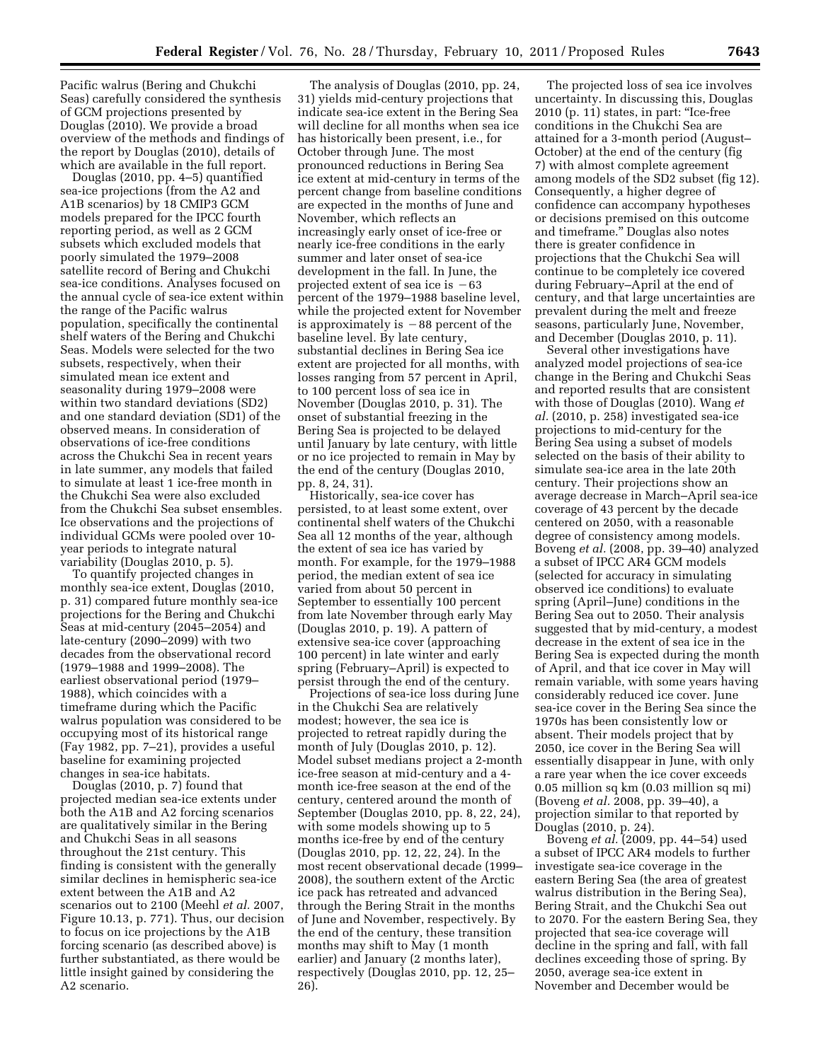Pacific walrus (Bering and Chukchi Seas) carefully considered the synthesis of GCM projections presented by Douglas (2010). We provide a broad overview of the methods and findings of the report by Douglas (2010), details of which are available in the full report.

Douglas (2010, pp. 4–5) quantified sea-ice projections (from the A2 and A1B scenarios) by 18 CMIP3 GCM models prepared for the IPCC fourth reporting period, as well as 2 GCM subsets which excluded models that poorly simulated the 1979–2008 satellite record of Bering and Chukchi sea-ice conditions. Analyses focused on the annual cycle of sea-ice extent within the range of the Pacific walrus population, specifically the continental shelf waters of the Bering and Chukchi Seas. Models were selected for the two subsets, respectively, when their simulated mean ice extent and seasonality during 1979–2008 were within two standard deviations (SD2) and one standard deviation (SD1) of the observed means. In consideration of observations of ice-free conditions across the Chukchi Sea in recent years in late summer, any models that failed to simulate at least 1 ice-free month in the Chukchi Sea were also excluded from the Chukchi Sea subset ensembles. Ice observations and the projections of individual GCMs were pooled over 10-year periods to integrate natural variability (Douglas 2010, p. 5).

To quantify projected changes in monthly sea-ice extent, Douglas (2010, p. 31) compared future monthly sea-ice projections for the Bering and Chukchi Seas at mid-century (2045–2054) and late-century (2090–2099) with two decades from the observational record (1979–1988 and 1999–2008). The earliest observational period (1979–1988), which coincides with a timeframe during which the Pacific walrus population was considered to be occupying most of its historical range (Fay 1982, pp. 7–21), provides a useful baseline for examining projected changes in sea-ice habitats.

Douglas (2010, p. 7) found that projected median sea-ice extents under both the A1B and A2 forcing scenarios are qualitatively similar in the Bering and Chukchi Seas in all seasons throughout the 21st century. This finding is consistent with the generally similar declines in hemispheric sea-ice extent between the A1B and A2 scenarios out to 2100 (Meehl *et al.* 2007, Figure 10.13, p. 771). Thus, our decision to focus on ice projections by the A1B forcing scenario (as described above) is further substantiated, as there would be little insight gained by considering the A2 scenario.

The analysis of Douglas (2010, pp. 24, 31) yields mid-century projections that indicate sea-ice extent in the Bering Sea will decline for all months when sea ice has historically been present, i.e., for October through June. The most pronounced reductions in Bering Sea ice extent at mid-century in terms of the percent change from baseline conditions are expected in the months of June and November, which reflects an increasingly early onset of ice-free or nearly ice-free conditions in the early summer and later onset of sea-ice development in the fall. In June, the projected extent of sea ice is −63 percent of the 1979–1988 baseline level, while the projected extent for November is approximately is −88 percent of the baseline level. By late century, substantial declines in Bering Sea ice extent are projected for all months, with losses ranging from 57 percent in April, to 100 percent loss of sea ice in November (Douglas 2010, p. 31). The onset of substantial freezing in the Bering Sea is projected to be delayed until January by late century, with little or no ice projected to remain in May by the end of the century (Douglas 2010, pp. 8, 24, 31).

Historically, sea-ice cover has persisted, to at least some extent, over continental shelf waters of the Chukchi Sea all 12 months of the year, although the extent of sea ice has varied by month. For example, for the 1979–1988 period, the median extent of sea ice varied from about 50 percent in September to essentially 100 percent from late November through early May (Douglas 2010, p. 19). A pattern of extensive sea-ice cover (approaching 100 percent) in late winter and early spring (February–April) is expected to persist through the end of the century.

Projections of sea-ice loss during June in the Chukchi Sea are relatively modest; however, the sea ice is projected to retreat rapidly during the month of July (Douglas 2010, p. 12). Model subset medians project a 2-month ice-free season at mid-century and a 4-month ice-free season at the end of the century, centered around the month of September (Douglas 2010, pp. 8, 22, 24), with some models showing up to 5 months ice-free by end of the century (Douglas 2010, pp. 12, 22, 24). In the most recent observational decade (1999–2008), the southern extent of the Arctic ice pack has retreated and advanced through the Bering Strait in the months of June and November, respectively. By the end of the century, these transition months may shift to May (1 month earlier) and January (2 months later), respectively (Douglas 2010, pp. 12, 25–26).

The projected loss of sea ice involves uncertainty. In discussing this, Douglas 2010 (p. 11) states, in part: "Ice-free conditions in the Chukchi Sea are attained for a 3-month period (August–October) at the end of the century (fig 7) with almost complete agreement among models of the SD2 subset (fig 12). Consequently, a higher degree of confidence can accompany hypotheses or decisions premised on this outcome and timeframe." Douglas also notes there is greater confidence in projections that the Chukchi Sea will continue to be completely ice covered during February–April at the end of century, and that large uncertainties are prevalent during the melt and freeze seasons, particularly June, November, and December (Douglas 2010, p. 11).

Several other investigations have analyzed model projections of sea-ice change in the Bering and Chukchi Seas and reported results that are consistent with those of Douglas (2010). Wang *et al.* (2010, p. 258) investigated sea-ice projections to mid-century for the Bering Sea using a subset of models selected on the basis of their ability to simulate sea-ice area in the late 20th century. Their projections show an average decrease in March–April sea-ice coverage of 43 percent by the decade centered on 2050, with a reasonable degree of consistency among models. Boveng *et al.* (2008, pp. 39–40) analyzed a subset of IPCC AR4 GCM models (selected for accuracy in simulating observed ice conditions) to evaluate spring (April–June) conditions in the Bering Sea out to 2050. Their analysis suggested that by mid-century, a modest decrease in the extent of sea ice in the Bering Sea is expected during the month of April, and that ice cover in May will remain variable, with some years having considerably reduced ice cover. June sea-ice cover in the Bering Sea since the 1970s has been consistently low or absent. Their models project that by 2050, ice cover in the Bering Sea will essentially disappear in June, with only a rare year when the ice cover exceeds 0.05 million sq km (0.03 million sq mi) (Boveng *et al.* 2008, pp. 39–40), a projection similar to that reported by Douglas (2010, p. 24).

Boveng *et al.* (2009, pp. 44–54) used a subset of IPCC AR4 models to further investigate sea-ice coverage in the eastern Bering Sea (the area of greatest walrus distribution in the Bering Sea), Bering Strait, and the Chukchi Sea out to 2070. For the eastern Bering Sea, they projected that sea-ice coverage will decline in the spring and fall, with fall declines exceeding those of spring. By 2050, average sea-ice extent in November and December would be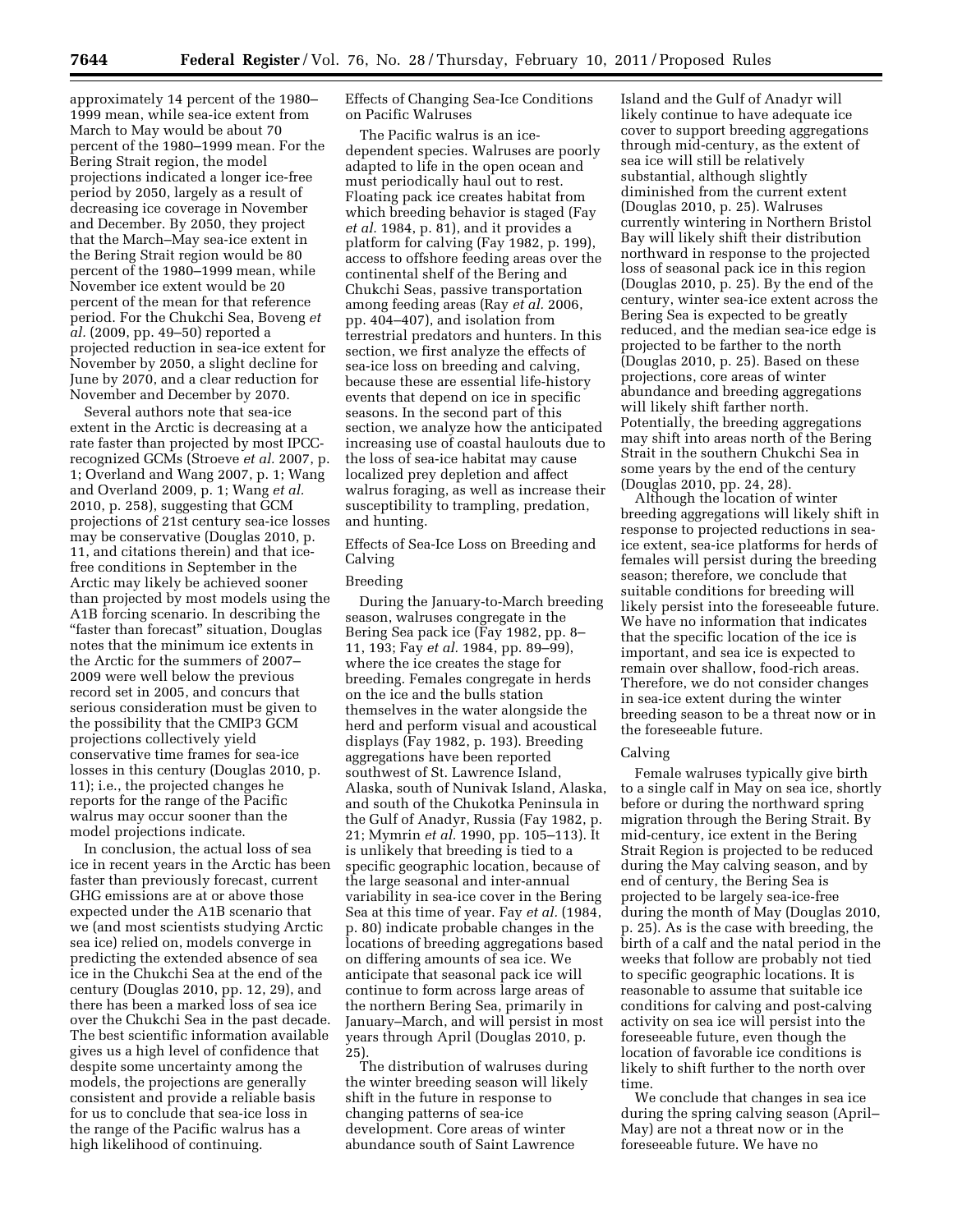approximately 14 percent of the 1980–1999 mean, while sea-ice extent from March to May would be about 70 percent of the 1980–1999 mean. For the Bering Strait region, the model projections indicated a longer ice-free period by 2050, largely as a result of decreasing ice coverage in November and December. By 2050, they project that the March–May sea-ice extent in the Bering Strait region would be 80 percent of the 1980–1999 mean, while November ice extent would be 20 percent of the mean for that reference period. For the Chukchi Sea, Boveng *et al.* (2009, pp. 49–50) reported a projected reduction in sea-ice extent for November by 2050, a slight decline for June by 2070, and a clear reduction for November and December by 2070.

Several authors note that sea-ice extent in the Arctic is decreasing at a rate faster than projected by most IPCC-recognized GCMs (Stroeve *et al.* 2007, p. 1; Overland and Wang 2007, p. 1; Wang and Overland 2009, p. 1; Wang *et al.* 2010, p. 258), suggesting that GCM projections of 21st century sea-ice losses may be conservative (Douglas 2010, p. 11, and citations therein) and that ice-free conditions in September in the Arctic may likely be achieved sooner than projected by most models using the A1B forcing scenario. In describing the "faster than forecast" situation, Douglas notes that the minimum ice extents in the Arctic for the summers of 2007–2009 were well below the previous record set in 2005, and concurs that serious consideration must be given to the possibility that the CMIP3 GCM projections collectively yield conservative time frames for sea-ice losses in this century (Douglas 2010, p. 11); i.e., the projected changes he reports for the range of the Pacific walrus may occur sooner than the model projections indicate.

In conclusion, the actual loss of sea ice in recent years in the Arctic has been faster than previously forecast, current GHG emissions are at or above those expected under the A1B scenario that we (and most scientists studying Arctic sea ice) relied on, models converge in predicting the extended absence of sea ice in the Chukchi Sea at the end of the century (Douglas 2010, pp. 12, 29), and there has been a marked loss of sea ice over the Chukchi Sea in the past decade. The best scientific information available gives us a high level of confidence that despite some uncertainty among the models, the projections are generally consistent and provide a reliable basis for us to conclude that sea-ice loss in the range of the Pacific walrus has a high likelihood of continuing.

## Effects of Changing Sea-Ice Conditions on Pacific Walruses

The Pacific walrus is an ice-dependent species. Walruses are poorly adapted to life in the open ocean and must periodically haul out to rest. Floating pack ice creates habitat from which breeding behavior is staged (Fay *et al.* 1984, p. 81), and it provides a platform for calving (Fay 1982, p. 199), access to offshore feeding areas over the continental shelf of the Bering and Chukchi Seas, passive transportation among feeding areas (Ray *et al.* 2006, pp. 404–407), and isolation from terrestrial predators and hunters. In this section, we first analyze the effects of sea-ice loss on breeding and calving, because these are essential life-history events that depend on ice in specific seasons. In the second part of this section, we analyze how the anticipated increasing use of coastal haulouts due to the loss of sea-ice habitat may cause localized prey depletion and affect walrus foraging, as well as increase their susceptibility to trampling, predation, and hunting.

## Effects of Sea-Ice Loss on Breeding and Calving

### Breeding

During the January-to-March breeding season, walruses congregate in the Bering Sea pack ice (Fay 1982, pp. 8–11, 193; Fay *et al.* 1984, pp. 89–99), where the ice creates the stage for breeding. Females congregate in herds on the ice and the bulls station themselves in the water alongside the herd and perform visual and acoustical displays (Fay 1982, p. 193). Breeding aggregations have been reported southwest of St. Lawrence Island, Alaska, south of Nunivak Island, Alaska, and south of the Chukotka Peninsula in the Gulf of Anadyr, Russia (Fay 1982, p. 21; Mymrin *et al.* 1990, pp. 105–113). It is unlikely that breeding is tied to a specific geographic location, because of the large seasonal and inter-annual variability in sea-ice cover in the Bering Sea at this time of year. Fay *et al.* (1984, p. 80) indicate probable changes in the locations of breeding aggregations based on differing amounts of sea ice. We anticipate that seasonal pack ice will continue to form across large areas of the northern Bering Sea, primarily in January–March, and will persist in most years through April (Douglas 2010, p. 25).

The distribution of walruses during the winter breeding season will likely shift in the future in response to changing patterns of sea-ice development. Core areas of winter abundance south of Saint Lawrence Island and the Gulf of Anadyr will likely continue to have adequate ice cover to support breeding aggregations through mid-century, as the extent of sea ice will still be relatively substantial, although slightly diminished from the current extent (Douglas 2010, p. 25). Walruses currently wintering in Northern Bristol Bay will likely shift their distribution northward in response to the projected loss of seasonal pack ice in this region (Douglas 2010, p. 25). By the end of the century, winter sea-ice extent across the Bering Sea is expected to be greatly reduced, and the median sea-ice edge is projected to be farther to the north (Douglas 2010, p. 25). Based on these projections, core areas of winter abundance and breeding aggregations will likely shift farther north. Potentially, the breeding aggregations may shift into areas north of the Bering Strait in the southern Chukchi Sea in some years by the end of the century (Douglas 2010, pp. 24, 28).

Although the location of winter breeding aggregations will likely shift in response to projected reductions in sea-ice extent, sea-ice platforms for herds of females will persist during the breeding season; therefore, we conclude that suitable conditions for breeding will likely persist into the foreseeable future. We have no information that indicates that the specific location of the ice is important, and sea ice is expected to remain over shallow, food-rich areas. Therefore, we do not consider changes in sea-ice extent during the winter breeding season to be a threat now or in the foreseeable future.

### Calving

Female walruses typically give birth to a single calf in May on sea ice, shortly before or during the northward spring migration through the Bering Strait. By mid-century, ice extent in the Bering Strait Region is projected to be reduced during the May calving season, and by end of century, the Bering Sea is projected to be largely sea-ice-free during the month of May (Douglas 2010, p. 25). As is the case with breeding, the birth of a calf and the natal period in the weeks that follow are probably not tied to specific geographic locations. It is reasonable to assume that suitable ice conditions for calving and post-calving activity on sea ice will persist into the foreseeable future, even though the location of favorable ice conditions is likely to shift further to the north over time.

We conclude that changes in sea ice during the spring calving season (April–May) are not a threat now or in the foreseeable future. We have no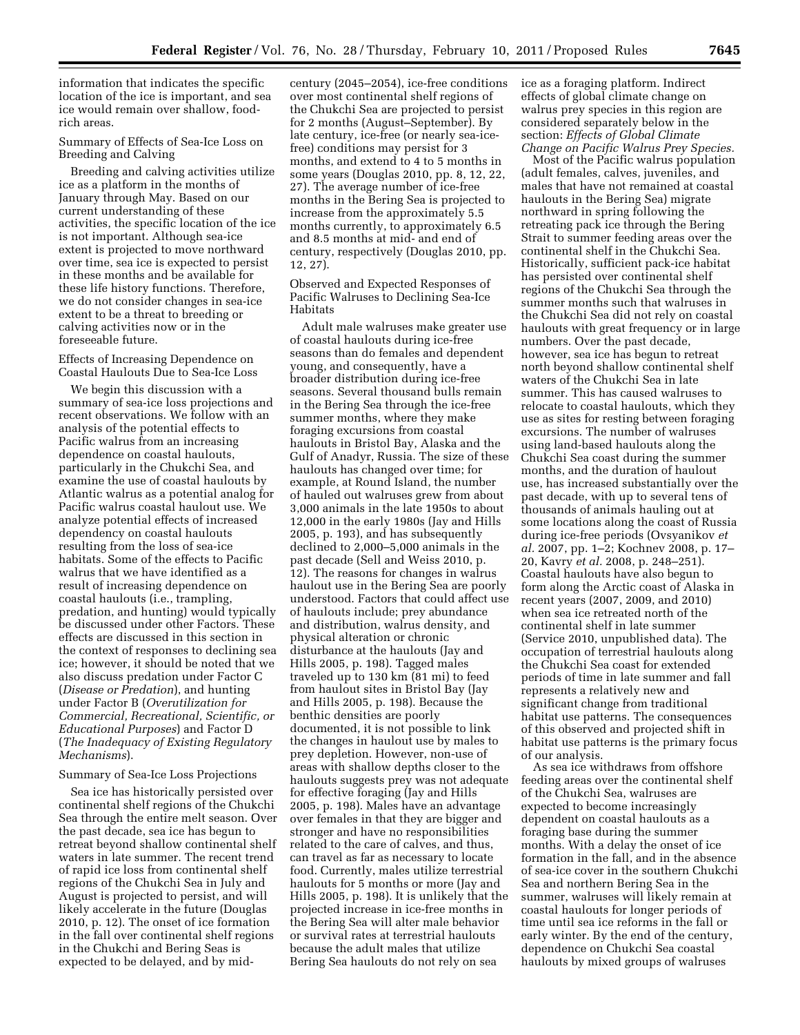information that indicates the specific location of the ice is important, and sea ice would remain over shallow, food-rich areas.

Summary of Effects of Sea-Ice Loss on Breeding and Calving

Breeding and calving activities utilize ice as a platform in the months of January through May. Based on our current understanding of these activities, the specific location of the ice is not important. Although sea-ice extent is projected to move northward over time, sea ice is expected to persist in these months and be available for these life history functions. Therefore, we do not consider changes in sea-ice extent to be a threat to breeding or calving activities now or in the foreseeable future.

Effects of Increasing Dependence on Coastal Haulouts Due to Sea-Ice Loss

We begin this discussion with a summary of sea-ice loss projections and recent observations. We follow with an analysis of the potential effects to Pacific walrus from an increasing dependence on coastal haulouts, particularly in the Chukchi Sea, and examine the use of coastal haulouts by Atlantic walrus as a potential analog for Pacific walrus coastal haulout use. We analyze potential effects of increased dependency on coastal haulouts resulting from the loss of sea-ice habitats. Some of the effects to Pacific walrus that we have identified as a result of increasing dependence on coastal haulouts (i.e., trampling, predation, and hunting) would typically be discussed under other Factors. These effects are discussed in this section in the context of responses to declining sea ice; however, it should be noted that we also discuss predation under Factor C (*Disease or Predation*), and hunting under Factor B (*Overutilization for Commercial, Recreational, Scientific, or Educational Purposes*) and Factor D (*The Inadequacy of Existing Regulatory Mechanisms*).

Summary of Sea-Ice Loss Projections

Sea ice has historically persisted over continental shelf regions of the Chukchi Sea through the entire melt season. Over the past decade, sea ice has begun to retreat beyond shallow continental shelf waters in late summer. The recent trend of rapid ice loss from continental shelf regions of the Chukchi Sea in July and August is projected to persist, and will likely accelerate in the future (Douglas 2010, p. 12). The onset of ice formation in the fall over continental shelf regions in the Chukchi and Bering Seas is expected to be delayed, and by mid-century (2045–2054), ice-free conditions over most continental shelf regions of the Chukchi Sea are projected to persist for 2 months (August–September). By late century, ice-free (or nearly sea-ice-free) conditions may persist for 3 months, and extend to 4 to 5 months in some years (Douglas 2010, pp. 8, 12, 22, 27). The average number of ice-free months in the Bering Sea is projected to increase from the approximately 5.5 months currently, to approximately 6.5 and 8.5 months at mid- and end of century, respectively (Douglas 2010, pp. 12, 27).

Observed and Expected Responses of Pacific Walruses to Declining Sea-Ice Habitats

Adult male walruses make greater use of coastal haulouts during ice-free seasons than do females and dependent young, and consequently, have a broader distribution during ice-free seasons. Several thousand bulls remain in the Bering Sea through the ice-free summer months, where they make foraging excursions from coastal haulouts in Bristol Bay, Alaska and the Gulf of Anadyr, Russia. The size of these haulouts has changed over time; for example, at Round Island, the number of hauled out walruses grew from about 3,000 animals in the late 1950s to about 12,000 in the early 1980s (Jay and Hills 2005, p. 193), and has subsequently declined to 2,000–5,000 animals in the past decade (Sell and Weiss 2010, p. 12). The reasons for changes in walrus haulout use in the Bering Sea are poorly understood. Factors that could affect use of haulouts include; prey abundance and distribution, walrus density, and physical alteration or chronic disturbance at the haulouts (Jay and Hills 2005, p. 198). Tagged males traveled up to 130 km (81 mi) to feed from haulout sites in Bristol Bay (Jay and Hills 2005, p. 198). Because the benthic densities are poorly documented, it is not possible to link the changes in haulout use by males to prey depletion. However, non-use of areas with shallow depths closer to the haulouts suggests prey was not adequate for effective foraging (Jay and Hills 2005, p. 198). Males have an advantage over females in that they are bigger and stronger and have no responsibilities related to the care of calves, and thus, can travel as far as necessary to locate food. Currently, males utilize terrestrial haulouts for 5 months or more (Jay and Hills 2005, p. 198). It is unlikely that the projected increase in ice-free months in the Bering Sea will alter male behavior or survival rates at terrestrial haulouts because the adult males that utilize Bering Sea haulouts do not rely on sea ice as a foraging platform. Indirect effects of global climate change on walrus prey species in this region are considered separately below in the section: *Effects of Global Climate Change on Pacific Walrus Prey Species.*

Most of the Pacific walrus population (adult females, calves, juveniles, and males that have not remained at coastal haulouts in the Bering Sea) migrate northward in spring following the retreating pack ice through the Bering Strait to summer feeding areas over the continental shelf in the Chukchi Sea. Historically, sufficient pack-ice habitat has persisted over continental shelf regions of the Chukchi Sea through the summer months such that walruses in the Chukchi Sea did not rely on coastal haulouts with great frequency or in large numbers. Over the past decade, however, sea ice has begun to retreat north beyond shallow continental shelf waters of the Chukchi Sea in late summer. This has caused walruses to relocate to coastal haulouts, which they use as sites for resting between foraging excursions. The number of walruses using land-based haulouts along the Chukchi Sea coast during the summer months, and the duration of haulout use, has increased substantially over the past decade, with up to several tens of thousands of animals hauling out at some locations along the coast of Russia during ice-free periods (Ovsyanikov *et al.* 2007, pp. 1–2; Kochnev 2008, p. 17–20, Kavry *et al.* 2008, p. 248–251). Coastal haulouts have also begun to form along the Arctic coast of Alaska in recent years (2007, 2009, and 2010) when sea ice retreated north of the continental shelf in late summer (Service 2010, unpublished data). The occupation of terrestrial haulouts along the Chukchi Sea coast for extended periods of time in late summer and fall represents a relatively new and significant change from traditional habitat use patterns. The consequences of this observed and projected shift in habitat use patterns is the primary focus of our analysis.

As sea ice withdraws from offshore feeding areas over the continental shelf of the Chukchi Sea, walruses are expected to become increasingly dependent on coastal haulouts as a foraging base during the summer months. With a delay the onset of ice formation in the fall, and in the absence of sea-ice cover in the southern Chukchi Sea and northern Bering Sea in the summer, walruses will likely remain at coastal haulouts for longer periods of time until sea ice reforms in the fall or early winter. By the end of the century, dependence on Chukchi Sea coastal haulouts by mixed groups of walruses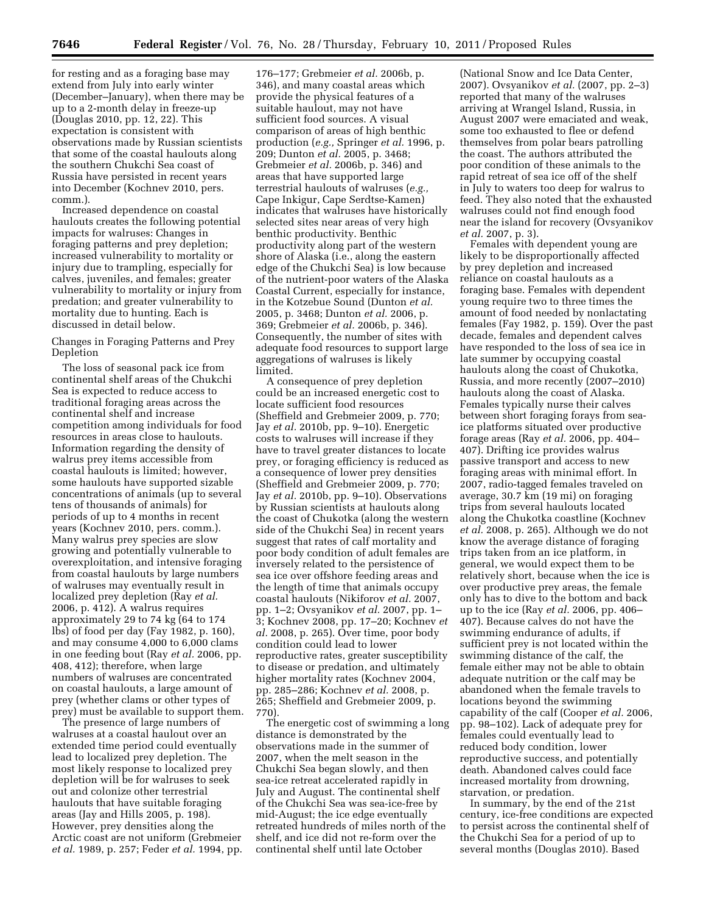for resting and as a foraging base may extend from July into early winter (December–January), when there may be up to a 2-month delay in freeze-up (Douglas 2010, pp. 12, 22). This expectation is consistent with observations made by Russian scientists that some of the coastal haulouts along the southern Chukchi Sea coast of Russia have persisted in recent years into December (Kochnev 2010, pers. comm.).

Increased dependence on coastal haulouts creates the following potential impacts for walruses: Changes in foraging patterns and prey depletion; increased vulnerability to mortality or injury due to trampling, especially for calves, juveniles, and females; greater vulnerability to mortality or injury from predation; and greater vulnerability to mortality due to hunting. Each is discussed in detail below.

Changes in Foraging Patterns and Prey Depletion

The loss of seasonal pack ice from continental shelf areas of the Chukchi Sea is expected to reduce access to traditional foraging areas across the continental shelf and increase competition among individuals for food resources in areas close to haulouts. Information regarding the density of walrus prey items accessible from coastal haulouts is limited; however, some haulouts have supported sizable concentrations of animals (up to several tens of thousands of animals) for periods of up to 4 months in recent years (Kochnev 2010, pers. comm.). Many walrus prey species are slow growing and potentially vulnerable to overexploitation, and intensive foraging from coastal haulouts by large numbers of walruses may eventually result in localized prey depletion (Ray *et al.* 2006, p. 412). A walrus requires approximately 29 to 74 kg (64 to 174 lbs) of food per day (Fay 1982, p. 160), and may consume 4,000 to 6,000 clams in one feeding bout (Ray *et al.* 2006, pp. 408, 412); therefore, when large numbers of walruses are concentrated on coastal haulouts, a large amount of prey (whether clams or other types of prey) must be available to support them.

The presence of large numbers of walruses at a coastal haulout over an extended time period could eventually lead to localized prey depletion. The most likely response to localized prey depletion will be for walruses to seek out and colonize other terrestrial haulouts that have suitable foraging areas (Jay and Hills 2005, p. 198). However, prey densities along the Arctic coast are not uniform (Grebmeier *et al.* 1989, p. 257; Feder *et al.* 1994, pp. 176–177; Grebmeier *et al.* 2006b, p. 346), and many coastal areas which provide the physical features of a suitable haulout, may not have sufficient food sources. A visual comparison of areas of high benthic production (*e.g.,* Springer *et al.* 1996, p. 209; Dunton *et al.* 2005, p. 3468; Grebmeier *et al.* 2006b, p. 346) and areas that have supported large terrestrial haulouts of walruses (*e.g.,* Cape Inkigur, Cape Serdtse-Kamen) indicates that walruses have historically selected sites near areas of very high benthic productivity. Benthic productivity along part of the western shore of Alaska (i.e., along the eastern edge of the Chukchi Sea) is low because of the nutrient-poor waters of the Alaska Coastal Current, especially for instance, in the Kotzebue Sound (Dunton *et al.* 2005, p. 3468; Dunton *et al.* 2006, p. 369; Grebmeier *et al.* 2006b, p. 346). Consequently, the number of sites with adequate food resources to support large aggregations of walruses is likely limited.

A consequence of prey depletion could be an increased energetic cost to locate sufficient food resources (Sheffield and Grebmeier 2009, p. 770; Jay *et al.* 2010b, pp. 9–10). Energetic costs to walruses will increase if they have to travel greater distances to locate prey, or foraging efficiency is reduced as a consequence of lower prey densities (Sheffield and Grebmeier 2009, p. 770; Jay *et al.* 2010b, pp. 9–10). Observations by Russian scientists at haulouts along the coast of Chukotka (along the western side of the Chukchi Sea) in recent years suggest that rates of calf mortality and poor body condition of adult females are inversely related to the persistence of sea ice over offshore feeding areas and the length of time that animals occupy coastal haulouts (Nikiforov *et al.* 2007, pp. 1–2; Ovsyanikov *et al.* 2007, pp. 1–3; Kochnev 2008, pp. 17–20; Kochnev *et al.* 2008, p. 265). Over time, poor body condition could lead to lower reproductive rates, greater susceptibility to disease or predation, and ultimately higher mortality rates (Kochnev 2004, pp. 285–286; Kochnev *et al.* 2008, p. 265; Sheffield and Grebmeier 2009, p. 770).

The energetic cost of swimming a long distance is demonstrated by the observations made in the summer of 2007, when the melt season in the Chukchi Sea began slowly, and then sea-ice retreat accelerated rapidly in July and August. The continental shelf of the Chukchi Sea was sea-ice-free by mid-August; the ice edge eventually retreated hundreds of miles north of the shelf, and ice did not re-form over the continental shelf until late October (National Snow and Ice Data Center, 2007). Ovsyanikov *et al.* (2007, pp. 2–3) reported that many of the walruses arriving at Wrangel Island, Russia, in August 2007 were emaciated and weak, some too exhausted to flee or defend themselves from polar bears patrolling the coast. The authors attributed the poor condition of these animals to the rapid retreat of sea ice off of the shelf in July to waters too deep for walrus to feed. They also noted that the exhausted walruses could not find enough food near the island for recovery (Ovsyanikov *et al.* 2007, p. 3).

Females with dependent young are likely to be disproportionally affected by prey depletion and increased reliance on coastal haulouts as a foraging base. Females with dependent young require two to three times the amount of food needed by nonlactating females (Fay 1982, p. 159). Over the past decade, females and dependent calves have responded to the loss of sea ice in late summer by occupying coastal haulouts along the coast of Chukotka, Russia, and more recently (2007–2010) haulouts along the coast of Alaska. Females typically nurse their calves between short foraging forays from sea-ice platforms situated over productive forage areas (Ray *et al.* 2006, pp. 404–407). Drifting ice provides walrus passive transport and access to new foraging areas with minimal effort. In 2007, radio-tagged females traveled on average, 30.7 km (19 mi) on foraging trips from several haulouts located along the Chukotka coastline (Kochnev *et al.* 2008, p. 265). Although we do not know the average distance of foraging trips taken from an ice platform, in general, we would expect them to be relatively short, because when the ice is over productive prey areas, the female only has to dive to the bottom and back up to the ice (Ray *et al.* 2006, pp. 406–407). Because calves do not have the swimming endurance of adults, if sufficient prey is not located within the swimming distance of the calf, the female either may not be able to obtain adequate nutrition or the calf may be abandoned when the female travels to locations beyond the swimming capability of the calf (Cooper *et al.* 2006, pp. 98–102). Lack of adequate prey for females could eventually lead to reduced body condition, lower reproductive success, and potentially death. Abandoned calves could face increased mortality from drowning, starvation, or predation.

In summary, by the end of the 21st century, ice-free conditions are expected to persist across the continental shelf of the Chukchi Sea for a period of up to several months (Douglas 2010). Based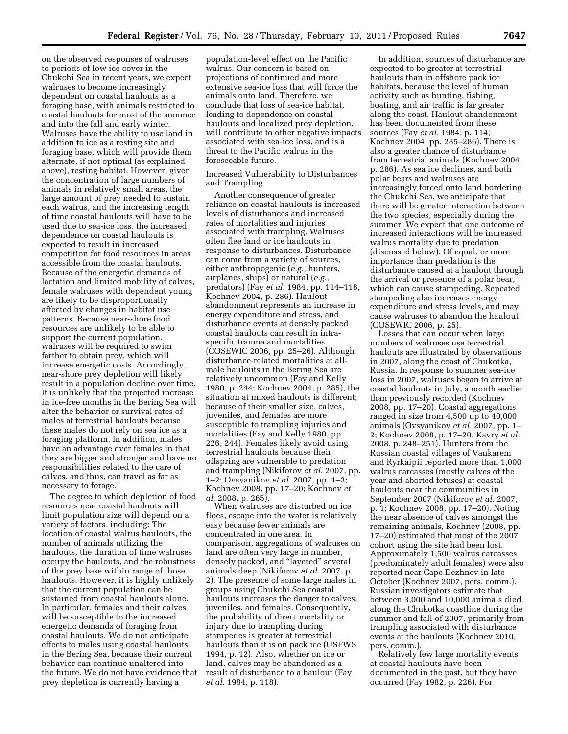on the observed responses of walruses to periods of low ice cover in the Chukchi Sea in recent years, we expect walruses to become increasingly dependent on coastal haulouts as a foraging base, with animals restricted to coastal haulouts for most of the summer and into the fall and early winter. Walruses have the ability to use land in addition to ice as a resting site and foraging base, which will provide them alternate, if not optimal (as explained above), resting habitat. However, given the concentration of large numbers of animals in relatively small areas, the large amount of prey needed to sustain each walrus, and the increasing length of time coastal haulouts will have to be used due to sea-ice loss, the increased dependence on coastal haulouts is expected to result in increased competition for food resources in areas accessible from the coastal haulouts. Because of the energetic demands of lactation and limited mobility of calves, female walruses with dependent young are likely to be disproportionally affected by changes in habitat use patterns. Because near-shore food resources are unlikely to be able to support the current population, walruses will be required to swim farther to obtain prey, which will increase energetic costs. Accordingly, near-shore prey depletion will likely result in a population decline over time. It is unlikely that the projected increase in ice-free months in the Bering Sea will alter the behavior or survival rates of males at terrestrial haulouts because these males do not rely on sea ice as a foraging platform. In addition, males have an advantage over females in that they are bigger and stronger and have no responsibilities related to the care of calves, and thus, can travel as far as necessary to forage.

The degree to which depletion of food resources near coastal haulouts will limit population size will depend on a variety of factors, including: The location of coastal walrus haulouts, the number of animals utilizing the haulouts, the duration of time walruses occupy the haulouts, and the robustness of the prey base within range of those haulouts. However, it is highly unlikely that the current population can be sustained from coastal haulouts alone. In particular, females and their calves will be susceptible to the increased energetic demands of foraging from coastal haulouts. We do not anticipate effects to males using coastal haulouts in the Bering Sea, because their current behavior can continue unaltered into the future. We do not have evidence that prey depletion is currently having a population-level effect on the Pacific walrus. Our concern is based on projections of continued and more extensive sea-ice loss that will force the animals onto land. Therefore, we conclude that loss of sea-ice habitat, leading to dependence on coastal haulouts and localized prey depletion, will contribute to other negative impacts associated with sea-ice loss, and is a threat to the Pacific walrus in the foreseeable future.

Increased Vulnerability to Disturbances and Trampling

Another consequence of greater reliance on coastal haulouts is increased levels of disturbances and increased rates of mortalities and injuries associated with trampling. Walruses often flee land or ice haulouts in response to disturbances. Disturbance can come from a variety of sources, either anthropogenic (*e.g.,* hunters, airplanes, ships) or natural (*e.g.,* predators) (Fay *et al.* 1984, pp. 114–118, Kochnev 2004, p. 286). Haulout abandonment represents an increase in energy expenditure and stress, and disturbance events at densely packed coastal haulouts can result in intra-specific trauma and mortalities (COSEWIC 2006, pp. 25–26). Although disturbance-related mortalities at all-male haulouts in the Bering Sea are relatively uncommon (Fay and Kelly 1980, p. 244; Kochnev 2004, p. 285), the situation at mixed haulouts is different; because of their smaller size, calves, juveniles, and females are more susceptible to trampling injuries and mortalities (Fay and Kelly 1980, pp. 226, 244). Females likely avoid using terrestrial haulouts because their offspring are vulnerable to predation and trampling (Nikiforov *et al.* 2007, pp. 1–2; Ovsyanikov *et al.* 2007, pp. 1–3; Kochnev 2008, pp. 17–20; Kochnev *et al.* 2008, p. 265).

When walruses are disturbed on ice floes, escape into the water is relatively easy because fewer animals are concentrated in one area. In comparison, aggregations of walruses on land are often very large in number, densely packed, and "layered" several animals deep (Nikiforov *et al.* 2007, p. 2). The presence of some large males in groups using Chukchi Sea coastal haulouts increases the danger to calves, juveniles, and females. Consequently, the probability of direct mortality or injury due to trampling during stampedes is greater at terrestrial haulouts than it is on pack ice (USFWS 1994, p. 12). Also, whether on ice or land, calves may be abandoned as a result of disturbance to a haulout (Fay *et al.* 1984, p. 118).

In addition, sources of disturbance are expected to be greater at terrestrial haulouts than in offshore pack ice habitats, because the level of human activity such as hunting, fishing, boating, and air traffic is far greater along the coast. Haulout abandonment has been documented from these sources (Fay *et al.* 1984; p. 114; Kochnev 2004, pp. 285–286). There is also a greater chance of disturbance from terrestrial animals (Kochnev 2004, p. 286). As sea ice declines, and both polar bears and walruses are increasingly forced onto land bordering the Chukchi Sea, we anticipate that there will be greater interaction between the two species, especially during the summer. We expect that one outcome of increased interactions will be increased walrus mortality due to predation (discussed below). Of equal, or more importance than predation is the disturbance caused at a haulout through the arrival or presence of a polar bear, which can cause stampeding. Repeated stampeding also increases energy expenditure and stress levels, and may cause walruses to abandon the haulout (COSEWIC 2006, p. 25).

Losses that can occur when large numbers of walruses use terrestrial haulouts are illustrated by observations in 2007, along the coast of Chukotka, Russia. In response to summer sea-ice loss in 2007, walruses began to arrive at coastal haulouts in July, a month earlier than previously recorded (Kochnev 2008, pp. 17–20). Coastal aggregations ranged in size from 4,500 up to 40,000 animals (Ovsyanikov *et al.* 2007, pp. 1–2; Kochnev 2008, p. 17–20, Kavry *et al.* 2008, p. 248–251). Hunters from the Russian coastal villages of Vankarem and Ryrkaipii reported more than 1,000 walrus carcasses (mostly calves of the year and aborted fetuses) at coastal haulouts near the communities in September 2007 (Nikiforov *et al.* 2007, p. 1; Kochnev 2008, pp. 17–20). Noting the near absence of calves amongst the remaining animals, Kochnev (2008, pp. 17–20) estimated that most of the 2007 cohort using the site had been lost. Approximately 1,500 walrus carcasses (predominately adult females) were also reported near Cape Dezhnev in late October (Kochnev 2007, pers. comm.). Russian investigators estimate that between 3,000 and 10,000 animals died along the Chukotka coastline during the summer and fall of 2007, primarily from trampling associated with disturbance events at the haulouts (Kochnev 2010, pers. comm.).

Relatively few large mortality events at coastal haulouts have been documented in the past, but they have occurred (Fay 1982, p. 226). For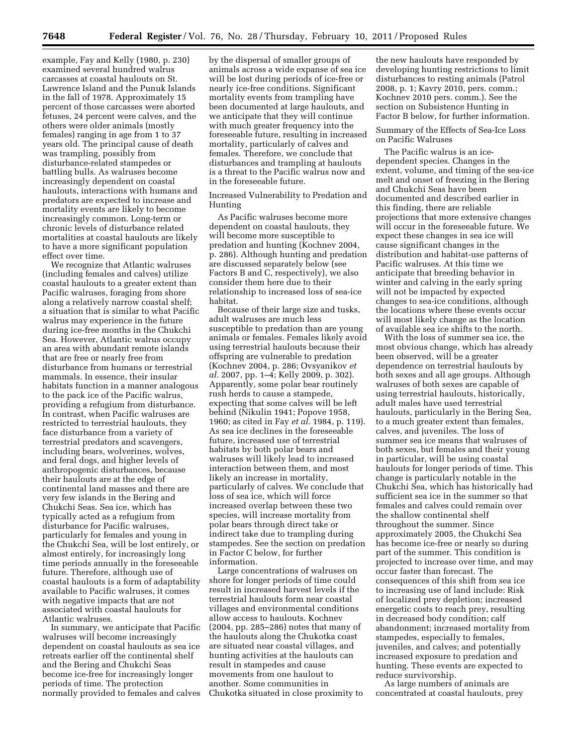example, Fay and Kelly (1980, p. 230) examined several hundred walrus carcasses at coastal haulouts on St. Lawrence Island and the Punuk Islands in the fall of 1978. Approximately 15 percent of those carcasses were aborted fetuses, 24 percent were calves, and the others were older animals (mostly females) ranging in age from 1 to 37 years old. The principal cause of death was trampling, possibly from disturbance-related stampedes or battling bulls. As walruses become increasingly dependent on coastal haulouts, interactions with humans and predators are expected to increase and mortality events are likely to become increasingly common. Long-term or chronic levels of disturbance related mortalities at coastal haulouts are likely to have a more significant population effect over time.

We recognize that Atlantic walruses (including females and calves) utilize coastal haulouts to a greater extent than Pacific walruses, foraging from shore along a relatively narrow coastal shelf; a situation that is similar to what Pacific walrus may experience in the future during ice-free months in the Chukchi Sea. However, Atlantic walrus occupy an area with abundant remote islands that are free or nearly free from disturbance from humans or terrestrial mammals. In essence, their insular habitats function in a manner analogous to the pack ice of the Pacific walrus, providing a refugium from disturbance. In contrast, when Pacific walruses are restricted to terrestrial haulouts, they face disturbance from a variety of terrestrial predators and scavengers, including bears, wolverines, wolves, and feral dogs, and higher levels of anthropogenic disturbances, because their haulouts are at the edge of continental land masses and there are very few islands in the Bering and Chukchi Seas. Sea ice, which has typically acted as a refugium from disturbance for Pacific walruses, particularly for females and young in the Chukchi Sea, will be lost entirely, or almost entirely, for increasingly long time periods annually in the foreseeable future. Therefore, although use of coastal haulouts is a form of adaptability available to Pacific walruses, it comes with negative impacts that are not associated with coastal haulouts for Atlantic walruses.

In summary, we anticipate that Pacific walruses will become increasingly dependent on coastal haulouts as sea ice retreats earlier off the continental shelf and the Bering and Chukchi Seas become ice-free for increasingly longer periods of time. The protection normally provided to females and calves by the dispersal of smaller groups of animals across a wide expanse of sea ice will be lost during periods of ice-free or nearly ice-free conditions. Significant mortality events from trampling have been documented at large haulouts, and we anticipate that they will continue with much greater frequency into the foreseeable future, resulting in increased mortality, particularly of calves and females. Therefore, we conclude that disturbances and trampling at haulouts is a threat to the Pacific walrus now and in the foreseeable future.

Increased Vulnerability to Predation and Hunting

As Pacific walruses become more dependent on coastal haulouts, they will become more susceptible to predation and hunting (Kochnev 2004, p. 286). Although hunting and predation are discussed separately below (see Factors B and C, respectively), we also consider them here due to their relationship to increased loss of sea-ice habitat.

Because of their large size and tusks, adult walruses are much less susceptible to predation than are young animals or females. Females likely avoid using terrestrial haulouts because their offspring are vulnerable to predation (Kochnev 2004, p. 286; Ovsyanikov *et al.* 2007, pp. 1–4; Kelly 2009, p. 302). Apparently, some polar bear routinely rush herds to cause a stampede, expecting that some calves will be left behind (Nikulin 1941; Popove 1958, 1960; as cited in Fay *et al.* 1984, p. 119). As sea ice declines in the foreseeable future, increased use of terrestrial habitats by both polar bears and walruses will likely lead to increased interaction between them, and most likely an increase in mortality, particularly of calves. We conclude that loss of sea ice, which will force increased overlap between these two species, will increase mortality from polar bears through direct take or indirect take due to trampling during stampedes. See the section on predation in Factor C below, for further information.

Large concentrations of walruses on shore for longer periods of time could result in increased harvest levels if the terrestrial haulouts form near coastal villages and environmental conditions allow access to haulouts. Kochnev (2004, pp. 285–286) notes that many of the haulouts along the Chukotka coast are situated near coastal villages, and hunting activities at the haulouts can result in stampedes and cause movements from one haulout to another. Some communities in Chukotka situated in close proximity to the new haulouts have responded by developing hunting restrictions to limit disturbances to resting animals (Patrol 2008, p. 1; Kavry 2010, pers. comm.; Kochnev 2010 pers. comm.). See the section on Subsistence Hunting in Factor B below, for further information.

Summary of the Effects of Sea-Ice Loss on Pacific Walruses

The Pacific walrus is an ice-dependent species. Changes in the extent, volume, and timing of the sea-ice melt and onset of freezing in the Bering and Chukchi Seas have been documented and described earlier in this finding, there are reliable projections that more extensive changes will occur in the foreseeable future. We expect these changes in sea ice will cause significant changes in the distribution and habitat-use patterns of Pacific walruses. At this time we anticipate that breeding behavior in winter and calving in the early spring will not be impacted by expected changes to sea-ice conditions, although the locations where these events occur will most likely change as the location of available sea ice shifts to the north.

With the loss of summer sea ice, the most obvious change, which has already been observed, will be a greater dependence on terrestrial haulouts by both sexes and all age groups. Although walruses of both sexes are capable of using terrestrial haulouts, historically, adult males have used terrestrial haulouts, particularly in the Bering Sea, to a much greater extent than females, calves, and juveniles. The loss of summer sea ice means that walruses of both sexes, but females and their young in particular, will be using coastal haulouts for longer periods of time. This change is particularly notable in the Chukchi Sea, which has historically had sufficient sea ice in the summer so that females and calves could remain over the shallow continental shelf throughout the summer. Since approximately 2005, the Chukchi Sea has become ice-free or nearly so during part of the summer. This condition is projected to increase over time, and may occur faster than forecast. The consequences of this shift from sea ice to increasing use of land include: Risk of localized prey depletion; increased energetic costs to reach prey, resulting in decreased body condition; calf abandonment; increased mortality from stampedes, especially to females, juveniles, and calves; and potentially increased exposure to predation and hunting. These events are expected to reduce survivorship.

As large numbers of animals are concentrated at coastal haulouts, prey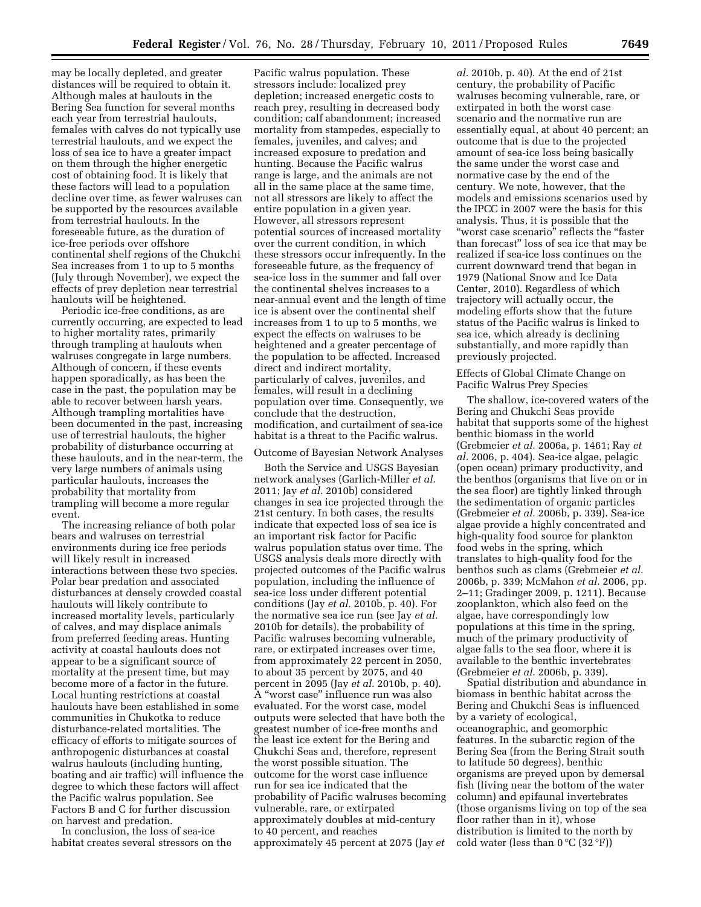may be locally depleted, and greater distances will be required to obtain it. Although males at haulouts in the Bering Sea function for several months each year from terrestrial haulouts, females with calves do not typically use terrestrial haulouts, and we expect the loss of sea ice to have a greater impact on them through the higher energetic cost of obtaining food. It is likely that these factors will lead to a population decline over time, as fewer walruses can be supported by the resources available from terrestrial haulouts. In the foreseeable future, as the duration of ice-free periods over offshore continental shelf regions of the Chukchi Sea increases from 1 to up to 5 months (July through November), we expect the effects of prey depletion near terrestrial haulouts will be heightened.

Periodic ice-free conditions, as are currently occurring, are expected to lead to higher mortality rates, primarily through trampling at haulouts when walruses congregate in large numbers. Although of concern, if these events happen sporadically, as has been the case in the past, the population may be able to recover between harsh years. Although trampling mortalities have been documented in the past, increasing use of terrestrial haulouts, the higher probability of disturbance occurring at these haulouts, and in the near-term, the very large numbers of animals using particular haulouts, increases the probability that mortality from trampling will become a more regular event.

The increasing reliance of both polar bears and walruses on terrestrial environments during ice free periods will likely result in increased interactions between these two species. Polar bear predation and associated disturbances at densely crowded coastal haulouts will likely contribute to increased mortality levels, particularly of calves, and may displace animals from preferred feeding areas. Hunting activity at coastal haulouts does not appear to be a significant source of mortality at the present time, but may become more of a factor in the future. Local hunting restrictions at coastal haulouts have been established in some communities in Chukotka to reduce disturbance-related mortalities. The efficacy of efforts to mitigate sources of anthropogenic disturbances at coastal walrus haulouts (including hunting, boating and air traffic) will influence the degree to which these factors will affect the Pacific walrus population. See Factors B and C for further discussion on harvest and predation.

In conclusion, the loss of sea-ice habitat creates several stressors on the Pacific walrus population. These stressors include: localized prey depletion; increased energetic costs to reach prey, resulting in decreased body condition; calf abandonment; increased mortality from stampedes, especially to females, juveniles, and calves; and increased exposure to predation and hunting. Because the Pacific walrus range is large, and the animals are not all in the same place at the same time, not all stressors are likely to affect the entire population in a given year. However, all stressors represent potential sources of increased mortality over the current condition, in which these stressors occur infrequently. In the foreseeable future, as the frequency of sea-ice loss in the summer and fall over the continental shelves increases to a near-annual event and the length of time ice is absent over the continental shelves increases from 1 to up to 5 months, we expect the effects on walruses to be heightened and a greater percentage of the population to be affected. Increased direct and indirect mortality, particularly of calves, juveniles, and females, will result in a declining population over time. Consequently, we conclude that the destruction, modification, and curtailment of sea-ice habitat is a threat to the Pacific walrus.

Outcome of Bayesian Network Analyses

Both the Service and USGS Bayesian network analyses (Garlich-Miller *et al.* 2011; Jay *et al.* 2010b) considered changes in sea ice projected through the 21st century. In both cases, the results indicate that expected loss of sea ice is an important risk factor for Pacific walrus population status over time. The USGS analysis deals more directly with projected outcomes of the Pacific walrus population, including the influence of sea-ice loss under different potential conditions (Jay *et al.* 2010b, p. 40). For the normative sea ice run (see Jay *et al.* 2010b for details), the probability of Pacific walruses becoming vulnerable, rare, or extirpated increases over time, from approximately 22 percent in 2050, to about 35 percent by 2075, and 40 percent in 2095 (Jay *et al.* 2010b, p. 40). A "worst case" influence run was also evaluated. For the worst case, model outputs were selected that have both the greatest number of ice-free months and the least ice extent for the Bering and Chukchi Seas and, therefore, represent the worst possible situation. The outcome for the worst case influence run for sea ice indicated that the probability of Pacific walruses becoming vulnerable, rare, or extirpated approximately doubles at mid-century to 40 percent, and reaches approximately 45 percent at 2075 (Jay *et al.* 2010b, p. 40). At the end of 21st century, the probability of Pacific walruses becoming vulnerable, rare, or extirpated in both the worst case scenario and the normative run are essentially equal, at about 40 percent; an outcome that is due to the projected amount of sea-ice loss being basically the same under the worst case and normative case by the end of the century. We note, however, that the models and emissions scenarios used by the IPCC in 2007 were the basis for this analysis. Thus, it is possible that the "worst case scenario" reflects the "faster than forecast" loss of sea ice that may be realized if sea-ice loss continues on the current downward trend that began in 1979 (National Snow and Ice Data Center, 2010). Regardless of which trajectory will actually occur, the modeling efforts show that the future status of the Pacific walrus is linked to sea ice, which already is declining substantially, and more rapidly than previously projected.

Effects of Global Climate Change on Pacific Walrus Prey Species

The shallow, ice-covered waters of the Bering and Chukchi Seas provide habitat that supports some of the highest benthic biomass in the world (Grebmeier *et al.* 2006a, p. 1461; Ray *et al.* 2006, p. 404). Sea-ice algae, pelagic (open ocean) primary productivity, and the benthos (organisms that live on or in the sea floor) are tightly linked through the sedimentation of organic particles (Grebmeier *et al.* 2006b, p. 339). Sea-ice algae provide a highly concentrated and high-quality food source for plankton food webs in the spring, which translates to high-quality food for the benthos such as clams (Grebmeier *et al.* 2006b, p. 339; McMahon *et al.* 2006, pp. 2–11; Gradinger 2009, p. 1211). Because zooplankton, which also feed on the algae, have correspondingly low populations at this time in the spring, much of the primary productivity of algae falls to the sea floor, where it is available to the benthic invertebrates (Grebmeier *et al.* 2006b, p. 339).

Spatial distribution and abundance in biomass in benthic habitat across the Bering and Chukchi Seas is influenced by a variety of ecological, oceanographic, and geomorphic features. In the subarctic region of the Bering Sea (from the Bering Strait south to latitude 50 degrees), benthic organisms are preyed upon by demersal fish (living near the bottom of the water column) and epifaunal invertebrates (those organisms living on top of the sea floor rather than in it), whose distribution is limited to the north by cold water (less than 0 °C (32 °F))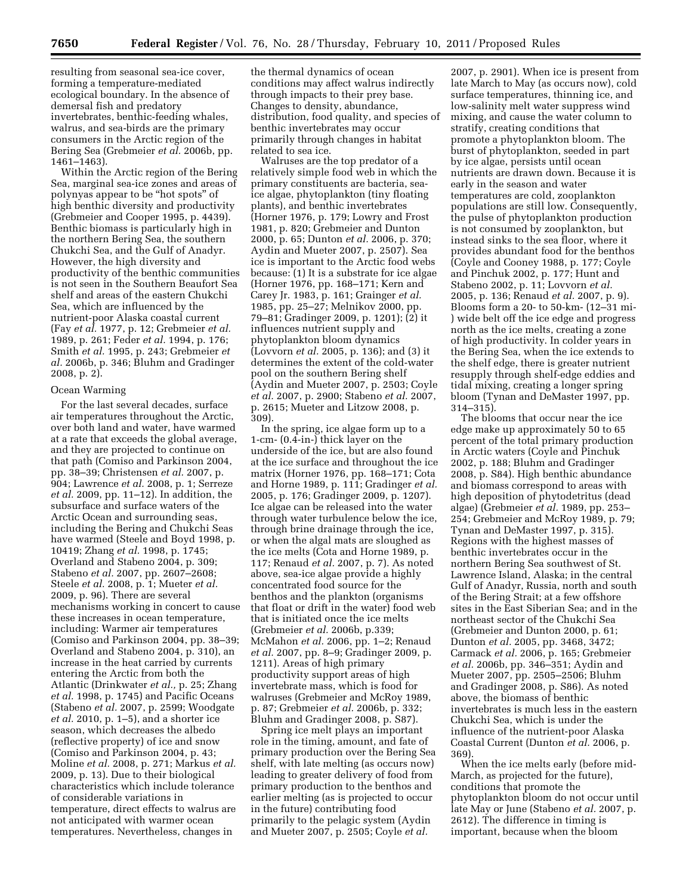resulting from seasonal sea-ice cover, forming a temperature-mediated ecological boundary. In the absence of demersal fish and predatory invertebrates, benthic-feeding whales, walrus, and sea-birds are the primary consumers in the Arctic region of the Bering Sea (Grebmeier *et al.* 2006b, pp. 1461–1463).

Within the Arctic region of the Bering Sea, marginal sea-ice zones and areas of polynyas appear to be "hot spots" of high benthic diversity and productivity (Grebmeier and Cooper 1995, p. 4439). Benthic biomass is particularly high in the northern Bering Sea, the southern Chukchi Sea, and the Gulf of Anadyr. However, the high diversity and productivity of the benthic communities is not seen in the Southern Beaufort Sea shelf and areas of the eastern Chukchi Sea, which are influenced by the nutrient-poor Alaska coastal current (Fay *et al.* 1977, p. 12; Grebmeier *et al.* 1989, p. 261; Feder *et al.* 1994, p. 176; Smith *et al.* 1995, p. 243; Grebmeier *et al.* 2006b, p. 346; Bluhm and Gradinger 2008, p. 2).

## Ocean Warming

For the last several decades, surface air temperatures throughout the Arctic, over both land and water, have warmed at a rate that exceeds the global average, and they are projected to continue on that path (Comiso and Parkinson 2004, pp. 38–39; Christensen *et al.* 2007, p. 904; Lawrence *et al.* 2008, p. 1; Serreze *et al.* 2009, pp. 11–12). In addition, the subsurface and surface waters of the Arctic Ocean and surrounding seas, including the Bering and Chukchi Seas have warmed (Steele and Boyd 1998, p. 10419; Zhang *et al.* 1998, p. 1745; Overland and Stabeno 2004, p. 309; Stabeno *et al.* 2007, pp. 2607–2608; Steele *et al.* 2008, p. 1; Mueter *et al.* 2009, p. 96). There are several mechanisms working in concert to cause these increases in ocean temperature, including: Warmer air temperatures (Comiso and Parkinson 2004, pp. 38–39; Overland and Stabeno 2004, p. 310), an increase in the heat carried by currents entering the Arctic from both the Atlantic (Drinkwater *et al.*, p. 25; Zhang *et al.* 1998, p. 1745) and Pacific Oceans (Stabeno *et al.* 2007, p. 2599; Woodgate *et al.* 2010, p. 1–5), and a shorter ice season, which decreases the albedo (reflective property) of ice and snow (Comiso and Parkinson 2004, p. 43; Moline *et al.* 2008, p. 271; Markus *et al.* 2009, p. 13). Due to their biological characteristics which include tolerance of considerable variations in temperature, direct effects to walrus are not anticipated with warmer ocean temperatures. Nevertheless, changes in the thermal dynamics of ocean conditions may affect walrus indirectly through impacts to their prey base. Changes to density, abundance, distribution, food quality, and species of benthic invertebrates may occur primarily through changes in habitat related to sea ice.

Walruses are the top predator of a relatively simple food web in which the primary constituents are bacteria, sea-ice algae, phytoplankton (tiny floating plants), and benthic invertebrates (Horner 1976, p. 179; Lowry and Frost 1981, p. 820; Grebmeier and Dunton 2000, p. 65; Dunton *et al.* 2006, p. 370; Aydin and Mueter 2007, p. 2507). Sea ice is important to the Arctic food webs because: (1) It is a substrate for ice algae (Horner 1976, pp. 168–171; Kern and Carey Jr. 1983, p. 161; Grainger *et al.* 1985, pp. 25–27; Melnikov 2000, pp. 79–81; Gradinger 2009, p. 1201); (2) it influences nutrient supply and phytoplankton bloom dynamics (Lovvorn *et al.* 2005, p. 136); and (3) it determines the extent of the cold-water pool on the southern Bering shelf (Aydin and Mueter 2007, p. 2503; Coyle *et al.* 2007, p. 2900; Stabeno *et al.* 2007, p. 2615; Mueter and Litzow 2008, p. 309).

In the spring, ice algae form up to a 1-cm- (0.4-in-) thick layer on the underside of the ice, but are also found at the ice surface and throughout the ice matrix (Horner 1976, pp. 168–171; Cota and Horne 1989, p. 111; Gradinger *et al.* 2005, p. 176; Gradinger 2009, p. 1207). Ice algae can be released into the water through water turbulence below the ice, through brine drainage through the ice, or when the algal mats are sloughed as the ice melts (Cota and Horne 1989, p. 117; Renaud *et al.* 2007, p. 7). As noted above, sea-ice algae provide a highly concentrated food source for the benthos and the plankton (organisms that float or drift in the water) food web that is initiated once the ice melts (Grebmeier *et al.* 2006b, p.339; McMahon *et al.* 2006, pp. 1–2; Renaud *et al.* 2007, pp. 8–9; Gradinger 2009, p. 1211). Areas of high primary productivity support areas of high invertebrate mass, which is food for walruses (Grebmeier and McRoy 1989, p. 87; Grebmeier *et al.* 2006b, p. 332; Bluhm and Gradinger 2008, p. S87).

Spring ice melt plays an important role in the timing, amount, and fate of primary production over the Bering Sea shelf, with late melting (as occurs now) leading to greater delivery of food from primary production to the benthos and earlier melting (as is projected to occur in the future) contributing food primarily to the pelagic system (Aydin and Mueter 2007, p. 2505; Coyle *et al.* 2007, p. 2901). When ice is present from late March to May (as occurs now), cold surface temperatures, thinning ice, and low-salinity melt water suppress wind mixing, and cause the water column to stratify, creating conditions that promote a phytoplankton bloom. The burst of phytoplankton, seeded in part by ice algae, persists until ocean nutrients are drawn down. Because it is early in the season and water temperatures are cold, zooplankton populations are still low. Consequently, the pulse of phytoplankton production is not consumed by zooplankton, but instead sinks to the sea floor, where it provides abundant food for the benthos (Coyle and Cooney 1988, p. 177; Coyle and Pinchuk 2002, p. 177; Hunt and Stabeno 2002, p. 11; Lovvorn *et al.* 2005, p. 136; Renaud *et al.* 2007, p. 9). Blooms form a 20- to 50-km- (12–31 mi-) wide belt off the ice edge and progress north as the ice melts, creating a zone of high productivity. In colder years in the Bering Sea, when the ice extends to the shelf edge, there is greater nutrient resupply through shelf-edge eddies and tidal mixing, creating a longer spring bloom (Tynan and DeMaster 1997, pp. 314–315).

The blooms that occur near the ice edge make up approximately 50 to 65 percent of the total primary production in Arctic waters (Coyle and Pinchuk 2002, p. 188; Bluhm and Gradinger 2008, p. S84). High benthic abundance and biomass correspond to areas with high deposition of phytodetritus (dead algae) (Grebmeier *et al.* 1989, pp. 253–254; Grebmeier and McRoy 1989, p. 79; Tynan and DeMaster 1997, p. 315). Regions with the highest masses of benthic invertebrates occur in the northern Bering Sea southwest of St. Lawrence Island, Alaska; in the central Gulf of Anadyr, Russia, north and south of the Bering Strait; at a few offshore sites in the East Siberian Sea; and in the northeast sector of the Chukchi Sea (Grebmeier and Dunton 2000, p. 61; Dunton *et al.* 2005, pp. 3468, 3472; Carmack *et al.* 2006, p. 165; Grebmeier *et al.* 2006b, pp. 346–351; Aydin and Mueter 2007, pp. 2505–2506; Bluhm and Gradinger 2008, p. S86). As noted above, the biomass of benthic invertebrates is much less in the eastern Chukchi Sea, which is under the influence of the nutrient-poor Alaska Coastal Current (Dunton *et al.* 2006, p. 369).

When the ice melts early (before mid-March, as projected for the future), conditions that promote the phytoplankton bloom do not occur until late May or June (Stabeno *et al.* 2007, p. 2612). The difference in timing is important, because when the bloom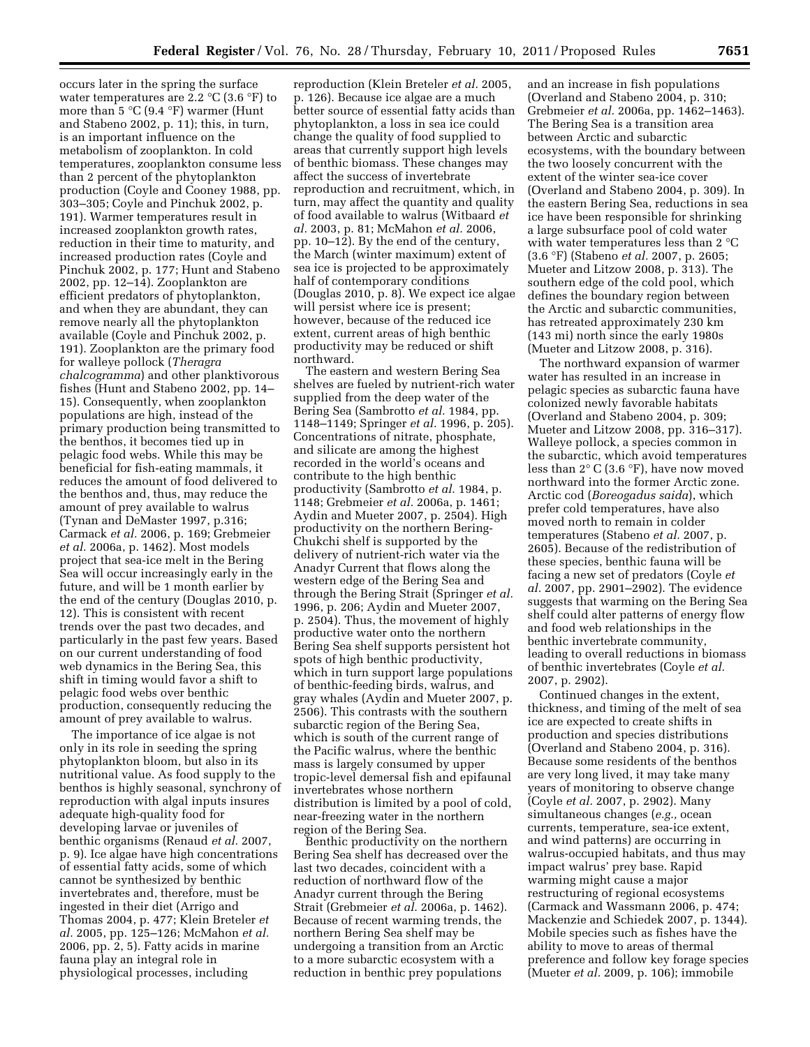occurs later in the spring the surface water temperatures are 2.2 °C (3.6 °F) to more than 5 °C (9.4 °F) warmer (Hunt and Stabeno 2002, p. 11); this, in turn, is an important influence on the metabolism of zooplankton. In cold temperatures, zooplankton consume less than 2 percent of the phytoplankton production (Coyle and Cooney 1988, pp. 303–305; Coyle and Pinchuk 2002, p. 191). Warmer temperatures result in increased zooplankton growth rates, reduction in their time to maturity, and increased production rates (Coyle and Pinchuk 2002, p. 177; Hunt and Stabeno 2002, pp. 12–14). Zooplankton are efficient predators of phytoplankton, and when they are abundant, they can remove nearly all the phytoplankton available (Coyle and Pinchuk 2002, p. 191). Zooplankton are the primary food for walleye pollock (*Theragra chalcogramma*) and other planktivorous fishes (Hunt and Stabeno 2002, pp. 14–15). Consequently, when zooplankton populations are high, instead of the primary production being transmitted to the benthos, it becomes tied up in pelagic food webs. While this may be beneficial for fish-eating mammals, it reduces the amount of food delivered to the benthos and, thus, may reduce the amount of prey available to walrus (Tynan and DeMaster 1997, p.316; Carmack *et al.* 2006, p. 169; Grebmeier *et al.* 2006a, p. 1462). Most models project that sea-ice melt in the Bering Sea will occur increasingly early in the future, and will be 1 month earlier by the end of the century (Douglas 2010, p. 12). This is consistent with recent trends over the past two decades, and particularly in the past few years. Based on our current understanding of food web dynamics in the Bering Sea, this shift in timing would favor a shift to pelagic food webs over benthic production, consequently reducing the amount of prey available to walrus.

The importance of ice algae is not only in its role in seeding the spring phytoplankton bloom, but also in its nutritional value. As food supply to the benthos is highly seasonal, synchrony of reproduction with algal inputs insures adequate high-quality food for developing larvae or juveniles of benthic organisms (Renaud *et al.* 2007, p. 9). Ice algae have high concentrations of essential fatty acids, some of which cannot be synthesized by benthic invertebrates and, therefore, must be ingested in their diet (Arrigo and Thomas 2004, p. 477; Klein Breteler *et al.* 2005, pp. 125–126; McMahon *et al.* 2006, pp. 2, 5). Fatty acids in marine fauna play an integral role in physiological processes, including reproduction (Klein Breteler *et al.* 2005, p. 126). Because ice algae are a much better source of essential fatty acids than phytoplankton, a loss in sea ice could change the quality of food supplied to areas that currently support high levels of benthic biomass. These changes may affect the success of invertebrate reproduction and recruitment, which, in turn, may affect the quantity and quality of food available to walrus (Witbaard *et al.* 2003, p. 81; McMahon *et al.* 2006, pp. 10–12). By the end of the century, the March (winter maximum) extent of sea ice is projected to be approximately half of contemporary conditions (Douglas 2010, p. 8). We expect ice algae will persist where ice is present; however, because of the reduced ice extent, current areas of high benthic productivity may be reduced or shift northward.

The eastern and western Bering Sea shelves are fueled by nutrient-rich water supplied from the deep water of the Bering Sea (Sambrotto *et al.* 1984, pp. 1148–1149; Springer *et al.* 1996, p. 205). Concentrations of nitrate, phosphate, and silicate are among the highest recorded in the world's oceans and contribute to the high benthic productivity (Sambrotto *et al.* 1984, p. 1148; Grebmeier *et al.* 2006a, p. 1461; Aydin and Mueter 2007, p. 2504). High productivity on the northern Bering-Chukchi shelf is supported by the delivery of nutrient-rich water via the Anadyr Current that flows along the western edge of the Bering Sea and through the Bering Strait (Springer *et al.* 1996, p. 206; Aydin and Mueter 2007, p. 2504). Thus, the movement of highly productive water onto the northern Bering Sea shelf supports persistent hot spots of high benthic productivity, which in turn support large populations of benthic-feeding birds, walrus, and gray whales (Aydin and Mueter 2007, p. 2506). This contrasts with the southern subarctic region of the Bering Sea, which is south of the current range of the Pacific walrus, where the benthic mass is largely consumed by upper tropic-level demersal fish and epifaunal invertebrates whose northern distribution is limited by a pool of cold, near-freezing water in the northern region of the Bering Sea.

Benthic productivity on the northern Bering Sea shelf has decreased over the last two decades, coincident with a reduction of northward flow of the Anadyr current through the Bering Strait (Grebmeier *et al.* 2006a, p. 1462). Because of recent warming trends, the northern Bering Sea shelf may be undergoing a transition from an Arctic to a more subarctic ecosystem with a reduction in benthic prey populations and an increase in fish populations (Overland and Stabeno 2004, p. 310; Grebmeier *et al.* 2006a, pp. 1462–1463). The Bering Sea is a transition area between Arctic and subarctic ecosystems, with the boundary between the two loosely concurrent with the extent of the winter sea-ice cover (Overland and Stabeno 2004, p. 309). In the eastern Bering Sea, reductions in sea ice have been responsible for shrinking a large subsurface pool of cold water with water temperatures less than 2 °C (3.6 °F) (Stabeno *et al.* 2007, p. 2605; Mueter and Litzow 2008, p. 313). The southern edge of the cold pool, which defines the boundary region between the Arctic and subarctic communities, has retreated approximately 230 km (143 mi) north since the early 1980s (Mueter and Litzow 2008, p. 316).

The northward expansion of warmer water has resulted in an increase in pelagic species as subarctic fauna have colonized newly favorable habitats (Overland and Stabeno 2004, p. 309; Mueter and Litzow 2008, pp. 316–317). Walleye pollock, a species common in the subarctic, which avoid temperatures less than 2° C (3.6 °F), have now moved northward into the former Arctic zone. Arctic cod (*Boreogadus saida*), which prefer cold temperatures, have also moved north to remain in colder temperatures (Stabeno *et al.* 2007, p. 2605). Because of the redistribution of these species, benthic fauna will be facing a new set of predators (Coyle *et al.* 2007, pp. 2901–2902). The evidence suggests that warming on the Bering Sea shelf could alter patterns of energy flow and food web relationships in the benthic invertebrate community, leading to overall reductions in biomass of benthic invertebrates (Coyle *et al.* 2007, p. 2902).

Continued changes in the extent, thickness, and timing of the melt of sea ice are expected to create shifts in production and species distributions (Overland and Stabeno 2004, p. 316). Because some residents of the benthos are very long lived, it may take many years of monitoring to observe change (Coyle *et al.* 2007, p. 2902). Many simultaneous changes (*e.g.,* ocean currents, temperature, sea-ice extent, and wind patterns) are occurring in walrus-occupied habitats, and thus may impact walrus' prey base. Rapid warming might cause a major restructuring of regional ecosystems (Carmack and Wassmann 2006, p. 474; Mackenzie and Schiedek 2007, p. 1344). Mobile species such as fishes have the ability to move to areas of thermal preference and follow key forage species (Mueter *et al.* 2009, p. 106); immobile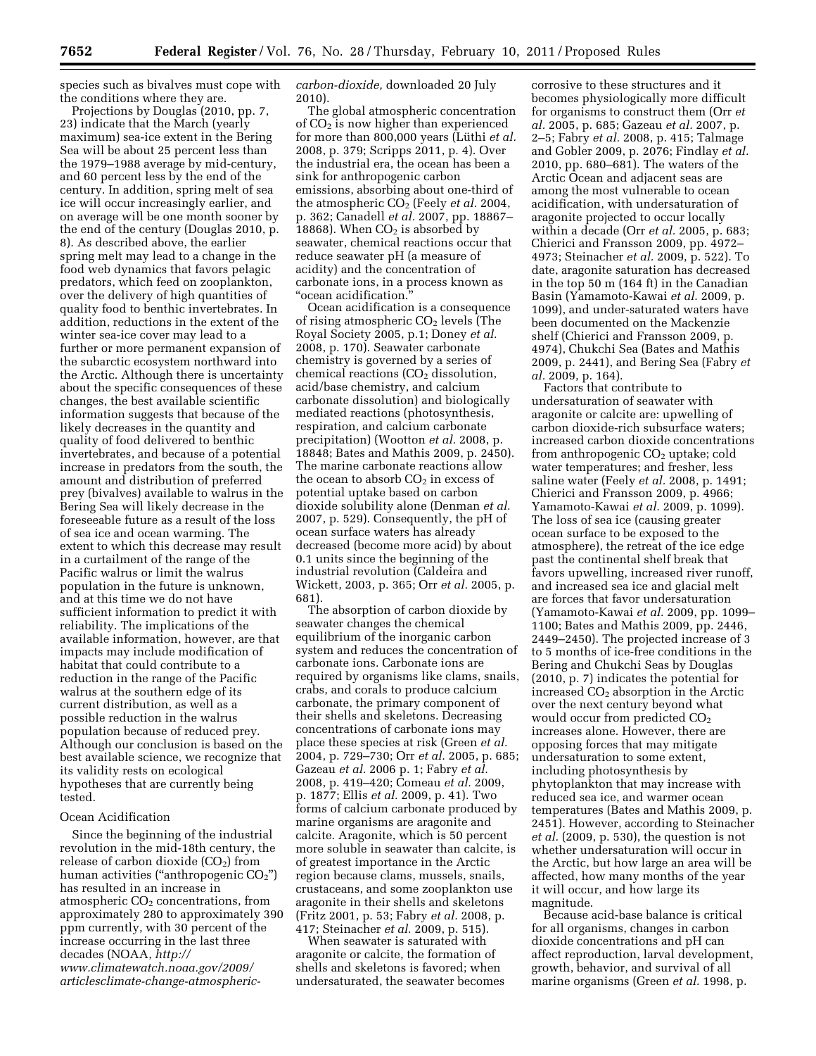species such as bivalves must cope with the conditions where they are.

Projections by Douglas (2010, pp. 7, 23) indicate that the March (yearly maximum) sea-ice extent in the Bering Sea will be about 25 percent less than the 1979–1988 average by mid-century, and 60 percent less by the end of the century. In addition, spring melt of sea ice will occur increasingly earlier, and on average will be one month sooner by the end of the century (Douglas 2010, p. 8). As described above, the earlier spring melt may lead to a change in the food web dynamics that favors pelagic predators, which feed on zooplankton, over the delivery of high quantities of quality food to benthic invertebrates. In addition, reductions in the extent of the winter sea-ice cover may lead to a further or more permanent expansion of the subarctic ecosystem northward into the Arctic. Although there is uncertainty about the specific consequences of these changes, the best available scientific information suggests that because of the likely decreases in the quantity and quality of food delivered to benthic invertebrates, and because of a potential increase in predators from the south, the amount and distribution of preferred prey (bivalves) available to walrus in the Bering Sea will likely decrease in the foreseeable future as a result of the loss of sea ice and ocean warming. The extent to which this decrease may result in a curtailment of the range of the Pacific walrus or limit the walrus population in the future is unknown, and at this time we do not have sufficient information to predict it with reliability. The implications of the available information, however, are that impacts may include modification of habitat that could contribute to a reduction in the range of the Pacific walrus at the southern edge of its current distribution, as well as a possible reduction in the walrus population because of reduced prey. Although our conclusion is based on the best available science, we recognize that its validity rests on ecological hypotheses that are currently being tested.

### Ocean Acidification

Since the beginning of the industrial revolution in the mid-18th century, the release of carbon dioxide ($CO_2$) from human activities ("anthropogenic $CO_2$") has resulted in an increase in atmospheric $CO_2$ concentrations, from approximately 280 to approximately 390 ppm currently, with 30 percent of the increase occurring in the last three decades (NOAA, *http://www.climatewatch.noaa.gov/2009/articlesclimate-change-atmospheric-carbon-dioxide,* downloaded 20 July 2010).

The global atmospheric concentration of $CO_2$ is now higher than experienced for more than 800,000 years (Lüthi *et al.* 2008, p. 379; Scripps 2011, p. 4). Over the industrial era, the ocean has been a sink for anthropogenic carbon emissions, absorbing about one-third of the atmospheric $CO_2$ (Feely *et al.* 2004, p. 362; Canadell *et al.* 2007, pp. 18867–18868). When $CO_2$ is absorbed by seawater, chemical reactions occur that reduce seawater pH (a measure of acidity) and the concentration of carbonate ions, in a process known as "ocean acidification."

Ocean acidification is a consequence of rising atmospheric $CO_2$ levels (The Royal Society 2005, p.1; Doney *et al.* 2008, p. 170). Seawater carbonate chemistry is governed by a series of chemical reactions ($CO_2$ dissolution, acid/base chemistry, and calcium carbonate dissolution) and biologically mediated reactions (photosynthesis, respiration, and calcium carbonate precipitation) (Wootton *et al.* 2008, p. 18848; Bates and Mathis 2009, p. 2450). The marine carbonate reactions allow the ocean to absorb $CO_2$ in excess of potential uptake based on carbon dioxide solubility alone (Denman *et al.* 2007, p. 529). Consequently, the pH of ocean surface waters has already decreased (become more acid) by about 0.1 units since the beginning of the industrial revolution (Caldeira and Wickett, 2003, p. 365; Orr *et al.* 2005, p. 681).

The absorption of carbon dioxide by seawater changes the chemical equilibrium of the inorganic carbon system and reduces the concentration of carbonate ions. Carbonate ions are required by organisms like clams, snails, crabs, and corals to produce calcium carbonate, the primary component of their shells and skeletons. Decreasing concentrations of carbonate ions may place these species at risk (Green *et al.* 2004, p. 729–730; Orr *et al.* 2005, p. 685; Gazeau *et al.* 2006 p. 1; Fabry *et al.* 2008, p. 419–420; Comeau *et al.* 2009, p. 1877; Ellis *et al.* 2009, p. 41). Two forms of calcium carbonate produced by marine organisms are aragonite and calcite. Aragonite, which is 50 percent more soluble in seawater than calcite, is of greatest importance in the Arctic region because clams, mussels, snails, crustaceans, and some zooplankton use aragonite in their shells and skeletons (Fritz 2001, p. 53; Fabry *et al.* 2008, p. 417; Steinacher *et al.* 2009, p. 515).

When seawater is saturated with aragonite or calcite, the formation of shells and skeletons is favored; when undersaturated, the seawater becomes corrosive to these structures and it becomes physiologically more difficult for organisms to construct them (Orr *et al.* 2005, p. 685; Gazeau *et al.* 2007, p. 2–5; Fabry *et al.* 2008, p. 415; Talmage and Gobler 2009, p. 2076; Findlay *et al.* 2010, pp. 680–681). The waters of the Arctic Ocean and adjacent seas are among the most vulnerable to ocean acidification, with undersaturation of aragonite projected to occur locally within a decade (Orr *et al.* 2005, p. 683; Chierici and Fransson 2009, pp. 4972–4973; Steinacher *et al.* 2009, p. 522). To date, aragonite saturation has decreased in the top 50 m (164 ft) in the Canadian Basin (Yamamoto-Kawai *et al.* 2009, p. 1099), and under-saturated waters have been documented on the Mackenzie shelf (Chierici and Fransson 2009, p. 4974), Chukchi Sea (Bates and Mathis 2009, p. 2441), and Bering Sea (Fabry *et al.* 2009, p. 164).

Factors that contribute to undersaturation of seawater with aragonite or calcite are: upwelling of carbon dioxide-rich subsurface waters; increased carbon dioxide concentrations from anthropogenic $CO_2$ uptake; cold water temperatures; and fresher, less saline water (Feely *et al.* 2008, p. 1491; Chierici and Fransson 2009, p. 4966; Yamamoto-Kawai *et al.* 2009, p. 1099). The loss of sea ice (causing greater ocean surface to be exposed to the atmosphere), the retreat of the ice edge past the continental shelf break that favors upwelling, increased river runoff, and increased sea ice and glacial melt are forces that favor undersaturation (Yamamoto-Kawai *et al.* 2009, pp. 1099–1100; Bates and Mathis 2009, pp. 2446, 2449–2450). The projected increase of 3 to 5 months of ice-free conditions in the Bering and Chukchi Seas by Douglas (2010, p. 7) indicates the potential for increased $CO_2$ absorption in the Arctic over the next century beyond what would occur from predicted $CO_2$ increases alone. However, there are opposing forces that may mitigate undersaturation to some extent, including photosynthesis by phytoplankton that may increase with reduced sea ice, and warmer ocean temperatures (Bates and Mathis 2009, p. 2451). However, according to Steinacher *et al.* (2009, p. 530), the question is not whether undersaturation will occur in the Arctic, but how large an area will be affected, how many months of the year it will occur, and how large its magnitude.

Because acid-base balance is critical for all organisms, changes in carbon dioxide concentrations and pH can affect reproduction, larval development, growth, behavior, and survival of all marine organisms (Green *et al.* 1998, p.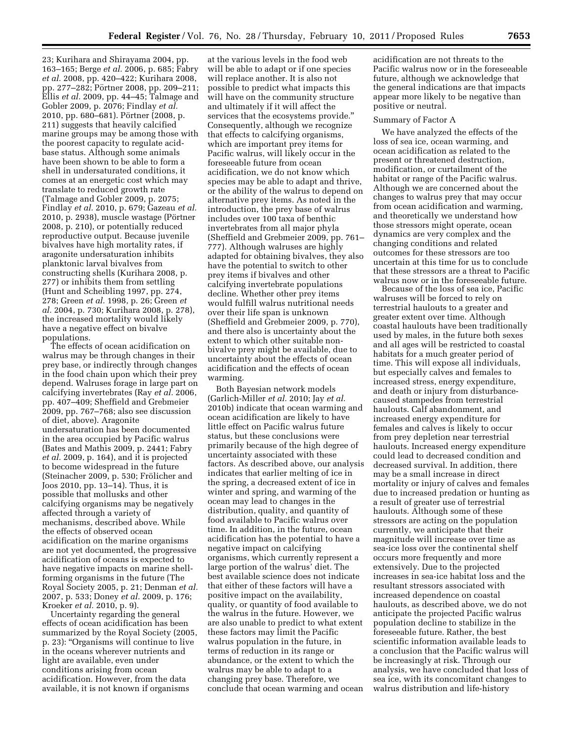23; Kurihara and Shirayama 2004, pp. 163–165; Berge *et al.* 2006, p. 685; Fabry *et al.* 2008, pp. 420–422; Kurihara 2008, pp. 277–282; Pörtner 2008, pp. 209–211; Ellis *et al.* 2009, pp. 44–45; Talmage and Gobler 2009, p. 2076; Findlay *et al.* 2010, pp. 680–681). Pörtner (2008, p. 211) suggests that heavily calcified marine groups may be among those with the poorest capacity to regulate acid-base status. Although some animals have been shown to be able to form a shell in undersaturated conditions, it comes at an energetic cost which may translate to reduced growth rate (Talmage and Gobler 2009, p. 2075; Findlay *et al.* 2010, p. 679; Gazeau *et al.* 2010, p. 2938), muscle wastage (Pörtner 2008, p. 210), or potentially reduced reproductive output. Because juvenile bivalves have high mortality rates, if aragonite undersaturation inhibits planktonic larval bivalves from constructing shells (Kurihara 2008, p. 277) or inhibits them from settling (Hunt and Scheibling 1997, pp. 274, 278; Green *et al.* 1998, p. 26; Green *et al.* 2004, p. 730; Kurihara 2008, p. 278), the increased mortality would likely have a negative effect on bivalve populations.

The effects of ocean acidification on walrus may be through changes in their prey base, or indirectly through changes in the food chain upon which their prey depend. Walruses forage in large part on calcifying invertebrates (Ray *et al.* 2006, pp. 407–409; Sheffield and Grebmeier 2009, pp. 767–768; also see discussion of diet, above). Aragonite undersaturation has been documented in the area occupied by Pacific walrus (Bates and Mathis 2009, p. 2441; Fabry *et al.* 2009, p. 164), and it is projected to become widespread in the future (Steinacher 2009, p. 530; Frölicher and Joos 2010, pp. 13–14). Thus, it is possible that mollusks and other calcifying organisms may be negatively affected through a variety of mechanisms, described above. While the effects of observed ocean acidification on the marine organisms are not yet documented, the progressive acidification of oceans is expected to have negative impacts on marine shell-forming organisms in the future (The Royal Society 2005, p. 21; Denman *et al.* 2007, p. 533; Doney *et al.* 2009, p. 176; Kroeker *et al.* 2010, p. 9).

Uncertainty regarding the general effects of ocean acidification has been summarized by the Royal Society (2005, p. 23): "Organisms will continue to live in the oceans wherever nutrients and light are available, even under conditions arising from ocean acidification. However, from the data available, it is not known if organisms at the various levels in the food web will be able to adapt or if one species will replace another. It is also not possible to predict what impacts this will have on the community structure and ultimately if it will affect the services that the ecosystems provide." Consequently, although we recognize that effects to calcifying organisms, which are important prey items for Pacific walrus, will likely occur in the foreseeable future from ocean acidification, we do not know which species may be able to adapt and thrive, or the ability of the walrus to depend on alternative prey items. As noted in the introduction, the prey base of walrus includes over 100 taxa of benthic invertebrates from all major phyla (Sheffield and Grebmeier 2009, pp. 761–777). Although walruses are highly adapted for obtaining bivalves, they also have the potential to switch to other prey items if bivalves and other calcifying invertebrate populations decline. Whether other prey items would fulfill walrus nutritional needs over their life span is unknown (Sheffield and Grebmeier 2009, p. 770), and there also is uncertainty about the extent to which other suitable non-bivalve prey might be available, due to uncertainty about the effects of ocean acidification and the effects of ocean warming.

Both Bayesian network models (Garlich-Miller *et al.* 2010; Jay *et al.* 2010b) indicate that ocean warming and ocean acidification are likely to have little effect on Pacific walrus future status, but these conclusions were primarily because of the high degree of uncertainty associated with these factors. As described above, our analysis indicates that earlier melting of ice in the spring, a decreased extent of ice in winter and spring, and warming of the ocean may lead to changes in the distribution, quality, and quantity of food available to Pacific walrus over time. In addition, in the future, ocean acidification has the potential to have a negative impact on calcifying organisms, which currently represent a large portion of the walrus' diet. The best available science does not indicate that either of these factors will have a positive impact on the availability, quality, or quantity of food available to the walrus in the future. However, we are also unable to predict to what extent these factors may limit the Pacific walrus population in the future, in terms of reduction in its range or abundance, or the extent to which the walrus may be able to adapt to a changing prey base. Therefore, we conclude that ocean warming and ocean acidification are not threats to the Pacific walrus now or in the foreseeable future, although we acknowledge that the general indications are that impacts appear more likely to be negative than positive or neutral.

## Summary of Factor A

We have analyzed the effects of the loss of sea ice, ocean warming, and ocean acidification as related to the present or threatened destruction, modification, or curtailment of the habitat or range of the Pacific walrus. Although we are concerned about the changes to walrus prey that may occur from ocean acidification and warming, and theoretically we understand how those stressors might operate, ocean dynamics are very complex and the changing conditions and related outcomes for these stressors are too uncertain at this time for us to conclude that these stressors are a threat to Pacific walrus now or in the foreseeable future.

Because of the loss of sea ice, Pacific walruses will be forced to rely on terrestrial haulouts to a greater and greater extent over time. Although coastal haulouts have been traditionally used by males, in the future both sexes and all ages will be restricted to coastal habitats for a much greater period of time. This will expose all individuals, but especially calves and females to increased stress, energy expenditure, and death or injury from disturbance-caused stampedes from terrestrial haulouts. Calf abandonment, and increased energy expenditure for females and calves is likely to occur from prey depletion near terrestrial haulouts. Increased energy expenditure could lead to decreased condition and decreased survival. In addition, there may be a small increase in direct mortality or injury of calves and females due to increased predation or hunting as a result of greater use of terrestrial haulouts. Although some of these stressors are acting on the population currently, we anticipate that their magnitude will increase over time as sea-ice loss over the continental shelf occurs more frequently and more extensively. Due to the projected increases in sea-ice habitat loss and the resultant stressors associated with increased dependence on coastal haulouts, as described above, we do not anticipate the projected Pacific walrus population decline to stabilize in the foreseeable future. Rather, the best scientific information available leads to a conclusion that the Pacific walrus will be increasingly at risk. Through our analysis, we have concluded that loss of sea ice, with its concomitant changes to walrus distribution and life-history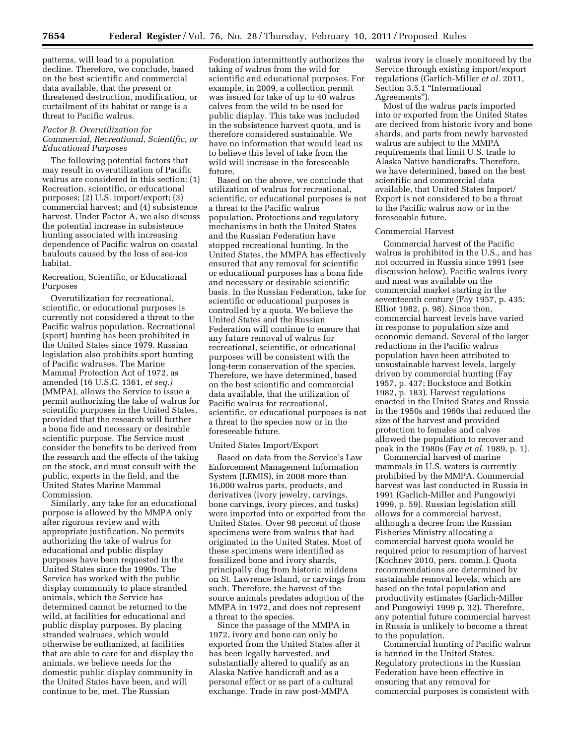patterns, will lead to a population decline. Therefore, we conclude, based on the best scientific and commercial data available, that the present or threatened destruction, modification, or curtailment of its habitat or range is a threat to Pacific walrus.

### *Factor B. Overutilization for Commercial, Recreational, Scientific, or Educational Purposes*

The following potential factors that may result in overutilization of Pacific walrus are considered in this section: (1) Recreation, scientific, or educational purposes; (2) U.S. import/export; (3) commercial harvest; and (4) subsistence harvest. Under Factor A, we also discuss the potential increase in subsistence hunting associated with increasing dependence of Pacific walrus on coastal haulouts caused by the loss of sea-ice habitat.

#### Recreation, Scientific, or Educational Purposes

Overutilization for recreational, scientific, or educational purposes is currently not considered a threat to the Pacific walrus population. Recreational (sport) hunting has been prohibited in the United States since 1979. Russian legislation also prohibits sport hunting of Pacific walruses. The Marine Mammal Protection Act of 1972, as amended (16 U.S.C. 1361, *et seq.)* (MMPA), allows the Service to issue a permit authorizing the take of walrus for scientific purposes in the United States, provided that the research will further a bona fide and necessary or desirable scientific purpose. The Service must consider the benefits to be derived from the research and the effects of the taking on the stock, and must consult with the public, experts in the field, and the United States Marine Mammal Commission.

Similarly, any take for an educational purpose is allowed by the MMPA only after rigorous review and with appropriate justification. No permits authorizing the take of walrus for educational and public display purposes have been requested in the United States since the 1990s. The Service has worked with the public display community to place stranded animals, which the Service has determined cannot be returned to the wild, at facilities for educational and public display purposes. By placing stranded walruses, which would otherwise be euthanized, at facilities that are able to care for and display the animals, we believe needs for the domestic public display community in the United States have been, and will continue to be, met. The Russian Federation intermittently authorizes the taking of walrus from the wild for scientific and educational purposes. For example, in 2009, a collection permit was issued for take of up to 40 walrus calves from the wild to be used for public display. This take was included in the subsistence harvest quota, and is therefore considered sustainable. We have no information that would lead us to believe this level of take from the wild will increase in the foreseeable future.

Based on the above, we conclude that utilization of walrus for recreational, scientific, or educational purposes is not a threat to the Pacific walrus population. Protections and regulatory mechanisms in both the United States and the Russian Federation have stopped recreational hunting. In the United States, the MMPA has effectively ensured that any removal for scientific or educational purposes has a bona fide and necessary or desirable scientific basis. In the Russian Federation, take for scientific or educational purposes is controlled by a quota. We believe the United States and the Russian Federation will continue to ensure that any future removal of walrus for recreational, scientific, or educational purposes will be consistent with the long-term conservation of the species. Therefore, we have determined, based on the best scientific and commercial data available, that the utilization of Pacific walrus for recreational, scientific, or educational purposes is not a threat to the species now or in the foreseeable future.

#### United States Import/Export

Based on data from the Service's Law Enforcement Management Information System (LEMIS), in 2008 more than 16,000 walrus parts, products, and derivatives (ivory jewelry, carvings, bone carvings, ivory pieces, and tusks) were imported into or exported from the United States. Over 98 percent of those specimens were from walrus that had originated in the United States. Most of these specimens were identified as fossilized bone and ivory shards, principally dug from historic middens on St. Lawrence Island, or carvings from such. Therefore, the harvest of the source animals predates adoption of the MMPA in 1972, and does not represent a threat to the species.

Since the passage of the MMPA in 1972, ivory and bone can only be exported from the United States after it has been legally harvested, and substantially altered to qualify as an Alaska Native handicraft and as a personal effect or as part of a cultural exchange. Trade in raw post-MMPA walrus ivory is closely monitored by the Service through existing import/export regulations (Garlich-Miller *et al.* 2011, Section 3.5.1 "International Agreements").

Most of the walrus parts imported into or exported from the United States are derived from historic ivory and bone shards, and parts from newly harvested walrus are subject to the MMPA requirements that limit U.S. trade to Alaska Native handicrafts. Therefore, we have determined, based on the best scientific and commercial data available, that United States Import/Export is not considered to be a threat to the Pacific walrus now or in the foreseeable future.

#### Commercial Harvest

Commercial harvest of the Pacific walrus is prohibited in the U.S., and has not occurred in Russia since 1991 (see discussion below). Pacific walrus ivory and meat was available on the commercial market starting in the seventeenth century (Fay 1957, p. 435; Elliot 1982, p. 98). Since then, commercial harvest levels have varied in response to population size and economic demand. Several of the larger reductions in the Pacific walrus population have been attributed to unsustainable harvest levels, largely driven by commercial hunting (Fay 1957, p. 437; Bockstoce and Botkin 1982, p. 183). Harvest regulations enacted in the United States and Russia in the 1950s and 1960s that reduced the size of the harvest and provided protection to females and calves allowed the population to recover and peak in the 1980s (Fay *et al.* 1989, p. 1).

Commercial harvest of marine mammals in U.S. waters is currently prohibited by the MMPA. Commercial harvest was last conducted in Russia in 1991 (Garlich-Miller and Pungowiyi 1999, p. 59). Russian legislation still allows for a commercial harvest, although a decree from the Russian Fisheries Ministry allocating a commercial harvest quota would be required prior to resumption of harvest (Kochnev 2010, pers. comm.). Quota recommendations are determined by sustainable removal levels, which are based on the total population and productivity estimates (Garlich-Miller and Pungowiyi 1999 p. 32). Therefore, any potential future commercial harvest in Russia is unlikely to become a threat to the population.

Commercial hunting of Pacific walrus is banned in the United States. Regulatory protections in the Russian Federation have been effective in ensuring that any removal for commercial purposes is consistent with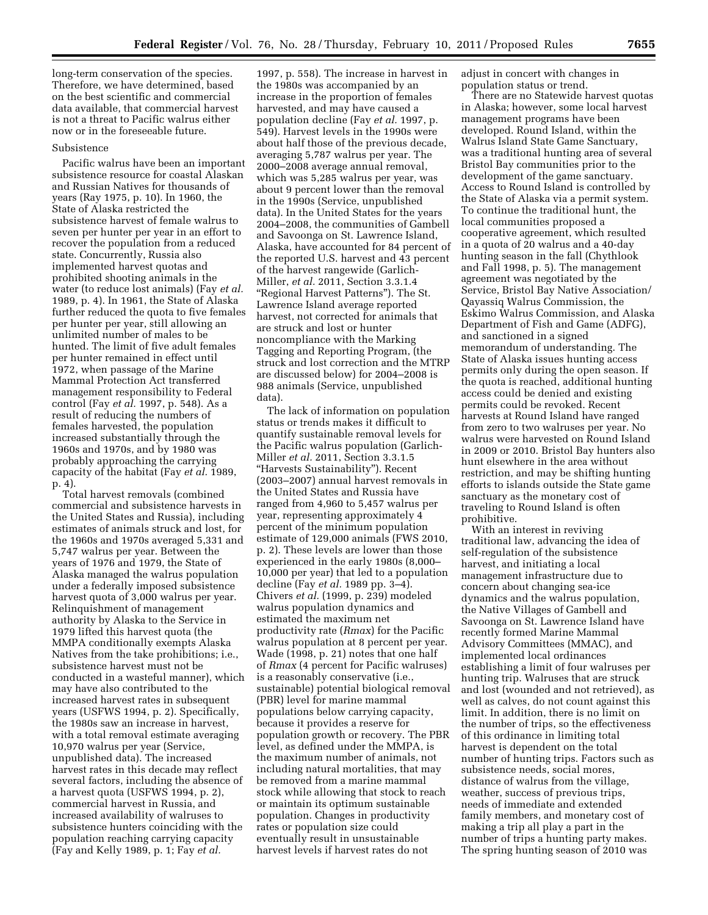long-term conservation of the species. Therefore, we have determined, based on the best scientific and commercial data available, that commercial harvest is not a threat to Pacific walrus either now or in the foreseeable future.

Subsistence

Pacific walrus have been an important subsistence resource for coastal Alaskan and Russian Natives for thousands of years (Ray 1975, p. 10). In 1960, the State of Alaska restricted the subsistence harvest of female walrus to seven per hunter per year in an effort to recover the population from a reduced state. Concurrently, Russia also implemented harvest quotas and prohibited shooting animals in the water (to reduce lost animals) (Fay *et al.* 1989, p. 4). In 1961, the State of Alaska further reduced the quota to five females per hunter per year, still allowing an unlimited number of males to be hunted. The limit of five adult females per hunter remained in effect until 1972, when passage of the Marine Mammal Protection Act transferred management responsibility to Federal control (Fay *et al.* 1997, p. 548). As a result of reducing the numbers of females harvested, the population increased substantially through the 1960s and 1970s, and by 1980 was probably approaching the carrying capacity of the habitat (Fay *et al.* 1989, p. 4).

Total harvest removals (combined commercial and subsistence harvests in the United States and Russia), including estimates of animals struck and lost, for the 1960s and 1970s averaged 5,331 and 5,747 walrus per year. Between the years of 1976 and 1979, the State of Alaska managed the walrus population under a federally imposed subsistence harvest quota of 3,000 walrus per year. Relinquishment of management authority by Alaska to the Service in 1979 lifted this harvest quota (the MMPA conditionally exempts Alaska Natives from the take prohibitions; i.e., subsistence harvest must not be conducted in a wasteful manner), which may have also contributed to the increased harvest rates in subsequent years (USFWS 1994, p. 2). Specifically, the 1980s saw an increase in harvest, with a total removal estimate averaging 10,970 walrus per year (Service, unpublished data). The increased harvest rates in this decade may reflect several factors, including the absence of a harvest quota (USFWS 1994, p. 2), commercial harvest in Russia, and increased availability of walruses to subsistence hunters coinciding with the population reaching carrying capacity (Fay and Kelly 1989, p. 1; Fay *et al.* 1997, p. 558). The increase in harvest in the 1980s was accompanied by an increase in the proportion of females harvested, and may have caused a population decline (Fay *et al.* 1997, p. 549). Harvest levels in the 1990s were about half those of the previous decade, averaging 5,787 walrus per year. The 2000–2008 average annual removal, which was 5,285 walrus per year, was about 9 percent lower than the removal in the 1990s (Service, unpublished data). In the United States for the years 2004–2008, the communities of Gambell and Savoonga on St. Lawrence Island, Alaska, have accounted for 84 percent of the reported U.S. harvest and 43 percent of the harvest rangewide (Garlich-Miller, *et al.* 2011, Section 3.3.1.4 "Regional Harvest Patterns"). The St. Lawrence Island average reported harvest, not corrected for animals that are struck and lost or hunter noncompliance with the Marking Tagging and Reporting Program, (the struck and lost correction and the MTRP are discussed below) for 2004–2008 is 988 animals (Service, unpublished data).

The lack of information on population status or trends makes it difficult to quantify sustainable removal levels for the Pacific walrus population (Garlich-Miller *et al.* 2011, Section 3.3.1.5 "Harvests Sustainability"). Recent (2003–2007) annual harvest removals in the United States and Russia have ranged from 4,960 to 5,457 walrus per year, representing approximately 4 percent of the minimum population estimate of 129,000 animals (FWS 2010, p. 2). These levels are lower than those experienced in the early 1980s (8,000–10,000 per year) that led to a population decline (Fay *et al.* 1989 pp. 3–4). Chivers *et al.* (1999, p. 239) modeled walrus population dynamics and estimated the maximum net productivity rate (*Rmax*) for the Pacific walrus population at 8 percent per year. Wade (1998, p. 21) notes that one half of *Rmax* (4 percent for Pacific walruses) is a reasonably conservative (i.e., sustainable) potential biological removal (PBR) level for marine mammal populations below carrying capacity, because it provides a reserve for population growth or recovery. The PBR level, as defined under the MMPA, is the maximum number of animals, not including natural mortalities, that may be removed from a marine mammal stock while allowing that stock to reach or maintain its optimum sustainable population. Changes in productivity rates or population size could eventually result in unsustainable harvest levels if harvest rates do not adjust in concert with changes in population status or trend.

There are no Statewide harvest quotas in Alaska; however, some local harvest management programs have been developed. Round Island, within the Walrus Island State Game Sanctuary, was a traditional hunting area of several Bristol Bay communities prior to the development of the game sanctuary. Access to Round Island is controlled by the State of Alaska via a permit system. To continue the traditional hunt, the local communities proposed a cooperative agreement, which resulted in a quota of 20 walrus and a 40-day hunting season in the fall (Chythlook and Fall 1998, p. 5). The management agreement was negotiated by the Service, Bristol Bay Native Association/Qayassiq Walrus Commission, the Eskimo Walrus Commission, and Alaska Department of Fish and Game (ADFG), and sanctioned in a signed memorandum of understanding. The State of Alaska issues hunting access permits only during the open season. If the quota is reached, additional hunting access could be denied and existing permits could be revoked. Recent harvests at Round Island have ranged from zero to two walruses per year. No walrus were harvested on Round Island in 2009 or 2010. Bristol Bay hunters also hunt elsewhere in the area without restriction, and may be shifting hunting efforts to islands outside the State game sanctuary as the monetary cost of traveling to Round Island is often prohibitive.

With an interest in reviving traditional law, advancing the idea of self-regulation of the subsistence harvest, and initiating a local management infrastructure due to concern about changing sea-ice dynamics and the walrus population, the Native Villages of Gambell and Savoonga on St. Lawrence Island have recently formed Marine Mammal Advisory Committees (MMAC), and implemented local ordinances establishing a limit of four walruses per hunting trip. Walruses that are struck and lost (wounded and not retrieved), as well as calves, do not count against this limit. In addition, there is no limit on the number of trips, so the effectiveness of this ordinance in limiting total harvest is dependent on the total number of hunting trips. Factors such as subsistence needs, social mores, distance of walrus from the village, weather, success of previous trips, needs of immediate and extended family members, and monetary cost of making a trip all play a part in the number of trips a hunting party makes. The spring hunting season of 2010 was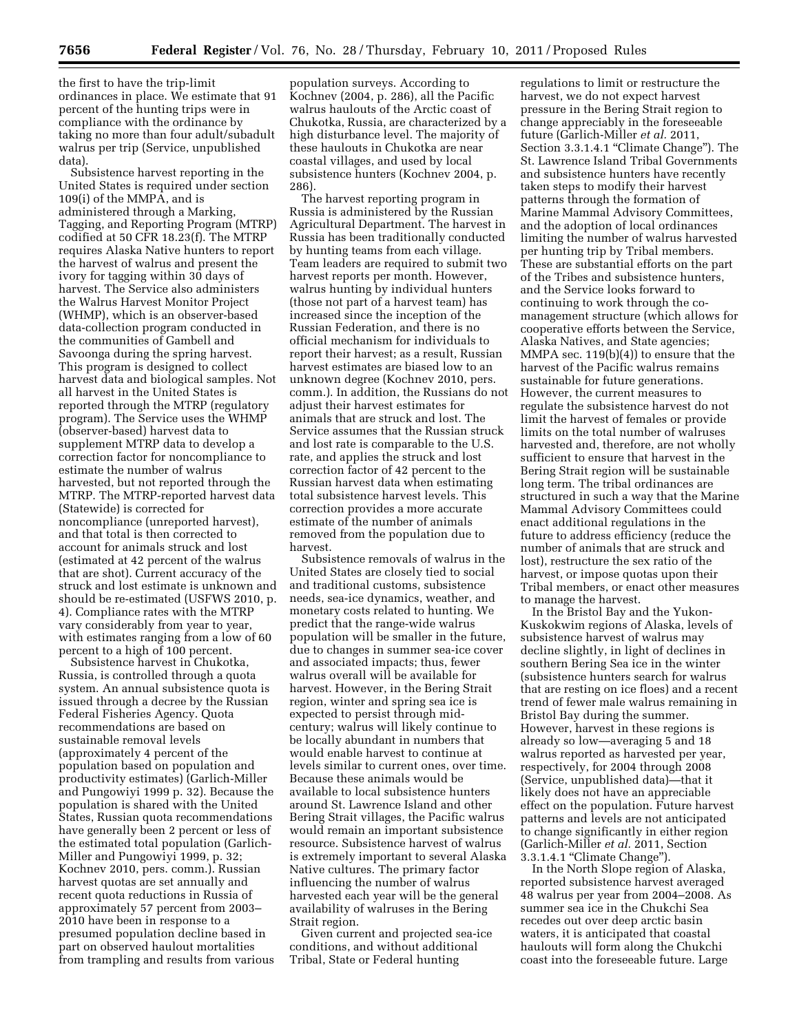the first to have the trip-limit ordinances in place. We estimate that 91 percent of the hunting trips were in compliance with the ordinance by taking no more than four adult/subadult walrus per trip (Service, unpublished data).

Subsistence harvest reporting in the United States is required under section 109(i) of the MMPA, and is administered through a Marking, Tagging, and Reporting Program (MTRP) codified at 50 CFR 18.23(f). The MTRP requires Alaska Native hunters to report the harvest of walrus and present the ivory for tagging within 30 days of harvest. The Service also administers the Walrus Harvest Monitor Project (WHMP), which is an observer-based data-collection program conducted in the communities of Gambell and Savoonga during the spring harvest. This program is designed to collect harvest data and biological samples. Not all harvest in the United States is reported through the MTRP (regulatory program). The Service uses the WHMP (observer-based) harvest data to supplement MTRP data to develop a correction factor for noncompliance to estimate the number of walrus harvested, but not reported through the MTRP. The MTRP-reported harvest data (Statewide) is corrected for noncompliance (unreported harvest), and that total is then corrected to account for animals struck and lost (estimated at 42 percent of the walrus that are shot). Current accuracy of the struck and lost estimate is unknown and should be re-estimated (USFWS 2010, p. 4). Compliance rates with the MTRP vary considerably from year to year, with estimates ranging from a low of 60 percent to a high of 100 percent.

Subsistence harvest in Chukotka, Russia, is controlled through a quota system. An annual subsistence quota is issued through a decree by the Russian Federal Fisheries Agency. Quota recommendations are based on sustainable removal levels (approximately 4 percent of the population based on population and productivity estimates) (Garlich-Miller and Pungowiyi 1999 p. 32). Because the population is shared with the United States, Russian quota recommendations have generally been 2 percent or less of the estimated total population (Garlich-Miller and Pungowiyi 1999, p. 32; Kochnev 2010, pers. comm.). Russian harvest quotas are set annually and recent quota reductions in Russia of approximately 57 percent from 2003–2010 have been in response to a presumed population decline based in part on observed haulout mortalities from trampling and results from various population surveys. According to Kochnev (2004, p. 286), all the Pacific walrus haulouts of the Arctic coast of Chukotka, Russia, are characterized by a high disturbance level. The majority of these haulouts in Chukotka are near coastal villages, and used by local subsistence hunters (Kochnev 2004, p. 286).

The harvest reporting program in Russia is administered by the Russian Agricultural Department. The harvest in Russia has been traditionally conducted by hunting teams from each village. Team leaders are required to submit two harvest reports per month. However, walrus hunting by individual hunters (those not part of a harvest team) has increased since the inception of the Russian Federation, and there is no official mechanism for individuals to report their harvest; as a result, Russian harvest estimates are biased low to an unknown degree (Kochnev 2010, pers. comm.). In addition, the Russians do not adjust their harvest estimates for animals that are struck and lost. The Service assumes that the Russian struck and lost rate is comparable to the U.S. rate, and applies the struck and lost correction factor of 42 percent to the Russian harvest data when estimating total subsistence harvest levels. This correction provides a more accurate estimate of the number of animals removed from the population due to harvest.

Subsistence removals of walrus in the United States are closely tied to social and traditional customs, subsistence needs, sea-ice dynamics, weather, and monetary costs related to hunting. We predict that the range-wide walrus population will be smaller in the future, due to changes in summer sea-ice cover and associated impacts; thus, fewer walrus overall will be available for harvest. However, in the Bering Strait region, winter and spring sea ice is expected to persist through mid-century; walrus will likely continue to be locally abundant in numbers that would enable harvest to continue at levels similar to current ones, over time. Because these animals would be available to local subsistence hunters around St. Lawrence Island and other Bering Strait villages, the Pacific walrus would remain an important subsistence resource. Subsistence harvest of walrus is extremely important to several Alaska Native cultures. The primary factor influencing the number of walrus harvested each year will be the general availability of walruses in the Bering Strait region.

Given current and projected sea-ice conditions, and without additional Tribal, State or Federal hunting regulations to limit or restructure the harvest, we do not expect harvest pressure in the Bering Strait region to change appreciably in the foreseeable future (Garlich-Miller *et al.* 2011, Section 3.3.1.4.1 "Climate Change"). The St. Lawrence Island Tribal Governments and subsistence hunters have recently taken steps to modify their harvest patterns through the formation of Marine Mammal Advisory Committees, and the adoption of local ordinances limiting the number of walrus harvested per hunting trip by Tribal members. These are substantial efforts on the part of the Tribes and subsistence hunters, and the Service looks forward to continuing to work through the co-management structure (which allows for cooperative efforts between the Service, Alaska Natives, and State agencies; MMPA sec. 119(b)(4)) to ensure that the harvest of the Pacific walrus remains sustainable for future generations. However, the current measures to regulate the subsistence harvest do not limit the harvest of females or provide limits on the total number of walruses harvested and, therefore, are not wholly sufficient to ensure that harvest in the Bering Strait region will be sustainable long term. The tribal ordinances are structured in such a way that the Marine Mammal Advisory Committees could enact additional regulations in the future to address efficiency (reduce the number of animals that are struck and lost), restructure the sex ratio of the harvest, or impose quotas upon their Tribal members, or enact other measures to manage the harvest.

In the Bristol Bay and the Yukon-Kuskokwim regions of Alaska, levels of subsistence harvest of walrus may decline slightly, in light of declines in southern Bering Sea ice in the winter (subsistence hunters search for walrus that are resting on ice floes) and a recent trend of fewer male walrus remaining in Bristol Bay during the summer. However, harvest in these regions is already so low—averaging 5 and 18 walrus reported as harvested per year, respectively, for 2004 through 2008 (Service, unpublished data)—that it likely does not have an appreciable effect on the population. Future harvest patterns and levels are not anticipated to change significantly in either region (Garlich-Miller *et al.* 2011, Section 3.3.1.4.1 "Climate Change").

In the North Slope region of Alaska, reported subsistence harvest averaged 48 walrus per year from 2004–2008. As summer sea ice in the Chukchi Sea recedes out over deep arctic basin waters, it is anticipated that coastal haulouts will form along the Chukchi coast into the foreseeable future. Large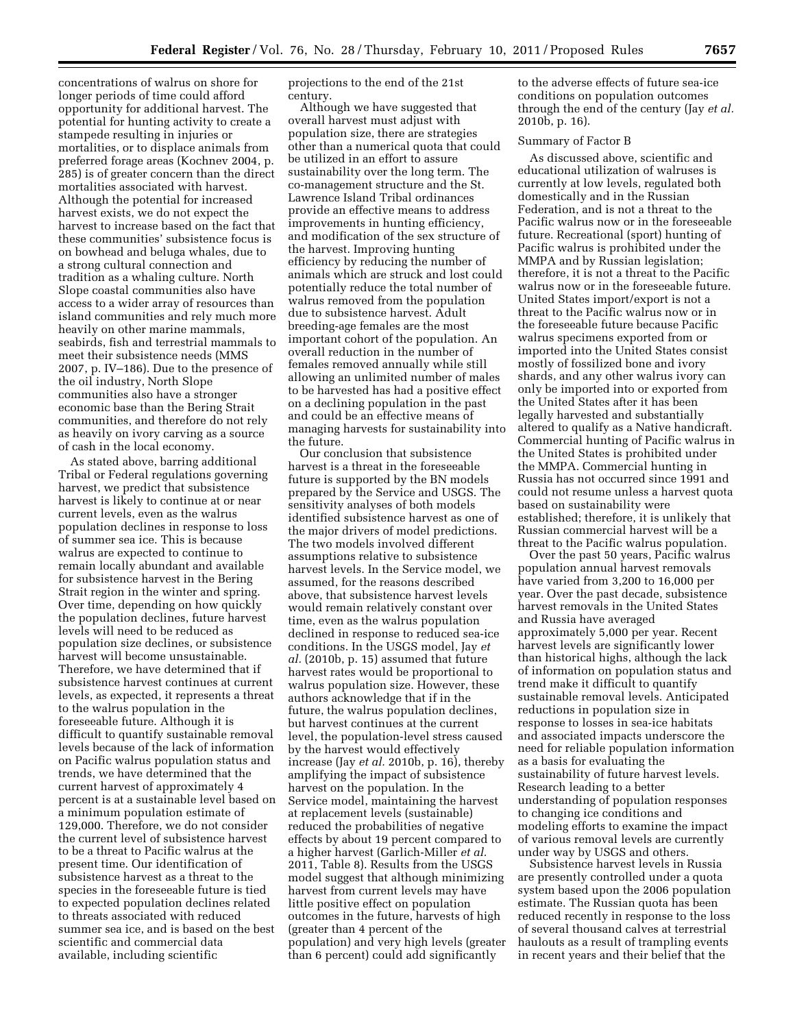concentrations of walrus on shore for longer periods of time could afford opportunity for additional harvest. The potential for hunting activity to create a stampede resulting in injuries or mortalities, or to displace animals from preferred forage areas (Kochnev 2004, p. 285) is of greater concern than the direct mortalities associated with harvest. Although the potential for increased harvest exists, we do not expect the harvest to increase based on the fact that these communities' subsistence focus is on bowhead and beluga whales, due to a strong cultural connection and tradition as a whaling culture. North Slope coastal communities also have access to a wider array of resources than island communities and rely much more heavily on other marine mammals, seabirds, fish and terrestrial mammals to meet their subsistence needs (MMS 2007, p. IV–186). Due to the presence of the oil industry, North Slope communities also have a stronger economic base than the Bering Strait communities, and therefore do not rely as heavily on ivory carving as a source of cash in the local economy.

As stated above, barring additional Tribal or Federal regulations governing harvest, we predict that subsistence harvest is likely to continue at or near current levels, even as the walrus population declines in response to loss of summer sea ice. This is because walrus are expected to continue to remain locally abundant and available for subsistence harvest in the Bering Strait region in the winter and spring. Over time, depending on how quickly the population declines, future harvest levels will need to be reduced as population size declines, or subsistence harvest will become unsustainable. Therefore, we have determined that if subsistence harvest continues at current levels, as expected, it represents a threat to the walrus population in the foreseeable future. Although it is difficult to quantify sustainable removal levels because of the lack of information on Pacific walrus population status and trends, we have determined that the current harvest of approximately 4 percent is at a sustainable level based on a minimum population estimate of 129,000. Therefore, we do not consider the current level of subsistence harvest to be a threat to Pacific walrus at the present time. Our identification of subsistence harvest as a threat to the species in the foreseeable future is tied to expected population declines related to threats associated with reduced summer sea ice, and is based on the best scientific and commercial data available, including scientific projections to the end of the 21st century.

Although we have suggested that overall harvest must adjust with population size, there are strategies other than a numerical quota that could be utilized in an effort to assure sustainability over the long term. The co-management structure and the St. Lawrence Island Tribal ordinances provide an effective means to address improvements in hunting efficiency, and modification of the sex structure of the harvest. Improving hunting efficiency by reducing the number of animals which are struck and lost could potentially reduce the total number of walrus removed from the population due to subsistence harvest. Adult breeding-age females are the most important cohort of the population. An overall reduction in the number of females removed annually while still allowing an unlimited number of males to be harvested has had a positive effect on a declining population in the past and could be an effective means of managing harvests for sustainability into the future.

Our conclusion that subsistence harvest is a threat in the foreseeable future is supported by the BN models prepared by the Service and USGS. The sensitivity analyses of both models identified subsistence harvest as one of the major drivers of model predictions. The two models involved different assumptions relative to subsistence harvest levels. In the Service model, we assumed, for the reasons described above, that subsistence harvest levels would remain relatively constant over time, even as the walrus population declined in response to reduced sea-ice conditions. In the USGS model, Jay *et al.* (2010b, p. 15) assumed that future harvest rates would be proportional to walrus population size. However, these authors acknowledge that if in the future, the walrus population declines, but harvest continues at the current level, the population-level stress caused by the harvest would effectively increase (Jay *et al.* 2010b, p. 16), thereby amplifying the impact of subsistence harvest on the population. In the Service model, maintaining the harvest at replacement levels (sustainable) reduced the probabilities of negative effects by about 19 percent compared to a higher harvest (Garlich-Miller *et al.* 2011, Table 8). Results from the USGS model suggest that although minimizing harvest from current levels may have little positive effect on population outcomes in the future, harvests of high (greater than 4 percent of the population) and very high levels (greater than 6 percent) could add significantly to the adverse effects of future sea-ice conditions on population outcomes through the end of the century (Jay *et al.* 2010b, p. 16).

Summary of Factor B

As discussed above, scientific and educational utilization of walruses is currently at low levels, regulated both domestically and in the Russian Federation, and is not a threat to the Pacific walrus now or in the foreseeable future. Recreational (sport) hunting of Pacific walrus is prohibited under the MMPA and by Russian legislation; therefore, it is not a threat to the Pacific walrus now or in the foreseeable future. United States import/export is not a threat to the Pacific walrus now or in the foreseeable future because Pacific walrus specimens exported from or imported into the United States consist mostly of fossilized bone and ivory shards, and any other walrus ivory can only be imported into or exported from the United States after it has been legally harvested and substantially altered to qualify as a Native handicraft. Commercial hunting of Pacific walrus in the United States is prohibited under the MMPA. Commercial hunting in Russia has not occurred since 1991 and could not resume unless a harvest quota based on sustainability were established; therefore, it is unlikely that Russian commercial harvest will be a threat to the Pacific walrus population.

Over the past 50 years, Pacific walrus population annual harvest removals have varied from 3,200 to 16,000 per year. Over the past decade, subsistence harvest removals in the United States and Russia have averaged approximately 5,000 per year. Recent harvest levels are significantly lower than historical highs, although the lack of information on population status and trend make it difficult to quantify sustainable removal levels. Anticipated reductions in population size in response to losses in sea-ice habitats and associated impacts underscore the need for reliable population information as a basis for evaluating the sustainability of future harvest levels. Research leading to a better understanding of population responses to changing ice conditions and modeling efforts to examine the impact of various removal levels are currently under way by USGS and others.

Subsistence harvest levels in Russia are presently controlled under a quota system based upon the 2006 population estimate. The Russian quota has been reduced recently in response to the loss of several thousand calves at terrestrial haulouts as a result of trampling events in recent years and their belief that the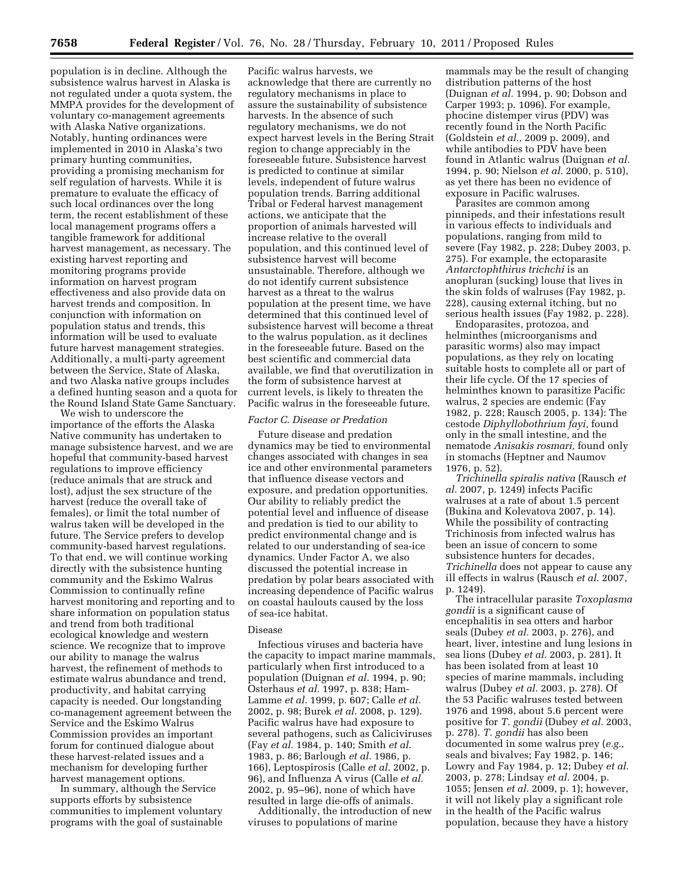population is in decline. Although the subsistence walrus harvest in Alaska is not regulated under a quota system, the MMPA provides for the development of voluntary co-management agreements with Alaska Native organizations. Notably, hunting ordinances were implemented in 2010 in Alaska's two primary hunting communities, providing a promising mechanism for self regulation of harvests. While it is premature to evaluate the efficacy of such local ordinances over the long term, the recent establishment of these local management programs offers a tangible framework for additional harvest management, as necessary. The existing harvest reporting and monitoring programs provide information on harvest program effectiveness and also provide data on harvest trends and composition. In conjunction with information on population status and trends, this information will be used to evaluate future harvest management strategies. Additionally, a multi-party agreement between the Service, State of Alaska, and two Alaska native groups includes a defined hunting season and a quota for the Round Island State Game Sanctuary.

We wish to underscore the importance of the efforts the Alaska Native community has undertaken to manage subsistence harvest, and we are hopeful that community-based harvest regulations to improve efficiency (reduce animals that are struck and lost), adjust the sex structure of the harvest (reduce the overall take of females), or limit the total number of walrus taken will be developed in the future. The Service prefers to develop community-based harvest regulations. To that end, we will continue working directly with the subsistence hunting community and the Eskimo Walrus Commission to continually refine harvest monitoring and reporting and to share information on population status and trend from both traditional ecological knowledge and western science. We recognize that to improve our ability to manage the walrus harvest, the refinement of methods to estimate walrus abundance and trend, productivity, and habitat carrying capacity is needed. Our longstanding co-management agreement between the Service and the Eskimo Walrus Commission provides an important forum for continued dialogue about these harvest-related issues and a mechanism for developing further harvest management options.

In summary, although the Service supports efforts by subsistence communities to implement voluntary programs with the goal of sustainable Pacific walrus harvests, we acknowledge that there are currently no regulatory mechanisms in place to assure the sustainability of subsistence harvests. In the absence of such regulatory mechanisms, we do not expect harvest levels in the Bering Strait region to change appreciably in the foreseeable future. Subsistence harvest is predicted to continue at similar levels, independent of future walrus population trends. Barring additional Tribal or Federal harvest management actions, we anticipate that the proportion of animals harvested will increase relative to the overall population, and this continued level of subsistence harvest will become unsustainable. Therefore, although we do not identify current subsistence harvest as a threat to the walrus population at the present time, we have determined that this continued level of subsistence harvest will become a threat to the walrus population, as it declines in the foreseeable future. Based on the best scientific and commercial data available, we find that overutilization in the form of subsistence harvest at current levels, is likely to threaten the Pacific walrus in the foreseeable future.

### *Factor C. Disease or Predation*

Future disease and predation dynamics may be tied to environmental changes associated with changes in sea ice and other environmental parameters that influence disease vectors and exposure, and predation opportunities. Our ability to reliably predict the potential level and influence of disease and predation is tied to our ability to predict environmental change and is related to our understanding of sea-ice dynamics. Under Factor A, we also discussed the potential increase in predation by polar bears associated with increasing dependence of Pacific walrus on coastal haulouts caused by the loss of sea-ice habitat.

#### Disease

Infectious viruses and bacteria have the capacity to impact marine mammals, particularly when first introduced to a population (Duignan *et al.* 1994, p. 90; Osterhaus *et al.* 1997, p. 838; Ham-Lamme *et al.* 1999, p. 607; Calle *et al.* 2002, p. 98; Burek *et al.* 2008, p. 129). Pacific walrus have had exposure to several pathogens, such as Caliciviruses (Fay *et al.* 1984, p. 140; Smith *et al.* 1983, p. 86; Barlough *et al.* 1986, p. 166), Leptospirosis (Calle *et al.* 2002, p. 96), and Influenza A virus (Calle *et al.* 2002, p. 95–96), none of which have resulted in large die-offs of animals.

Additionally, the introduction of new viruses to populations of marine mammals may be the result of changing distribution patterns of the host (Duignan *et al.* 1994, p. 90; Dobson and Carper 1993; p. 1096). For example, phocine distemper virus (PDV) was recently found in the North Pacific (Goldstein *et al.,* 2009 p. 2009), and while antibodies to PDV have been found in Atlantic walrus (Duignan *et al.* 1994, p. 90; Nielson *et al.* 2000, p. 510), as yet there has been no evidence of exposure in Pacific walruses.

Parasites are common among pinnipeds, and their infestations result in various effects to individuals and populations, ranging from mild to severe (Fay 1982, p. 228; Dubey 2003, p. 275). For example, the ectoparasite *Antarctophthirus trichchi* is an anopluran (sucking) louse that lives in the skin folds of walruses (Fay 1982, p. 228), causing external itching, but no serious health issues (Fay 1982, p. 228).

Endoparasites, protozoa, and helminthes (microorganisms and parasitic worms) also may impact populations, as they rely on locating suitable hosts to complete all or part of their life cycle. Of the 17 species of helminthes known to parasitize Pacific walrus, 2 species are endemic (Fay 1982, p. 228; Rausch 2005, p. 134): The cestode *Diphyllobothrium fayi,* found only in the small intestine, and the nematode *Anisakis rosmari,* found only in stomachs (Heptner and Naumov 1976, p. 52).

*Trichinella spiralis nativa* (Rausch *et al.* 2007, p. 1249) infects Pacific walruses at a rate of about 1.5 percent (Bukina and Kolevatova 2007, p. 14). While the possibility of contracting Trichinosis from infected walrus has been an issue of concern to some subsistence hunters for decades, *Trichinella* does not appear to cause any ill effects in walrus (Rausch *et al.* 2007, p. 1249).

The intracellular parasite *Toxoplasma gondii* is a significant cause of encephalitis in sea otters and harbor seals (Dubey *et al.* 2003, p. 276), and heart, liver, intestine and lung lesions in sea lions (Dubey *et al.* 2003, p. 281). It has been isolated from at least 10 species of marine mammals, including walrus (Dubey *et al.* 2003, p. 278). Of the 53 Pacific walruses tested between 1976 and 1998, about 5.6 percent were positive for *T. gondii* (Dubey *et al.* 2003, p. 278). *T. gondii* has also been documented in some walrus prey (*e.g.,* seals and bivalves; Fay 1982, p. 146; Lowry and Fay 1984, p. 12; Dubey *et al.* 2003, p. 278; Lindsay *et al.* 2004, p. 1055; Jensen *et al.* 2009, p. 1); however, it will not likely play a significant role in the health of the Pacific walrus population, because they have a history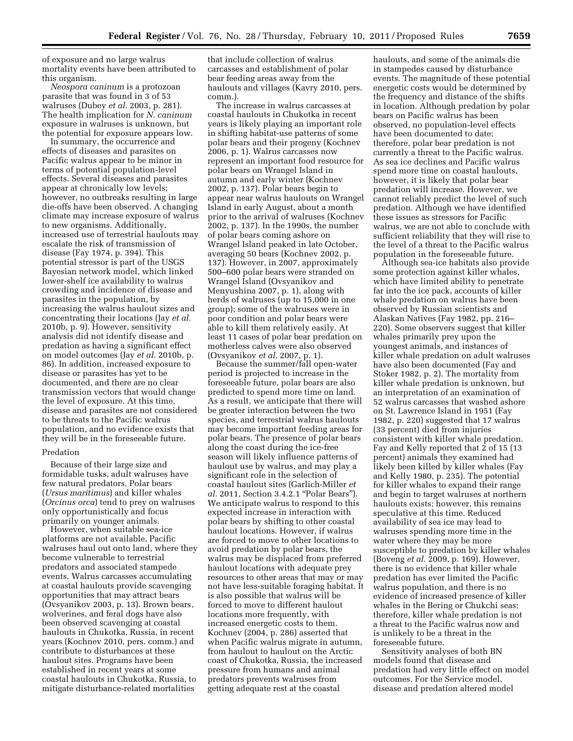of exposure and no large walrus mortality events have been attributed to this organism.

*Neospora caninum* is a protozoan parasite that was found in 3 of 53 walruses (Dubey *et al.* 2003, p. 281). The health implication for *N. caninum* exposure in walruses is unknown, but the potential for exposure appears low.

In summary, the occurrence and effects of diseases and parasites on Pacific walrus appear to be minor in terms of potential population-level effects. Several diseases and parasites appear at chronically low levels; however, no outbreaks resulting in large die-offs have been observed. A changing climate may increase exposure of walrus to new organisms. Additionally, increased use of terrestrial haulouts may escalate the risk of transmission of disease (Fay 1974, p. 394). This potential stressor is part of the USGS Bayesian network model, which linked lower-shelf ice availability to walrus crowding and incidence of disease and parasites in the population, by increasing the walrus haulout sizes and concentrating their locations (Jay *et al.* 2010b, p. 9). However, sensitivity analysis did not identify disease and predation as having a significant effect on model outcomes (Jay *et al.* 2010b, p. 86). In addition, increased exposure to disease or parasites has yet to be documented, and there are no clear transmission vectors that would change the level of exposure. At this time, disease and parasites are not considered to be threats to the Pacific walrus population, and no evidence exists that they will be in the foreseeable future.

Predation

Because of their large size and formidable tusks, adult walruses have few natural predators. Polar bears (*Ursus maritimus*) and killer whales (*Orcinus orca*) tend to prey on walruses only opportunistically and focus primarily on younger animals.

However, when suitable sea-ice platforms are not available, Pacific walruses haul out onto land, where they become vulnerable to terrestrial predators and associated stampede events. Walrus carcasses accumulating at coastal haulouts provide scavenging opportunities that may attract bears (Ovsyanikov 2003, p. 13). Brown bears, wolverines, and feral dogs have also been observed scavenging at coastal haulouts in Chukotka, Russia, in recent years (Kochnev 2010, pers. comm.) and contribute to disturbances at these haulout sites. Programs have been established in recent years at some coastal haulouts in Chukotka, Russia, to mitigate disturbance-related mortalities that include collection of walrus carcasses and establishment of polar bear feeding areas away from the haulouts and villages (Kavry 2010, pers. comm.).

The increase in walrus carcasses at coastal haulouts in Chukotka in recent years is likely playing an important role in shifting habitat-use patterns of some polar bears and their progeny (Kochnev 2006, p. 1). Walrus carcasses now represent an important food resource for polar bears on Wrangel Island in autumn and early winter (Kochnev 2002, p. 137). Polar bears begin to appear near walrus haulouts on Wrangel Island in early August, about a month prior to the arrival of walruses (Kochnev 2002, p. 137). In the 1990s, the number of polar bears coming ashore on Wrangel Island peaked in late October, averaging 50 bears (Kochnev 2002, p. 137). However, in 2007, approximately 500–600 polar bears were stranded on Wrangel Island (Ovsyanikov and Menyushina 2007, p. 1), along with herds of walruses (up to 15,000 in one group); some of the walruses were in poor condition and polar bears were able to kill them relatively easily. At least 11 cases of polar bear predation on motherless calves were also observed (Ovsyanikov *et al.* 2007, p. 1).

Because the summer/fall open-water period is projected to increase in the foreseeable future, polar bears are also predicted to spend more time on land. As a result, we anticipate that there will be greater interaction between the two species, and terrestrial walrus haulouts may become important feeding areas for polar bears. The presence of polar bears along the coast during the ice-free season will likely influence patterns of haulout use by walrus, and may play a significant role in the selection of coastal haulout sites (Garlich-Miller *et al.* 2011, Section 3.4.2.1 "Polar Bears"). We anticipate walrus to respond to this expected increase in interaction with polar bears by shifting to other coastal haulout locations. However, if walrus are forced to move to other locations to avoid predation by polar bears, the walrus may be displaced from preferred haulout locations with adequate prey resources to other areas that may or may not have less-suitable foraging habitat. It is also possible that walrus will be forced to move to different haulout locations more frequently, with increased energetic costs to them. Kochnev (2004, p. 286) asserted that when Pacific walrus migrate in autumn, from haulout to haulout on the Arctic coast of Chukotka, Russia, the increased pressure from humans and animal predators prevents walruses from getting adequate rest at the coastal haulouts, and some of the animals die in stampedes caused by disturbance events. The magnitude of these potential energetic costs would be determined by the frequency and distance of the shifts in location. Although predation by polar bears on Pacific walrus has been observed, no population-level effects have been documented to date; therefore, polar bear predation is not currently a threat to the Pacific walrus. As sea ice declines and Pacific walrus spend more time on coastal haulouts, however, it is likely that polar bear predation will increase. However, we cannot reliably predict the level of such predation. Although we have identified these issues as stressors for Pacific walrus, we are not able to conclude with sufficient reliability that they will rise to the level of a threat to the Pacific walrus population in the foreseeable future.

Although sea-ice habitats also provide some protection against killer whales, which have limited ability to penetrate far into the ice pack, accounts of killer whale predation on walrus have been observed by Russian scientists and Alaskan Natives (Fay 1982, pp. 216–220). Some observers suggest that killer whales primarily prey upon the youngest animals, and instances of killer whale predation on adult walruses have also been documented (Fay and Stoker 1982, p. 2). The mortality from killer whale predation is unknown, but an interpretation of an examination of 52 walrus carcasses that washed ashore on St. Lawrence Island in 1951 (Fay 1982, p. 220) suggested that 17 walrus (33 percent) died from injuries consistent with killer whale predation. Fay and Kelly reported that 2 of 15 (13 percent) animals they examined had likely been killed by killer whales (Fay and Kelly 1980, p. 235). The potential for killer whales to expand their range and begin to target walruses at northern haulouts exists; however, this remains speculative at this time. Reduced availability of sea ice may lead to walruses spending more time in the water where they may be more susceptible to predation by killer whales (Boveng *et al.* 2009, p. 169). However, there is no evidence that killer whale predation has ever limited the Pacific walrus population, and there is no evidence of increased presence of killer whales in the Bering or Chukchi seas; therefore, killer whale predation is not a threat to the Pacific walrus now and is unlikely to be a threat in the foreseeable future.

Sensitivity analyses of both BN models found that disease and predation had very little effect on model outcomes. For the Service model, disease and predation altered model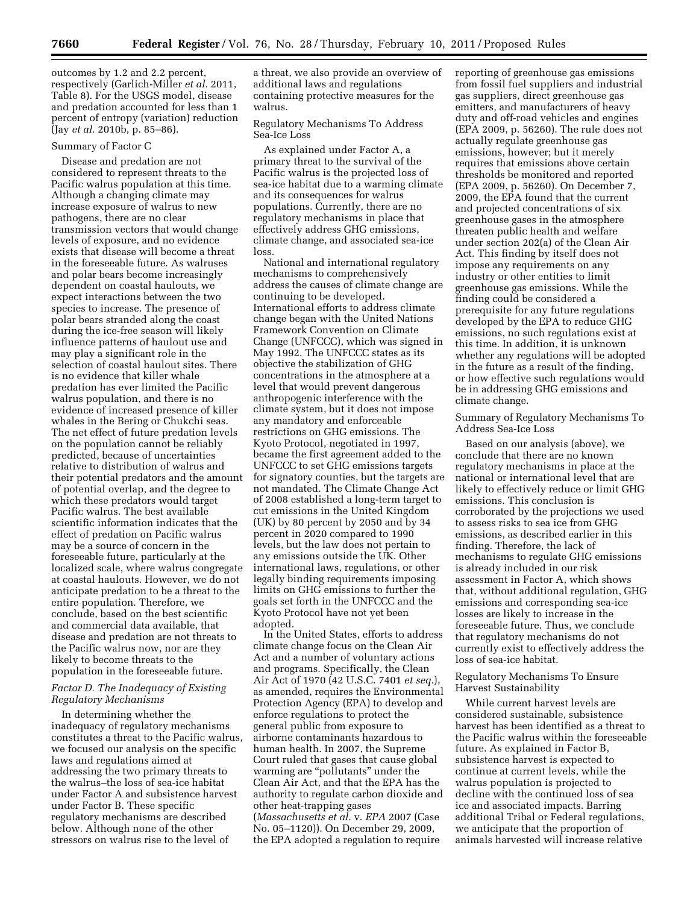outcomes by 1.2 and 2.2 percent, respectively (Garlich-Miller *et al.* 2011, Table 8). For the USGS model, disease and predation accounted for less than 1 percent of entropy (variation) reduction (Jay *et al.* 2010b, p. 85–86).

Summary of Factor C

Disease and predation are not considered to represent threats to the Pacific walrus population at this time. Although a changing climate may increase exposure of walrus to new pathogens, there are no clear transmission vectors that would change levels of exposure, and no evidence exists that disease will become a threat in the foreseeable future. As walruses and polar bears become increasingly dependent on coastal haulouts, we expect interactions between the two species to increase. The presence of polar bears stranded along the coast during the ice-free season will likely influence patterns of haulout use and may play a significant role in the selection of coastal haulout sites. There is no evidence that killer whale predation has ever limited the Pacific walrus population, and there is no evidence of increased presence of killer whales in the Bering or Chukchi seas. The net effect of future predation levels on the population cannot be reliably predicted, because of uncertainties relative to distribution of walrus and their potential predators and the amount of potential overlap, and the degree to which these predators would target Pacific walrus. The best available scientific information indicates that the effect of predation on Pacific walrus may be a source of concern in the foreseeable future, particularly at the localized scale, where walrus congregate at coastal haulouts. However, we do not anticipate predation to be a threat to the entire population. Therefore, we conclude, based on the best scientific and commercial data available, that disease and predation are not threats to the Pacific walrus now, nor are they likely to become threats to the population in the foreseeable future.

### *Factor D. The Inadequacy of Existing Regulatory Mechanisms*

In determining whether the inadequacy of regulatory mechanisms constitutes a threat to the Pacific walrus, we focused our analysis on the specific laws and regulations aimed at addressing the two primary threats to the walrus–the loss of sea-ice habitat under Factor A and subsistence harvest under Factor B. These specific regulatory mechanisms are described below. Although none of the other stressors on walrus rise to the level of a threat, we also provide an overview of additional laws and regulations containing protective measures for the walrus.

Regulatory Mechanisms To Address Sea-Ice Loss

As explained under Factor A, a primary threat to the survival of the Pacific walrus is the projected loss of sea-ice habitat due to a warming climate and its consequences for walrus populations. Currently, there are no regulatory mechanisms in place that effectively address GHG emissions, climate change, and associated sea-ice loss.

National and international regulatory mechanisms to comprehensively address the causes of climate change are continuing to be developed. International efforts to address climate change began with the United Nations Framework Convention on Climate Change (UNFCCC), which was signed in May 1992. The UNFCCC states as its objective the stabilization of GHG concentrations in the atmosphere at a level that would prevent dangerous anthropogenic interference with the climate system, but it does not impose any mandatory and enforceable restrictions on GHG emissions. The Kyoto Protocol, negotiated in 1997, became the first agreement added to the UNFCCC to set GHG emissions targets for signatory counties, but the targets are not mandated. The Climate Change Act of 2008 established a long-term target to cut emissions in the United Kingdom (UK) by 80 percent by 2050 and by 34 percent in 2020 compared to 1990 levels, but the law does not pertain to any emissions outside the UK. Other international laws, regulations, or other legally binding requirements imposing limits on GHG emissions to further the goals set forth in the UNFCCC and the Kyoto Protocol have not yet been adopted.

In the United States, efforts to address climate change focus on the Clean Air Act and a number of voluntary actions and programs. Specifically, the Clean Air Act of 1970 (42 U.S.C. 7401 *et seq.*), as amended, requires the Environmental Protection Agency (EPA) to develop and enforce regulations to protect the general public from exposure to airborne contaminants hazardous to human health. In 2007, the Supreme Court ruled that gases that cause global warming are "pollutants" under the Clean Air Act, and that the EPA has the authority to regulate carbon dioxide and other heat-trapping gases (*Massachusetts et al.* v. *EPA* 2007 (Case No. 05–1120)). On December 29, 2009, the EPA adopted a regulation to require reporting of greenhouse gas emissions from fossil fuel suppliers and industrial gas suppliers, direct greenhouse gas emitters, and manufacturers of heavy duty and off-road vehicles and engines (EPA 2009, p. 56260). The rule does not actually regulate greenhouse gas emissions, however; but it merely requires that emissions above certain thresholds be monitored and reported (EPA 2009, p. 56260). On December 7, 2009, the EPA found that the current and projected concentrations of six greenhouse gases in the atmosphere threaten public health and welfare under section 202(a) of the Clean Air Act. This finding by itself does not impose any requirements on any industry or other entities to limit greenhouse gas emissions. While the finding could be considered a prerequisite for any future regulations developed by the EPA to reduce GHG emissions, no such regulations exist at this time. In addition, it is unknown whether any regulations will be adopted in the future as a result of the finding, or how effective such regulations would be in addressing GHG emissions and climate change.

Summary of Regulatory Mechanisms To Address Sea-Ice Loss

Based on our analysis (above), we conclude that there are no known regulatory mechanisms in place at the national or international level that are likely to effectively reduce or limit GHG emissions. This conclusion is corroborated by the projections we used to assess risks to sea ice from GHG emissions, as described earlier in this finding. Therefore, the lack of mechanisms to regulate GHG emissions is already included in our risk assessment in Factor A, which shows that, without additional regulation, GHG emissions and corresponding sea-ice losses are likely to increase in the foreseeable future. Thus, we conclude that regulatory mechanisms do not currently exist to effectively address the loss of sea-ice habitat.

Regulatory Mechanisms To Ensure Harvest Sustainability

While current harvest levels are considered sustainable, subsistence harvest has been identified as a threat to the Pacific walrus within the foreseeable future. As explained in Factor B, subsistence harvest is expected to continue at current levels, while the walrus population is projected to decline with the continued loss of sea ice and associated impacts. Barring additional Tribal or Federal regulations, we anticipate that the proportion of animals harvested will increase relative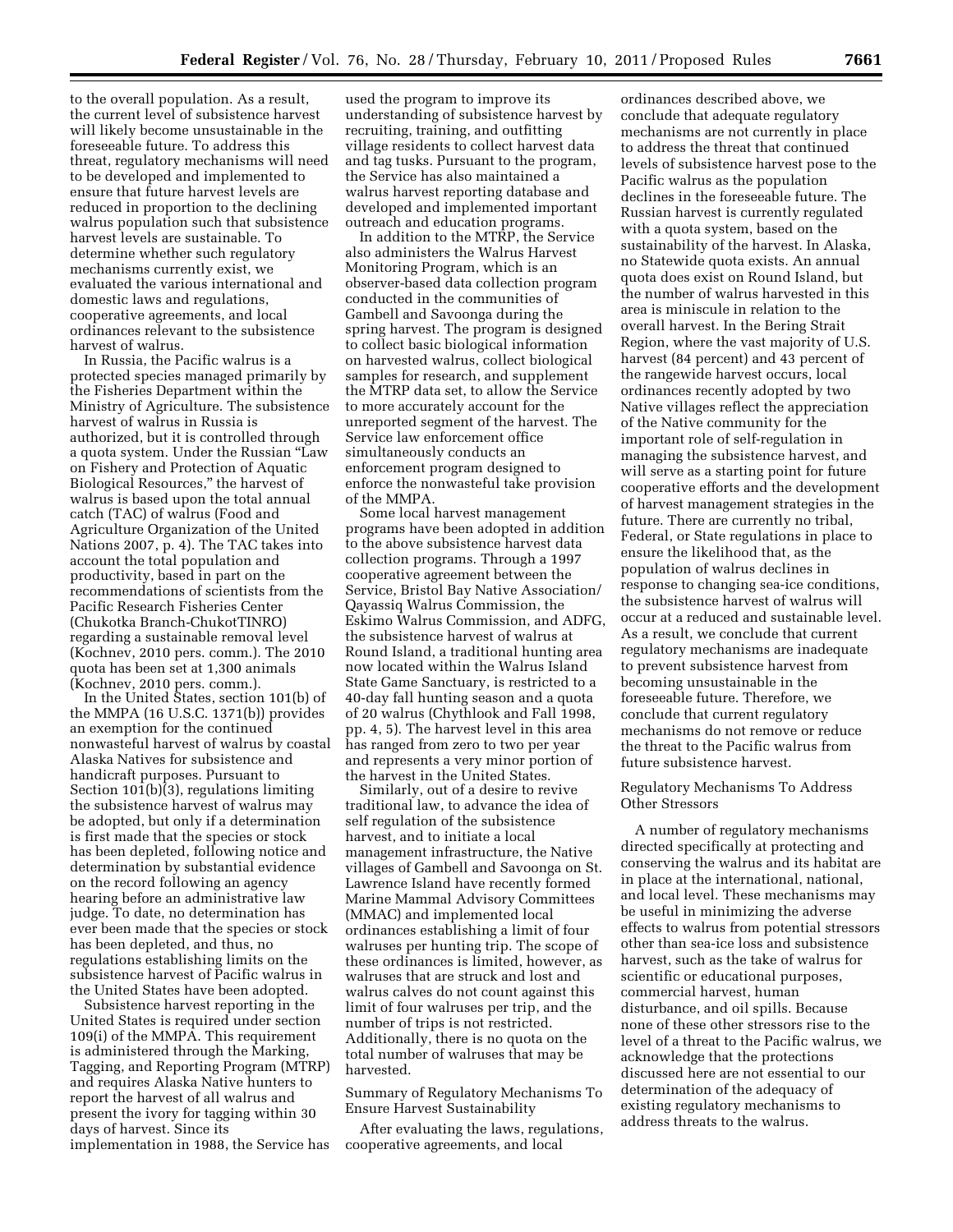to the overall population. As a result, the current level of subsistence harvest will likely become unsustainable in the foreseeable future. To address this threat, regulatory mechanisms will need to be developed and implemented to ensure that future harvest levels are reduced in proportion to the declining walrus population such that subsistence harvest levels are sustainable. To determine whether such regulatory mechanisms currently exist, we evaluated the various international and domestic laws and regulations, cooperative agreements, and local ordinances relevant to the subsistence harvest of walrus.

In Russia, the Pacific walrus is a protected species managed primarily by the Fisheries Department within the Ministry of Agriculture. The subsistence harvest of walrus in Russia is authorized, but it is controlled through a quota system. Under the Russian "Law on Fishery and Protection of Aquatic Biological Resources," the harvest of walrus is based upon the total annual catch (TAC) of walrus (Food and Agriculture Organization of the United Nations 2007, p. 4). The TAC takes into account the total population and productivity, based in part on the recommendations of scientists from the Pacific Research Fisheries Center (Chukotka Branch-ChukotTINRO) regarding a sustainable removal level (Kochnev, 2010 pers. comm.). The 2010 quota has been set at 1,300 animals (Kochnev, 2010 pers. comm.).

In the United States, section 101(b) of the MMPA (16 U.S.C. 1371(b)) provides an exemption for the continued nonwasteful harvest of walrus by coastal Alaska Natives for subsistence and handicraft purposes. Pursuant to Section 101(b)(3), regulations limiting the subsistence harvest of walrus may be adopted, but only if a determination is first made that the species or stock has been depleted, following notice and determination by substantial evidence on the record following an agency hearing before an administrative law judge. To date, no determination has ever been made that the species or stock has been depleted, and thus, no regulations establishing limits on the subsistence harvest of Pacific walrus in the United States have been adopted.

Subsistence harvest reporting in the United States is required under section 109(i) of the MMPA. This requirement is administered through the Marking, Tagging, and Reporting Program (MTRP) and requires Alaska Native hunters to report the harvest of all walrus and present the ivory for tagging within 30 days of harvest. Since its implementation in 1988, the Service has used the program to improve its understanding of subsistence harvest by recruiting, training, and outfitting village residents to collect harvest data and tag tusks. Pursuant to the program, the Service has also maintained a walrus harvest reporting database and developed and implemented important outreach and education programs.

In addition to the MTRP, the Service also administers the Walrus Harvest Monitoring Program, which is an observer-based data collection program conducted in the communities of Gambell and Savoonga during the spring harvest. The program is designed to collect basic biological information on harvested walrus, collect biological samples for research, and supplement the MTRP data set, to allow the Service to more accurately account for the unreported segment of the harvest. The Service law enforcement office simultaneously conducts an enforcement program designed to enforce the nonwasteful take provision of the MMPA.

Some local harvest management programs have been adopted in addition to the above subsistence harvest data collection programs. Through a 1997 cooperative agreement between the Service, Bristol Bay Native Association/Qayassiq Walrus Commission, the Eskimo Walrus Commission, and ADFG, the subsistence harvest of walrus at Round Island, a traditional hunting area now located within the Walrus Island State Game Sanctuary, is restricted to a 40-day fall hunting season and a quota of 20 walrus (Chythlook and Fall 1998, pp. 4, 5). The harvest level in this area has ranged from zero to two per year and represents a very minor portion of the harvest in the United States.

Similarly, out of a desire to revive traditional law, to advance the idea of self regulation of the subsistence harvest, and to initiate a local management infrastructure, the Native villages of Gambell and Savoonga on St. Lawrence Island have recently formed Marine Mammal Advisory Committees (MMAC) and implemented local ordinances establishing a limit of four walruses per hunting trip. The scope of these ordinances is limited, however, as walruses that are struck and lost and walrus calves do not count against this limit of four walruses per trip, and the number of trips is not restricted. Additionally, there is no quota on the total number of walruses that may be harvested.

## Summary of Regulatory Mechanisms To Ensure Harvest Sustainability

After evaluating the laws, regulations, cooperative agreements, and local ordinances described above, we conclude that adequate regulatory mechanisms are not currently in place to address the threat that continued levels of subsistence harvest pose to the Pacific walrus as the population declines in the foreseeable future. The Russian harvest is currently regulated with a quota system, based on the sustainability of the harvest. In Alaska, no Statewide quota exists. An annual quota does exist on Round Island, but the number of walrus harvested in this area is miniscule in relation to the overall harvest. In the Bering Strait Region, where the vast majority of U.S. harvest (84 percent) and 43 percent of the rangewide harvest occurs, local ordinances recently adopted by two Native villages reflect the appreciation of the Native community for the important role of self-regulation in managing the subsistence harvest, and will serve as a starting point for future cooperative efforts and the development of harvest management strategies in the future. There are currently no tribal, Federal, or State regulations in place to ensure the likelihood that, as the population of walrus declines in response to changing sea-ice conditions, the subsistence harvest of walrus will occur at a reduced and sustainable level. As a result, we conclude that current regulatory mechanisms are inadequate to prevent subsistence harvest from becoming unsustainable in the foreseeable future. Therefore, we conclude that current regulatory mechanisms do not remove or reduce the threat to the Pacific walrus from future subsistence harvest.

## Regulatory Mechanisms To Address Other Stressors

A number of regulatory mechanisms directed specifically at protecting and conserving the walrus and its habitat are in place at the international, national, and local level. These mechanisms may be useful in minimizing the adverse effects to walrus from potential stressors other than sea-ice loss and subsistence harvest, such as the take of walrus for scientific or educational purposes, commercial harvest, human disturbance, and oil spills. Because none of these other stressors rise to the level of a threat to the Pacific walrus, we acknowledge that the protections discussed here are not essential to our determination of the adequacy of existing regulatory mechanisms to address threats to the walrus.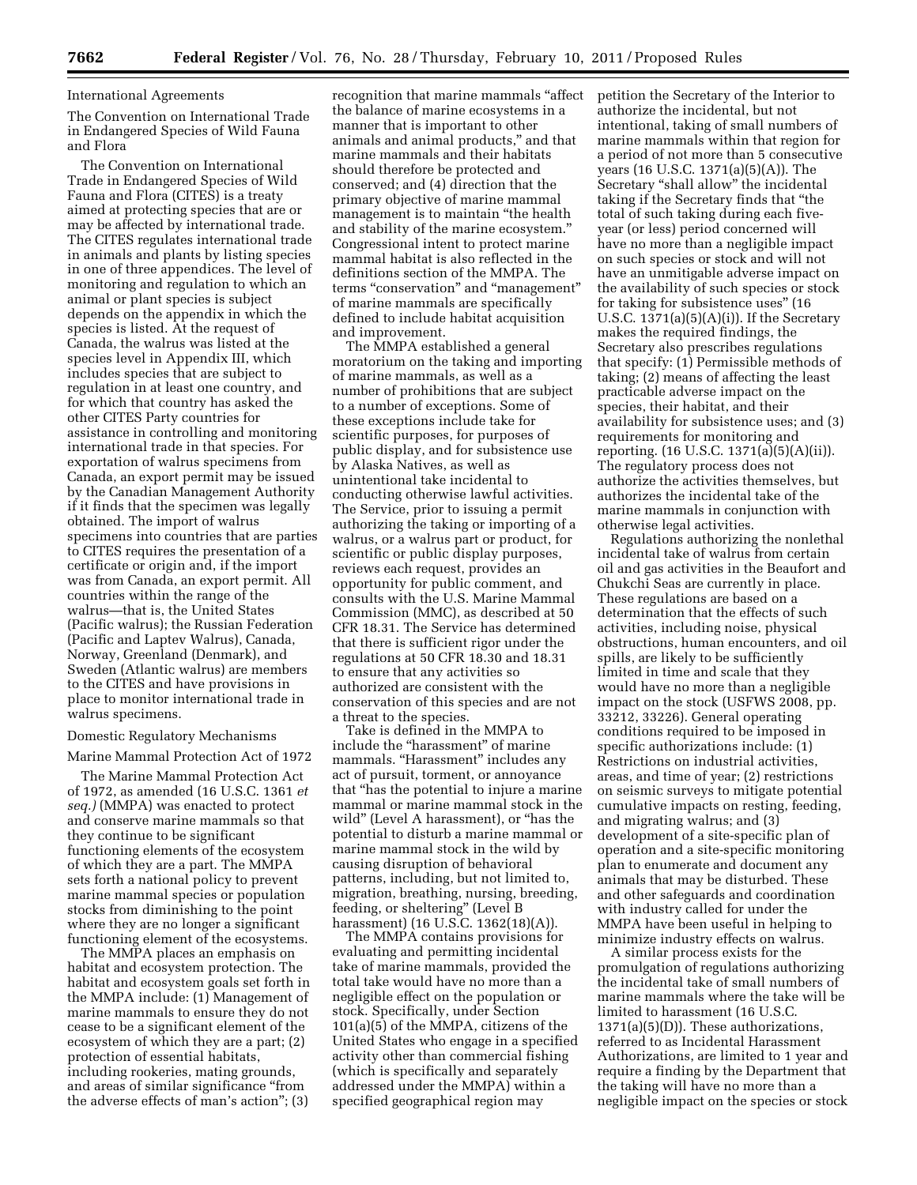International Agreements

The Convention on International Trade in Endangered Species of Wild Fauna and Flora

The Convention on International Trade in Endangered Species of Wild Fauna and Flora (CITES) is a treaty aimed at protecting species that are or may be affected by international trade. The CITES regulates international trade in animals and plants by listing species in one of three appendices. The level of monitoring and regulation to which an animal or plant species is subject depends on the appendix in which the species is listed. At the request of Canada, the walrus was listed at the species level in Appendix III, which includes species that are subject to regulation in at least one country, and for which that country has asked the other CITES Party countries for assistance in controlling and monitoring international trade in that species. For exportation of walrus specimens from Canada, an export permit may be issued by the Canadian Management Authority if it finds that the specimen was legally obtained. The import of walrus specimens into countries that are parties to CITES requires the presentation of a certificate or origin and, if the import was from Canada, an export permit. All countries within the range of the walrus—that is, the United States (Pacific walrus); the Russian Federation (Pacific and Laptev Walrus), Canada, Norway, Greenland (Denmark), and Sweden (Atlantic walrus) are members to the CITES and have provisions in place to monitor international trade in walrus specimens.

Domestic Regulatory Mechanisms

Marine Mammal Protection Act of 1972

The Marine Mammal Protection Act of 1972, as amended (16 U.S.C. 1361 *et seq.)* (MMPA) was enacted to protect and conserve marine mammals so that they continue to be significant functioning elements of the ecosystem of which they are a part. The MMPA sets forth a national policy to prevent marine mammal species or population stocks from diminishing to the point where they are no longer a significant functioning element of the ecosystems.

The MMPA places an emphasis on habitat and ecosystem protection. The habitat and ecosystem goals set forth in the MMPA include: (1) Management of marine mammals to ensure they do not cease to be a significant element of the ecosystem of which they are a part; (2) protection of essential habitats, including rookeries, mating grounds, and areas of similar significance "from the adverse effects of man's action"; (3) recognition that marine mammals "affect the balance of marine ecosystems in a manner that is important to other animals and animal products," and that marine mammals and their habitats should therefore be protected and conserved; and (4) direction that the primary objective of marine mammal management is to maintain "the health and stability of the marine ecosystem." Congressional intent to protect marine mammal habitat is also reflected in the definitions section of the MMPA. The terms "conservation" and "management" of marine mammals are specifically defined to include habitat acquisition and improvement.

The MMPA established a general moratorium on the taking and importing of marine mammals, as well as a number of prohibitions that are subject to a number of exceptions. Some of these exceptions include take for scientific purposes, for purposes of public display, and for subsistence use by Alaska Natives, as well as unintentional take incidental to conducting otherwise lawful activities. The Service, prior to issuing a permit authorizing the taking or importing of a walrus, or a walrus part or product, for scientific or public display purposes, reviews each request, provides an opportunity for public comment, and consults with the U.S. Marine Mammal Commission (MMC), as described at 50 CFR 18.31. The Service has determined that there is sufficient rigor under the regulations at 50 CFR 18.30 and 18.31 to ensure that any activities so authorized are consistent with the conservation of this species and are not a threat to the species.

Take is defined in the MMPA to include the "harassment" of marine mammals. "Harassment" includes any act of pursuit, torment, or annoyance that "has the potential to injure a marine mammal or marine mammal stock in the wild" (Level A harassment), or "has the potential to disturb a marine mammal or marine mammal stock in the wild by causing disruption of behavioral patterns, including, but not limited to, migration, breathing, nursing, breeding, feeding, or sheltering" (Level B harassment) (16 U.S.C. 1362(18)(A)).

The MMPA contains provisions for evaluating and permitting incidental take of marine mammals, provided the total take would have no more than a negligible effect on the population or stock. Specifically, under Section 101(a)(5) of the MMPA, citizens of the United States who engage in a specified activity other than commercial fishing (which is specifically and separately addressed under the MMPA) within a specified geographical region may petition the Secretary of the Interior to authorize the incidental, but not intentional, taking of small numbers of marine mammals within that region for a period of not more than 5 consecutive years (16 U.S.C. 1371(a)(5)(A)). The Secretary "shall allow" the incidental taking if the Secretary finds that "the total of such taking during each five-year (or less) period concerned will have no more than a negligible impact on such species or stock and will not have an unmitigable adverse impact on the availability of such species or stock for taking for subsistence uses" (16 U.S.C. 1371(a)(5)(A)(i)). If the Secretary makes the required findings, the Secretary also prescribes regulations that specify: (1) Permissible methods of taking; (2) means of affecting the least practicable adverse impact on the species, their habitat, and their availability for subsistence uses; and (3) requirements for monitoring and reporting. (16 U.S.C. 1371(a)(5)(A)(ii)). The regulatory process does not authorize the activities themselves, but authorizes the incidental take of the marine mammals in conjunction with otherwise legal activities.

Regulations authorizing the nonlethal incidental take of walrus from certain oil and gas activities in the Beaufort and Chukchi Seas are currently in place. These regulations are based on a determination that the effects of such activities, including noise, physical obstructions, human encounters, and oil spills, are likely to be sufficiently limited in time and scale that they would have no more than a negligible impact on the stock (USFWS 2008, pp. 33212, 33226). General operating conditions required to be imposed in specific authorizations include: (1) Restrictions on industrial activities, areas, and time of year; (2) restrictions on seismic surveys to mitigate potential cumulative impacts on resting, feeding, and migrating walrus; and (3) development of a site-specific plan of operation and a site-specific monitoring plan to enumerate and document any animals that may be disturbed. These and other safeguards and coordination with industry called for under the MMPA have been useful in helping to minimize industry effects on walrus.

A similar process exists for the promulgation of regulations authorizing the incidental take of small numbers of marine mammals where the take will be limited to harassment (16 U.S.C. 1371(a)(5)(D)). These authorizations, referred to as Incidental Harassment Authorizations, are limited to 1 year and require a finding by the Department that the taking will have no more than a negligible impact on the species or stock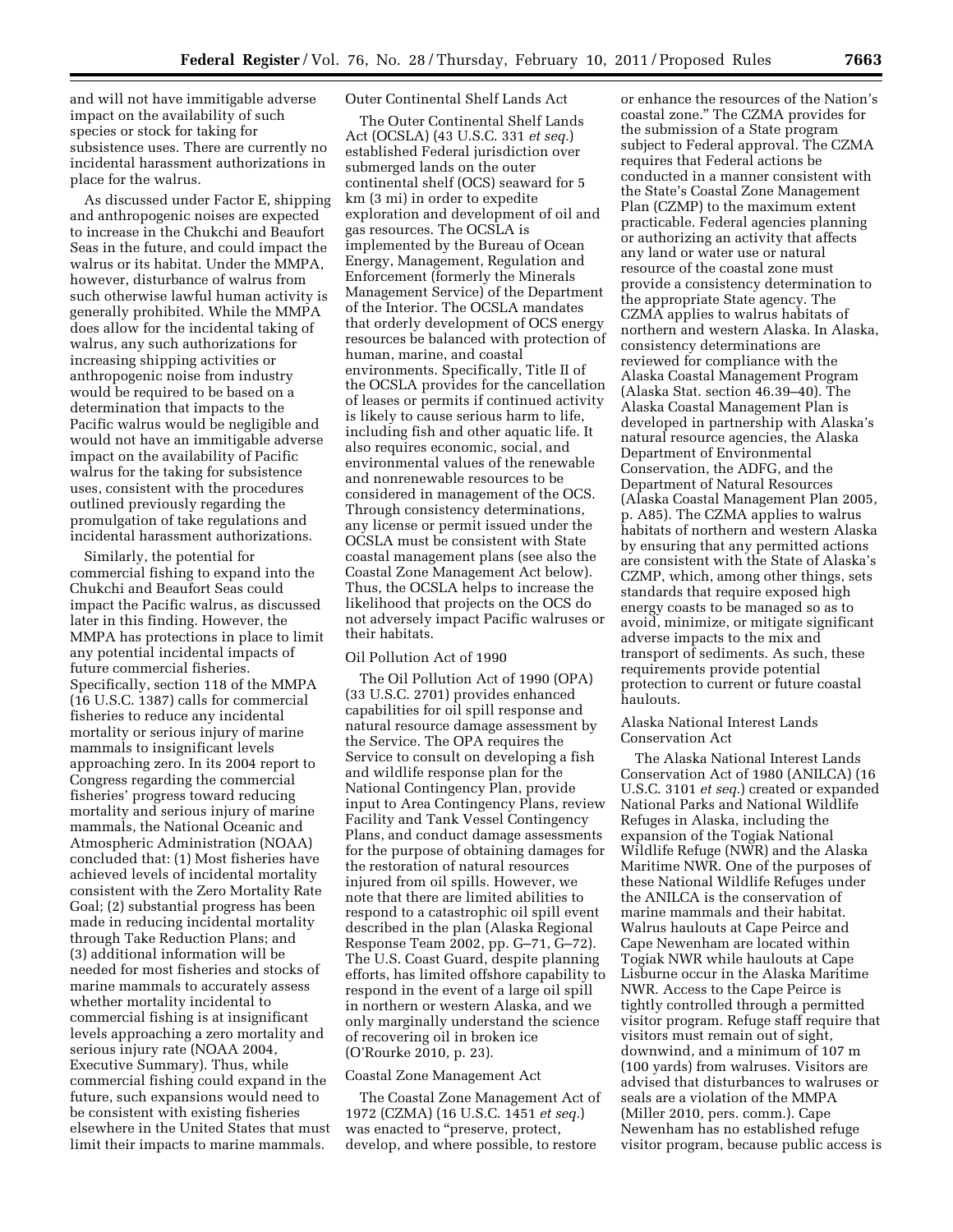and will not have immitigable adverse impact on the availability of such species or stock for taking for subsistence uses. There are currently no incidental harassment authorizations in place for the walrus.

As discussed under Factor E, shipping and anthropogenic noises are expected to increase in the Chukchi and Beaufort Seas in the future, and could impact the walrus or its habitat. Under the MMPA, however, disturbance of walrus from such otherwise lawful human activity is generally prohibited. While the MMPA does allow for the incidental taking of walrus, any such authorizations for increasing shipping activities or anthropogenic noise from industry would be required to be based on a determination that impacts to the Pacific walrus would be negligible and would not have an immitigable adverse impact on the availability of Pacific walrus for the taking for subsistence uses, consistent with the procedures outlined previously regarding the promulgation of take regulations and incidental harassment authorizations.

Similarly, the potential for commercial fishing to expand into the Chukchi and Beaufort Seas could impact the Pacific walrus, as discussed later in this finding. However, the MMPA has protections in place to limit any potential incidental impacts of future commercial fisheries. Specifically, section 118 of the MMPA (16 U.S.C. 1387) calls for commercial fisheries to reduce any incidental mortality or serious injury of marine mammals to insignificant levels approaching zero. In its 2004 report to Congress regarding the commercial fisheries' progress toward reducing mortality and serious injury of marine mammals, the National Oceanic and Atmospheric Administration (NOAA) concluded that: (1) Most fisheries have achieved levels of incidental mortality consistent with the Zero Mortality Rate Goal; (2) substantial progress has been made in reducing incidental mortality through Take Reduction Plans; and (3) additional information will be needed for most fisheries and stocks of marine mammals to accurately assess whether mortality incidental to commercial fishing is at insignificant levels approaching a zero mortality and serious injury rate (NOAA 2004, Executive Summary). Thus, while commercial fishing could expand in the future, such expansions would need to be consistent with existing fisheries elsewhere in the United States that must limit their impacts to marine mammals.

Outer Continental Shelf Lands Act

The Outer Continental Shelf Lands Act (OCSLA) (43 U.S.C. 331 *et seq.*) established Federal jurisdiction over submerged lands on the outer continental shelf (OCS) seaward for 5 km (3 mi) in order to expedite exploration and development of oil and gas resources. The OCSLA is implemented by the Bureau of Ocean Energy, Management, Regulation and Enforcement (formerly the Minerals Management Service) of the Department of the Interior. The OCSLA mandates that orderly development of OCS energy resources be balanced with protection of human, marine, and coastal environments. Specifically, Title II of the OCSLA provides for the cancellation of leases or permits if continued activity is likely to cause serious harm to life, including fish and other aquatic life. It also requires economic, social, and environmental values of the renewable and nonrenewable resources to be considered in management of the OCS. Through consistency determinations, any license or permit issued under the OCSLA must be consistent with State coastal management plans (see also the Coastal Zone Management Act below). Thus, the OCSLA helps to increase the likelihood that projects on the OCS do not adversely impact Pacific walruses or their habitats.

Oil Pollution Act of 1990

The Oil Pollution Act of 1990 (OPA) (33 U.S.C. 2701) provides enhanced capabilities for oil spill response and natural resource damage assessment by the Service. The OPA requires the Service to consult on developing a fish and wildlife response plan for the National Contingency Plan, provide input to Area Contingency Plans, review Facility and Tank Vessel Contingency Plans, and conduct damage assessments for the purpose of obtaining damages for the restoration of natural resources injured from oil spills. However, we note that there are limited abilities to respond to a catastrophic oil spill event described in the plan (Alaska Regional Response Team 2002, pp. G–71, G–72). The U.S. Coast Guard, despite planning efforts, has limited offshore capability to respond in the event of a large oil spill in northern or western Alaska, and we only marginally understand the science of recovering oil in broken ice (O'Rourke 2010, p. 23).

Coastal Zone Management Act

The Coastal Zone Management Act of 1972 (CZMA) (16 U.S.C. 1451 *et seq.*) was enacted to "preserve, protect, develop, and where possible, to restore or enhance the resources of the Nation's coastal zone." The CZMA provides for the submission of a State program subject to Federal approval. The CZMA requires that Federal actions be conducted in a manner consistent with the State's Coastal Zone Management Plan (CZMP) to the maximum extent practicable. Federal agencies planning or authorizing an activity that affects any land or water use or natural resource of the coastal zone must provide a consistency determination to the appropriate State agency. The CZMA applies to walrus habitats of northern and western Alaska. In Alaska, consistency determinations are reviewed for compliance with the Alaska Coastal Management Program (Alaska Stat. section 46.39–40). The Alaska Coastal Management Plan is developed in partnership with Alaska's natural resource agencies, the Alaska Department of Environmental Conservation, the ADFG, and the Department of Natural Resources (Alaska Coastal Management Plan 2005, p. A85). The CZMA applies to walrus habitats of northern and western Alaska by ensuring that any permitted actions are consistent with the State of Alaska's CZMP, which, among other things, sets standards that require exposed high energy coasts to be managed so as to avoid, minimize, or mitigate significant adverse impacts to the mix and transport of sediments. As such, these requirements provide potential protection to current or future coastal haulouts.

Alaska National Interest Lands Conservation Act

The Alaska National Interest Lands Conservation Act of 1980 (ANILCA) (16 U.S.C. 3101 *et seq.*) created or expanded National Parks and National Wildlife Refuges in Alaska, including the expansion of the Togiak National Wildlife Refuge (NWR) and the Alaska Maritime NWR. One of the purposes of these National Wildlife Refuges under the ANILCA is the conservation of marine mammals and their habitat. Walrus haulouts at Cape Peirce and Cape Newenham are located within Togiak NWR while haulouts at Cape Lisburne occur in the Alaska Maritime NWR. Access to the Cape Peirce is tightly controlled through a permitted visitor program. Refuge staff require that visitors must remain out of sight, downwind, and a minimum of 107 m (100 yards) from walruses. Visitors are advised that disturbances to walruses or seals are a violation of the MMPA (Miller 2010, pers. comm.). Cape Newenham has no established refuge visitor program, because public access is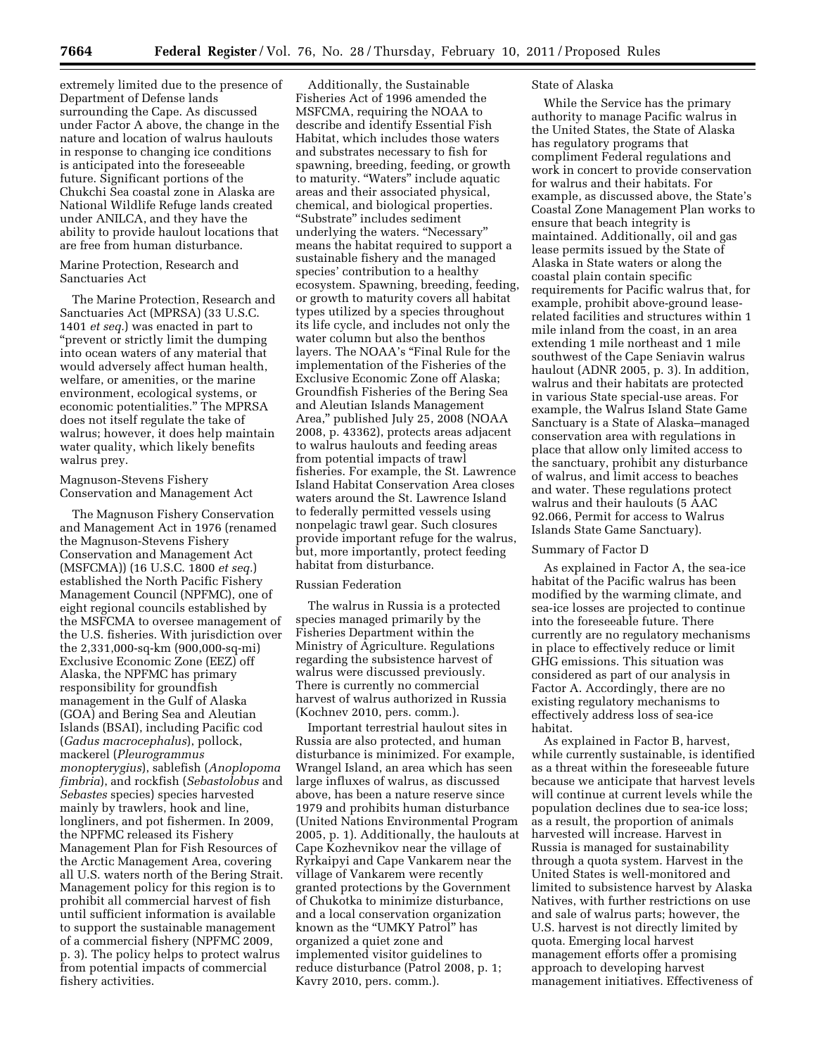extremely limited due to the presence of Department of Defense lands surrounding the Cape. As discussed under Factor A above, the change in the nature and location of walrus haulouts in response to changing ice conditions is anticipated into the foreseeable future. Significant portions of the Chukchi Sea coastal zone in Alaska are National Wildlife Refuge lands created under ANILCA, and they have the ability to provide haulout locations that are free from human disturbance.

Marine Protection, Research and Sanctuaries Act

The Marine Protection, Research and Sanctuaries Act (MPRSA) (33 U.S.C. 1401 *et seq.*) was enacted in part to "prevent or strictly limit the dumping into ocean waters of any material that would adversely affect human health, welfare, or amenities, or the marine environment, ecological systems, or economic potentialities." The MPRSA does not itself regulate the take of walrus; however, it does help maintain water quality, which likely benefits walrus prey.

Magnuson-Stevens Fishery Conservation and Management Act

The Magnuson Fishery Conservation and Management Act in 1976 (renamed the Magnuson-Stevens Fishery Conservation and Management Act (MSFCMA)) (16 U.S.C. 1800 *et seq.*) established the North Pacific Fishery Management Council (NPFMC), one of eight regional councils established by the MSFCMA to oversee management of the U.S. fisheries. With jurisdiction over the 2,331,000-sq-km (900,000-sq-mi) Exclusive Economic Zone (EEZ) off Alaska, the NPFMC has primary responsibility for groundfish management in the Gulf of Alaska (GOA) and Bering Sea and Aleutian Islands (BSAI), including Pacific cod (*Gadus macrocephalus*), pollock, mackerel (*Pleurogrammus monopterygius*), sablefish (*Anoplopoma fimbria*), and rockfish (*Sebastolobus* and *Sebastes* species) species harvested mainly by trawlers, hook and line, longliners, and pot fishermen. In 2009, the NPFMC released its Fishery Management Plan for Fish Resources of the Arctic Management Area, covering all U.S. waters north of the Bering Strait. Management policy for this region is to prohibit all commercial harvest of fish until sufficient information is available to support the sustainable management of a commercial fishery (NPFMC 2009, p. 3). The policy helps to protect walrus from potential impacts of commercial fishery activities.

Additionally, the Sustainable Fisheries Act of 1996 amended the MSFCMA, requiring the NOAA to describe and identify Essential Fish Habitat, which includes those waters and substrates necessary to fish for spawning, breeding, feeding, or growth to maturity. "Waters" include aquatic areas and their associated physical, chemical, and biological properties. "Substrate" includes sediment underlying the waters. "Necessary" means the habitat required to support a sustainable fishery and the managed species' contribution to a healthy ecosystem. Spawning, breeding, feeding, or growth to maturity covers all habitat types utilized by a species throughout its life cycle, and includes not only the water column but also the benthos layers. The NOAA's "Final Rule for the implementation of the Fisheries of the Exclusive Economic Zone off Alaska; Groundfish Fisheries of the Bering Sea and Aleutian Islands Management Area," published July 25, 2008 (NOAA 2008, p. 43362), protects areas adjacent to walrus haulouts and feeding areas from potential impacts of trawl fisheries. For example, the St. Lawrence Island Habitat Conservation Area closes waters around the St. Lawrence Island to federally permitted vessels using nonpelagic trawl gear. Such closures provide important refuge for the walrus, but, more importantly, protect feeding habitat from disturbance.

Russian Federation

The walrus in Russia is a protected species managed primarily by the Fisheries Department within the Ministry of Agriculture. Regulations regarding the subsistence harvest of walrus were discussed previously. There is currently no commercial harvest of walrus authorized in Russia (Kochnev 2010, pers. comm.).

Important terrestrial haulout sites in Russia are also protected, and human disturbance is minimized. For example, Wrangel Island, an area which has seen large influxes of walrus, as discussed above, has been a nature reserve since 1979 and prohibits human disturbance (United Nations Environmental Program 2005, p. 1). Additionally, the haulouts at Cape Kozhevnikov near the village of Ryrkaipyi and Cape Vankarem near the village of Vankarem were recently granted protections by the Government of Chukotka to minimize disturbance, and a local conservation organization known as the "UMKY Patrol" has organized a quiet zone and implemented visitor guidelines to reduce disturbance (Patrol 2008, p. 1; Kavry 2010, pers. comm.).

State of Alaska

While the Service has the primary authority to manage Pacific walrus in the United States, the State of Alaska has regulatory programs that compliment Federal regulations and work in concert to provide conservation for walrus and their habitats. For example, as discussed above, the State's Coastal Zone Management Plan works to ensure that beach integrity is maintained. Additionally, oil and gas lease permits issued by the State of Alaska in State waters or along the coastal plain contain specific requirements for Pacific walrus that, for example, prohibit above-ground lease-related facilities and structures within 1 mile inland from the coast, in an area extending 1 mile northeast and 1 mile southwest of the Cape Seniavin walrus haulout (ADNR 2005, p. 3). In addition, walrus and their habitats are protected in various State special-use areas. For example, the Walrus Island State Game Sanctuary is a State of Alaska–managed conservation area with regulations in place that allow only limited access to the sanctuary, prohibit any disturbance of walrus, and limit access to beaches and water. These regulations protect walrus and their haulouts (5 AAC 92.066, Permit for access to Walrus Islands State Game Sanctuary).

Summary of Factor D

As explained in Factor A, the sea-ice habitat of the Pacific walrus has been modified by the warming climate, and sea-ice losses are projected to continue into the foreseeable future. There currently are no regulatory mechanisms in place to effectively reduce or limit GHG emissions. This situation was considered as part of our analysis in Factor A. Accordingly, there are no existing regulatory mechanisms to effectively address loss of sea-ice habitat.

As explained in Factor B, harvest, while currently sustainable, is identified as a threat within the foreseeable future because we anticipate that harvest levels will continue at current levels while the population declines due to sea-ice loss; as a result, the proportion of animals harvested will increase. Harvest in Russia is managed for sustainability through a quota system. Harvest in the United States is well-monitored and limited to subsistence harvest by Alaska Natives, with further restrictions on use and sale of walrus parts; however, the U.S. harvest is not directly limited by quota. Emerging local harvest management efforts offer a promising approach to developing harvest management initiatives. Effectiveness of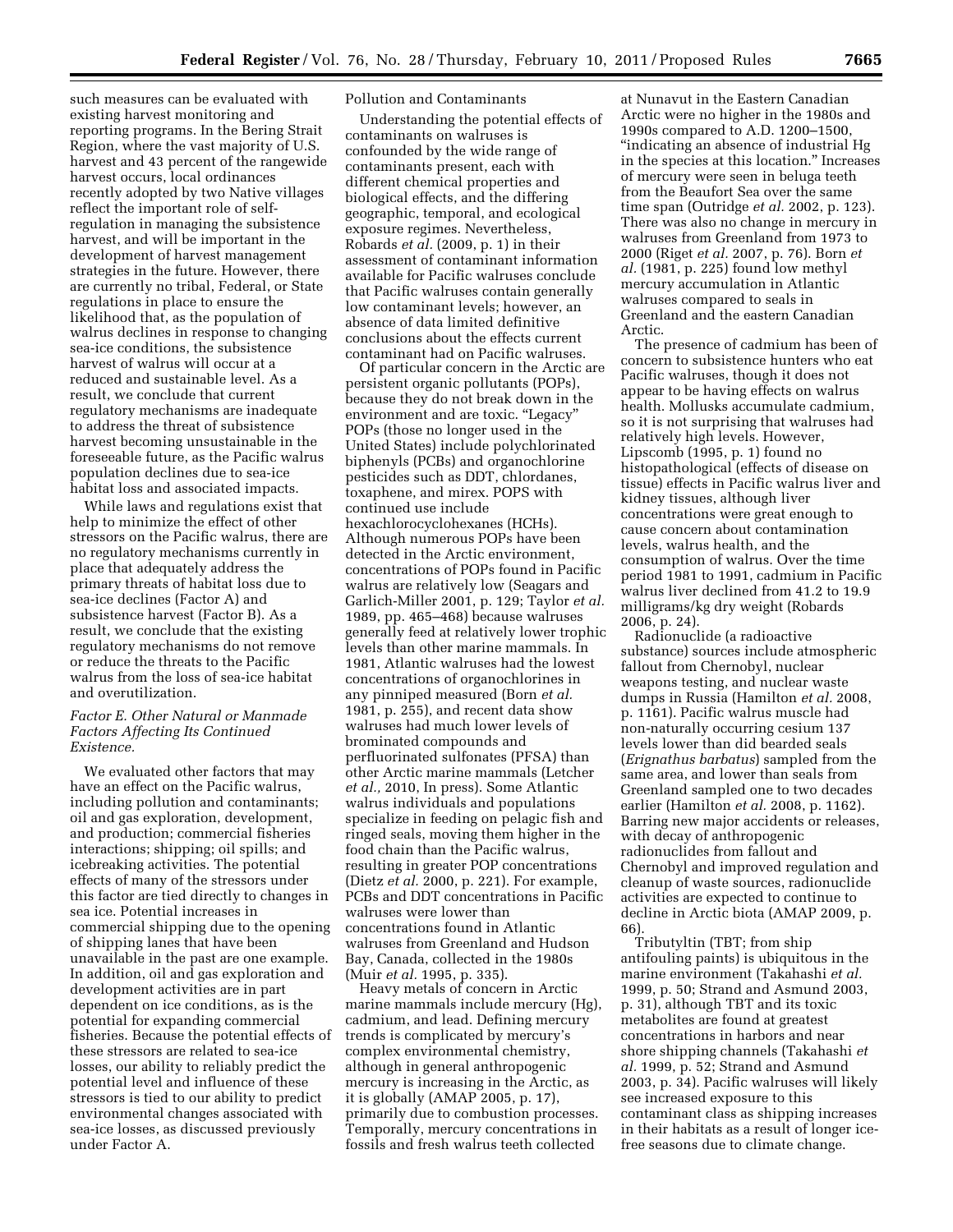such measures can be evaluated with existing harvest monitoring and reporting programs. In the Bering Strait Region, where the vast majority of U.S. harvest and 43 percent of the rangewide harvest occurs, local ordinances recently adopted by two Native villages reflect the important role of self-regulation in managing the subsistence harvest, and will be important in the development of harvest management strategies in the future. However, there are currently no tribal, Federal, or State regulations in place to ensure the likelihood that, as the population of walrus declines in response to changing sea-ice conditions, the subsistence harvest of walrus will occur at a reduced and sustainable level. As a result, we conclude that current regulatory mechanisms are inadequate to address the threat of subsistence harvest becoming unsustainable in the foreseeable future, as the Pacific walrus population declines due to sea-ice habitat loss and associated impacts.

While laws and regulations exist that help to minimize the effect of other stressors on the Pacific walrus, there are no regulatory mechanisms currently in place that adequately address the primary threats of habitat loss due to sea-ice declines (Factor A) and subsistence harvest (Factor B). As a result, we conclude that the existing regulatory mechanisms do not remove or reduce the threats to the Pacific walrus from the loss of sea-ice habitat and overutilization.

*Factor E. Other Natural or Manmade Factors Affecting Its Continued Existence.*

We evaluated other factors that may have an effect on the Pacific walrus, including pollution and contaminants; oil and gas exploration, development, and production; commercial fisheries interactions; shipping; oil spills; and icebreaking activities. The potential effects of many of the stressors under this factor are tied directly to changes in sea ice. Potential increases in commercial shipping due to the opening of shipping lanes that have been unavailable in the past are one example. In addition, oil and gas exploration and development activities are in part dependent on ice conditions, as is the potential for expanding commercial fisheries. Because the potential effects of these stressors are related to sea-ice losses, our ability to reliably predict the potential level and influence of these stressors is tied to our ability to predict environmental changes associated with sea-ice losses, as discussed previously under Factor A.

Pollution and Contaminants

Understanding the potential effects of contaminants on walruses is confounded by the wide range of contaminants present, each with different chemical properties and biological effects, and the differing geographic, temporal, and ecological exposure regimes. Nevertheless, Robards *et al.* (2009, p. 1) in their assessment of contaminant information available for Pacific walruses conclude that Pacific walruses contain generally low contaminant levels; however, an absence of data limited definitive conclusions about the effects current contaminant had on Pacific walruses.

Of particular concern in the Arctic are persistent organic pollutants (POPs), because they do not break down in the environment and are toxic. "Legacy" POPs (those no longer used in the United States) include polychlorinated biphenyls (PCBs) and organochlorine pesticides such as DDT, chlordanes, toxaphene, and mirex. POPS with continued use include hexachlorocyclohexanes (HCHs). Although numerous POPs have been detected in the Arctic environment, concentrations of POPs found in Pacific walrus are relatively low (Seagars and Garlich-Miller 2001, p. 129; Taylor *et al.* 1989, pp. 465–468) because walruses generally feed at relatively lower trophic levels than other marine mammals. In 1981, Atlantic walruses had the lowest concentrations of organochlorines in any pinniped measured (Born *et al.* 1981, p. 255), and recent data show walruses had much lower levels of brominated compounds and perfluorinated sulfonates (PFSA) than other Arctic marine mammals (Letcher *et al.,* 2010, In press). Some Atlantic walrus individuals and populations specialize in feeding on pelagic fish and ringed seals, moving them higher in the food chain than the Pacific walrus, resulting in greater POP concentrations (Dietz *et al.* 2000, p. 221). For example, PCBs and DDT concentrations in Pacific walruses were lower than concentrations found in Atlantic walruses from Greenland and Hudson Bay, Canada, collected in the 1980s (Muir *et al.* 1995, p. 335).

Heavy metals of concern in Arctic marine mammals include mercury (Hg), cadmium, and lead. Defining mercury trends is complicated by mercury's complex environmental chemistry, although in general anthropogenic mercury is increasing in the Arctic, as it is globally (AMAP 2005, p. 17), primarily due to combustion processes. Temporally, mercury concentrations in fossils and fresh walrus teeth collected at Nunavut in the Eastern Canadian Arctic were no higher in the 1980s and 1990s compared to A.D. 1200–1500, "indicating an absence of industrial Hg in the species at this location." Increases of mercury were seen in beluga teeth from the Beaufort Sea over the same time span (Outridge *et al.* 2002, p. 123). There was also no change in mercury in walruses from Greenland from 1973 to 2000 (Riget *et al.* 2007, p. 76). Born *et al.* (1981, p. 225) found low methyl mercury accumulation in Atlantic walruses compared to seals in Greenland and the eastern Canadian Arctic.

The presence of cadmium has been of concern to subsistence hunters who eat Pacific walruses, though it does not appear to be having effects on walrus health. Mollusks accumulate cadmium, so it is not surprising that walruses had relatively high levels. However, Lipscomb (1995, p. 1) found no histopathological (effects of disease on tissue) effects in Pacific walrus liver and kidney tissues, although liver concentrations were great enough to cause concern about contamination levels, walrus health, and the consumption of walrus. Over the time period 1981 to 1991, cadmium in Pacific walrus liver declined from 41.2 to 19.9 milligrams/kg dry weight (Robards 2006, p. 24).

Radionuclide (a radioactive substance) sources include atmospheric fallout from Chernobyl, nuclear weapons testing, and nuclear waste dumps in Russia (Hamilton *et al.* 2008, p. 1161). Pacific walrus muscle had non-naturally occurring cesium 137 levels lower than did bearded seals (*Erignathus barbatus*) sampled from the same area, and lower than seals from Greenland sampled one to two decades earlier (Hamilton *et al.* 2008, p. 1162). Barring new major accidents or releases, with decay of anthropogenic radionuclides from fallout and Chernobyl and improved regulation and cleanup of waste sources, radionuclide activities are expected to continue to decline in Arctic biota (AMAP 2009, p. 66).

Tributyltin (TBT; from ship antifouling paints) is ubiquitous in the marine environment (Takahashi *et al.* 1999, p. 50; Strand and Asmund 2003, p. 31), although TBT and its toxic metabolites are found at greatest concentrations in harbors and near shore shipping channels (Takahashi *et al.* 1999, p. 52; Strand and Asmund 2003, p. 34). Pacific walruses will likely see increased exposure to this contaminant class as shipping increases in their habitats as a result of longer ice-free seasons due to climate change.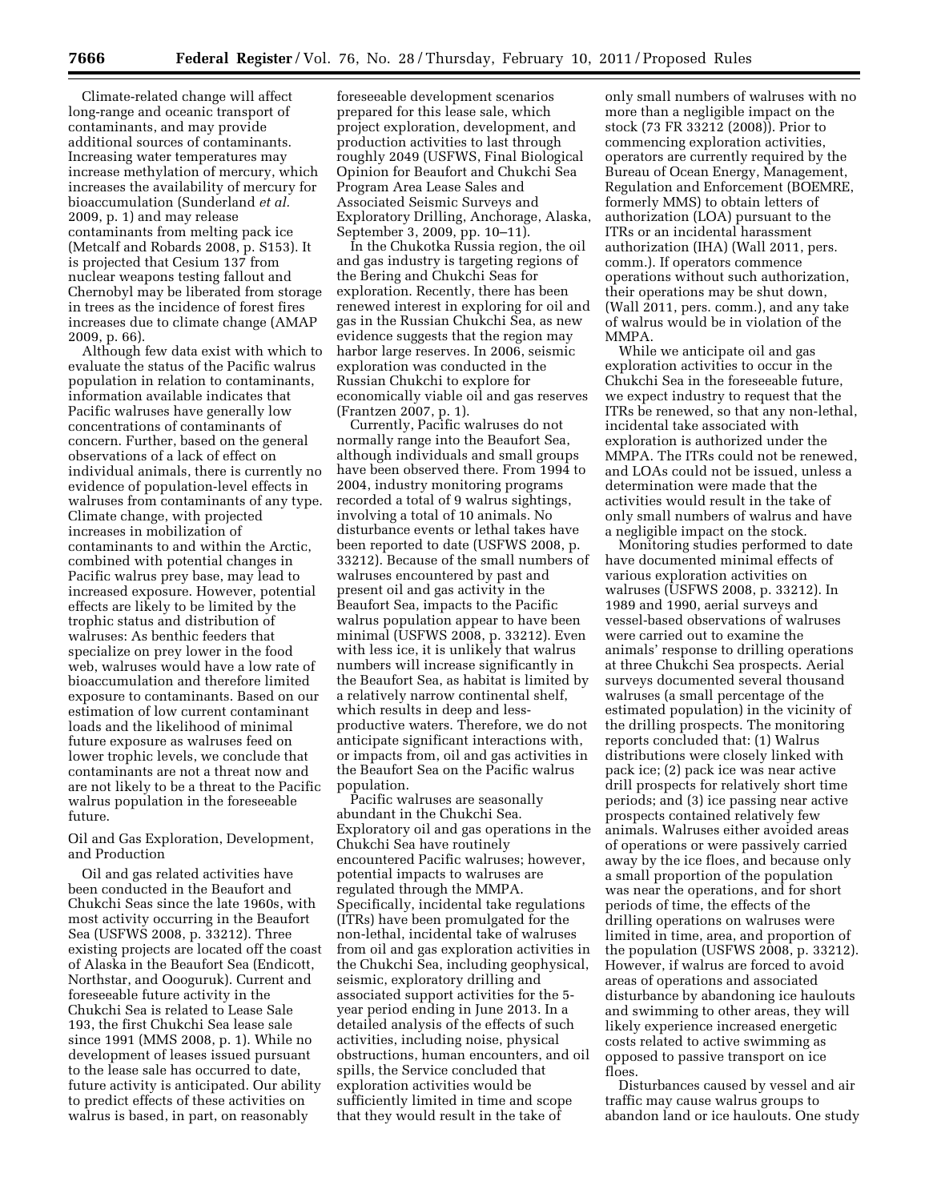Climate-related change will affect long-range and oceanic transport of contaminants, and may provide additional sources of contaminants. Increasing water temperatures may increase methylation of mercury, which increases the availability of mercury for bioaccumulation (Sunderland *et al.* 2009, p. 1) and may release contaminants from melting pack ice (Metcalf and Robards 2008, p. S153). It is projected that Cesium 137 from nuclear weapons testing fallout and Chernobyl may be liberated from storage in trees as the incidence of forest fires increases due to climate change (AMAP 2009, p. 66).

Although few data exist with which to evaluate the status of the Pacific walrus population in relation to contaminants, information available indicates that Pacific walruses have generally low concentrations of contaminants of concern. Further, based on the general observations of a lack of effect on individual animals, there is currently no evidence of population-level effects in walruses from contaminants of any type. Climate change, with projected increases in mobilization of contaminants to and within the Arctic, combined with potential changes in Pacific walrus prey base, may lead to increased exposure. However, potential effects are likely to be limited by the trophic status and distribution of walruses: As benthic feeders that specialize on prey lower in the food web, walruses would have a low rate of bioaccumulation and therefore limited exposure to contaminants. Based on our estimation of low current contaminant loads and the likelihood of minimal future exposure as walruses feed on lower trophic levels, we conclude that contaminants are not a threat now and are not likely to be a threat to the Pacific walrus population in the foreseeable future.

Oil and Gas Exploration, Development, and Production

Oil and gas related activities have been conducted in the Beaufort and Chukchi Seas since the late 1960s, with most activity occurring in the Beaufort Sea (USFWS 2008, p. 33212). Three existing projects are located off the coast of Alaska in the Beaufort Sea (Endicott, Northstar, and Oooguruk). Current and foreseeable future activity in the Chukchi Sea is related to Lease Sale 193, the first Chukchi Sea lease sale since 1991 (MMS 2008, p. 1). While no development of leases issued pursuant to the lease sale has occurred to date, future activity is anticipated. Our ability to predict effects of these activities on walrus is based, in part, on reasonably foreseeable development scenarios prepared for this lease sale, which project exploration, development, and production activities to last through roughly 2049 (USFWS, Final Biological Opinion for Beaufort and Chukchi Sea Program Area Lease Sales and Associated Seismic Surveys and Exploratory Drilling, Anchorage, Alaska, September 3, 2009, pp. 10–11).

In the Chukotka Russia region, the oil and gas industry is targeting regions of the Bering and Chukchi Seas for exploration. Recently, there has been renewed interest in exploring for oil and gas in the Russian Chukchi Sea, as new evidence suggests that the region may harbor large reserves. In 2006, seismic exploration was conducted in the Russian Chukchi to explore for economically viable oil and gas reserves (Frantzen 2007, p. 1).

Currently, Pacific walruses do not normally range into the Beaufort Sea, although individuals and small groups have been observed there. From 1994 to 2004, industry monitoring programs recorded a total of 9 walrus sightings, involving a total of 10 animals. No disturbance events or lethal takes have been reported to date (USFWS 2008, p. 33212). Because of the small numbers of walruses encountered by past and present oil and gas activity in the Beaufort Sea, impacts to the Pacific walrus population appear to have been minimal (USFWS 2008, p. 33212). Even with less ice, it is unlikely that walrus numbers will increase significantly in the Beaufort Sea, as habitat is limited by a relatively narrow continental shelf, which results in deep and less-productive waters. Therefore, we do not anticipate significant interactions with, or impacts from, oil and gas activities in the Beaufort Sea on the Pacific walrus population.

Pacific walruses are seasonally abundant in the Chukchi Sea. Exploratory oil and gas operations in the Chukchi Sea have routinely encountered Pacific walruses; however, potential impacts to walruses are regulated through the MMPA. Specifically, incidental take regulations (ITRs) have been promulgated for the non-lethal, incidental take of walruses from oil and gas exploration activities in the Chukchi Sea, including geophysical, seismic, exploratory drilling and associated support activities for the 5-year period ending in June 2013. In a detailed analysis of the effects of such activities, including noise, physical obstructions, human encounters, and oil spills, the Service concluded that exploration activities would be sufficiently limited in time and scope that they would result in the take of only small numbers of walruses with no more than a negligible impact on the stock (73 FR 33212 (2008)). Prior to commencing exploration activities, operators are currently required by the Bureau of Ocean Energy, Management, Regulation and Enforcement (BOEMRE, formerly MMS) to obtain letters of authorization (LOA) pursuant to the ITRs or an incidental harassment authorization (IHA) (Wall 2011, pers. comm.). If operators commence operations without such authorization, their operations may be shut down, (Wall 2011, pers. comm.), and any take of walrus would be in violation of the MMPA.

While we anticipate oil and gas exploration activities to occur in the Chukchi Sea in the foreseeable future, we expect industry to request that the ITRs be renewed, so that any non-lethal, incidental take associated with exploration is authorized under the MMPA. The ITRs could not be renewed, and LOAs could not be issued, unless a determination were made that the activities would result in the take of only small numbers of walrus and have a negligible impact on the stock.

Monitoring studies performed to date have documented minimal effects of various exploration activities on walruses (USFWS 2008, p. 33212). In 1989 and 1990, aerial surveys and vessel-based observations of walruses were carried out to examine the animals' response to drilling operations at three Chukchi Sea prospects. Aerial surveys documented several thousand walruses (a small percentage of the estimated population) in the vicinity of the drilling prospects. The monitoring reports concluded that: (1) Walrus distributions were closely linked with pack ice; (2) pack ice was near active drill prospects for relatively short time periods; and (3) ice passing near active prospects contained relatively few animals. Walruses either avoided areas of operations or were passively carried away by the ice floes, and because only a small proportion of the population was near the operations, and for short periods of time, the effects of the drilling operations on walruses were limited in time, area, and proportion of the population (USFWS 2008, p. 33212). However, if walrus are forced to avoid areas of operations and associated disturbance by abandoning ice haulouts and swimming to other areas, they will likely experience increased energetic costs related to active swimming as opposed to passive transport on ice floes.

Disturbances caused by vessel and air traffic may cause walrus groups to abandon land or ice haulouts. One study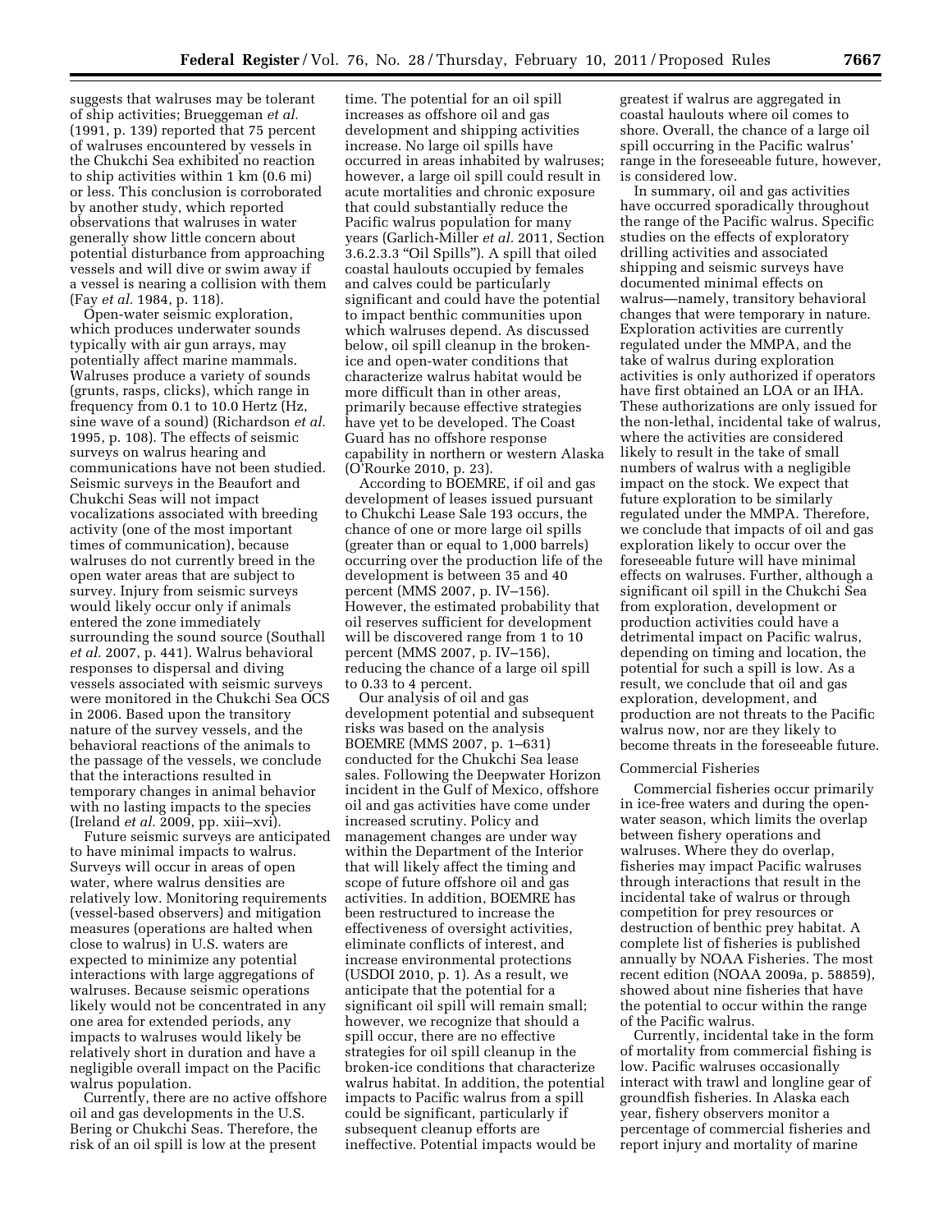suggests that walruses may be tolerant of ship activities; Brueggeman *et al.* (1991, p. 139) reported that 75 percent of walruses encountered by vessels in the Chukchi Sea exhibited no reaction to ship activities within 1 km (0.6 mi) or less. This conclusion is corroborated by another study, which reported observations that walruses in water generally show little concern about potential disturbance from approaching vessels and will dive or swim away if a vessel is nearing a collision with them (Fay *et al.* 1984, p. 118).

Open-water seismic exploration, which produces underwater sounds typically with air gun arrays, may potentially affect marine mammals. Walruses produce a variety of sounds (grunts, rasps, clicks), which range in frequency from 0.1 to 10.0 Hertz (Hz, sine wave of a sound) (Richardson *et al.* 1995, p. 108). The effects of seismic surveys on walrus hearing and communications have not been studied. Seismic surveys in the Beaufort and Chukchi Seas will not impact vocalizations associated with breeding activity (one of the most important times of communication), because walruses do not currently breed in the open water areas that are subject to survey. Injury from seismic surveys would likely occur only if animals entered the zone immediately surrounding the sound source (Southall *et al.* 2007, p. 441). Walrus behavioral responses to dispersal and diving vessels associated with seismic surveys were monitored in the Chukchi Sea OCS in 2006. Based upon the transitory nature of the survey vessels, and the behavioral reactions of the animals to the passage of the vessels, we conclude that the interactions resulted in temporary changes in animal behavior with no lasting impacts to the species (Ireland *et al.* 2009, pp. xiii–xvi).

Future seismic surveys are anticipated to have minimal impacts to walrus. Surveys will occur in areas of open water, where walrus densities are relatively low. Monitoring requirements (vessel-based observers) and mitigation measures (operations are halted when close to walrus) in U.S. waters are expected to minimize any potential interactions with large aggregations of walruses. Because seismic operations likely would not be concentrated in any one area for extended periods, any impacts to walruses would likely be relatively short in duration and have a negligible overall impact on the Pacific walrus population.

Currently, there are no active offshore oil and gas developments in the U.S. Bering or Chukchi Seas. Therefore, the risk of an oil spill is low at the present time. The potential for an oil spill increases as offshore oil and gas development and shipping activities increase. No large oil spills have occurred in areas inhabited by walruses; however, a large oil spill could result in acute mortalities and chronic exposure that could substantially reduce the Pacific walrus population for many years (Garlich-Miller *et al.* 2011, Section 3.6.2.3.3 "Oil Spills"). A spill that oiled coastal haulouts occupied by females and calves could be particularly significant and could have the potential to impact benthic communities upon which walruses depend. As discussed below, oil spill cleanup in the broken-ice and open-water conditions that characterize walrus habitat would be more difficult than in other areas, primarily because effective strategies have yet to be developed. The Coast Guard has no offshore response capability in northern or western Alaska (O'Rourke 2010, p. 23).

According to BOEMRE, if oil and gas development of leases issued pursuant to Chukchi Lease Sale 193 occurs, the chance of one or more large oil spills (greater than or equal to 1,000 barrels) occurring over the production life of the development is between 35 and 40 percent (MMS 2007, p. IV–156). However, the estimated probability that oil reserves sufficient for development will be discovered range from 1 to 10 percent (MMS 2007, p. IV–156), reducing the chance of a large oil spill to 0.33 to 4 percent.

Our analysis of oil and gas development potential and subsequent risks was based on the analysis BOEMRE (MMS 2007, p. 1–631) conducted for the Chukchi Sea lease sales. Following the Deepwater Horizon incident in the Gulf of Mexico, offshore oil and gas activities have come under increased scrutiny. Policy and management changes are under way within the Department of the Interior that will likely affect the timing and scope of future offshore oil and gas activities. In addition, BOEMRE has been restructured to increase the effectiveness of oversight activities, eliminate conflicts of interest, and increase environmental protections (USDOI 2010, p. 1). As a result, we anticipate that the potential for a significant oil spill will remain small; however, we recognize that should a spill occur, there are no effective strategies for oil spill cleanup in the broken-ice conditions that characterize walrus habitat. In addition, the potential impacts to Pacific walrus from a spill could be significant, particularly if subsequent cleanup efforts are ineffective. Potential impacts would be greatest if walrus are aggregated in coastal haulouts where oil comes to shore. Overall, the chance of a large oil spill occurring in the Pacific walrus' range in the foreseeable future, however, is considered low.

In summary, oil and gas activities have occurred sporadically throughout the range of the Pacific walrus. Specific studies on the effects of exploratory drilling activities and associated shipping and seismic surveys have documented minimal effects on walrus—namely, transitory behavioral changes that were temporary in nature. Exploration activities are currently regulated under the MMPA, and the take of walrus during exploration activities is only authorized if operators have first obtained an LOA or an IHA. These authorizations are only issued for the non-lethal, incidental take of walrus, where the activities are considered likely to result in the take of small numbers of walrus with a negligible impact on the stock. We expect that future exploration to be similarly regulated under the MMPA. Therefore, we conclude that impacts of oil and gas exploration likely to occur over the foreseeable future will have minimal effects on walruses. Further, although a significant oil spill in the Chukchi Sea from exploration, development or production activities could have a detrimental impact on Pacific walrus, depending on timing and location, the potential for such a spill is low. As a result, we conclude that oil and gas exploration, development, and production are not threats to the Pacific walrus now, nor are they likely to become threats in the foreseeable future.

### Commercial Fisheries

Commercial fisheries occur primarily in ice-free waters and during the open-water season, which limits the overlap between fishery operations and walruses. Where they do overlap, fisheries may impact Pacific walruses through interactions that result in the incidental take of walrus or through competition for prey resources or destruction of benthic prey habitat. A complete list of fisheries is published annually by NOAA Fisheries. The most recent edition (NOAA 2009a, p. 58859), showed about nine fisheries that have the potential to occur within the range of the Pacific walrus.

Currently, incidental take in the form of mortality from commercial fishing is low. Pacific walruses occasionally interact with trawl and longline gear of groundfish fisheries. In Alaska each year, fishery observers monitor a percentage of commercial fisheries and report injury and mortality of marine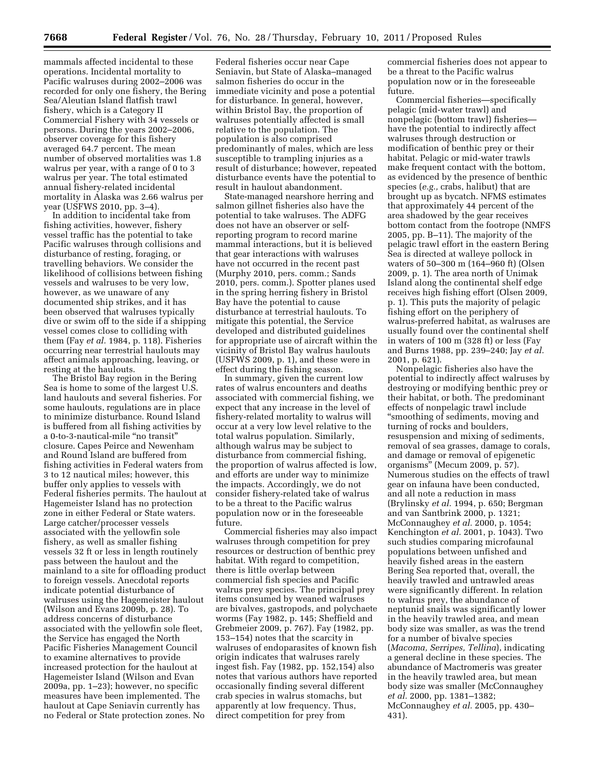mammals affected incidental to these operations. Incidental mortality to Pacific walruses during 2002–2006 was recorded for only one fishery, the Bering Sea/Aleutian Island flatfish trawl fishery, which is a Category II Commercial Fishery with 34 vessels or persons. During the years 2002–2006, observer coverage for this fishery averaged 64.7 percent. The mean number of observed mortalities was 1.8 walrus per year, with a range of 0 to 3 walrus per year. The total estimated annual fishery-related incidental mortality in Alaska was 2.66 walrus per year (USFWS 2010, pp. 3–4).

In addition to incidental take from fishing activities, however, fishery vessel traffic has the potential to take Pacific walruses through collisions and disturbance of resting, foraging, or travelling behaviors. We consider the likelihood of collisions between fishing vessels and walruses to be very low, however, as we unaware of any documented ship strikes, and it has been observed that walruses typically dive or swim off to the side if a shipping vessel comes close to colliding with them (Fay *et al.* 1984, p. 118). Fisheries occurring near terrestrial haulouts may affect animals approaching, leaving, or resting at the haulouts.

The Bristol Bay region in the Bering Sea is home to some of the largest U.S. land haulouts and several fisheries. For some haulouts, regulations are in place to minimize disturbance. Round Island is buffered from all fishing activities by a 0-to-3-nautical-mile "no transit" closure. Capes Peirce and Newenham and Round Island are buffered from fishing activities in Federal waters from 3 to 12 nautical miles; however, this buffer only applies to vessels with Federal fisheries permits. The haulout at Hagemeister Island has no protection zone in either Federal or State waters. Large catcher/processer vessels associated with the yellowfin sole fishery, as well as smaller fishing vessels 32 ft or less in length routinely pass between the haulout and the mainland to a site for offloading product to foreign vessels. Anecdotal reports indicate potential disturbance of walruses using the Hagemeister haulout (Wilson and Evans 2009b, p. 28). To address concerns of disturbance associated with the yellowfin sole fleet, the Service has engaged the North Pacific Fisheries Management Council to examine alternatives to provide increased protection for the haulout at Hagemeister Island (Wilson and Evan 2009a, pp. 1–23); however, no specific measures have been implemented. The haulout at Cape Seniavin currently has no Federal or State protection zones. No Federal fisheries occur near Cape Seniavin, but State of Alaska–managed salmon fisheries do occur in the immediate vicinity and pose a potential for disturbance. In general, however, within Bristol Bay, the proportion of walruses potentially affected is small relative to the population. The population is also comprised predominantly of males, which are less susceptible to trampling injuries as a result of disturbance; however, repeated disturbance events have the potential to result in haulout abandonment.

State-managed nearshore herring and salmon gillnet fisheries also have the potential to take walruses. The ADFG does not have an observer or self-reporting program to record marine mammal interactions, but it is believed that gear interactions with walruses have not occurred in the recent past (Murphy 2010, pers. comm.; Sands 2010, pers. comm.). Spotter planes used in the spring herring fishery in Bristol Bay have the potential to cause disturbance at terrestrial haulouts. To mitigate this potential, the Service developed and distributed guidelines for appropriate use of aircraft within the vicinity of Bristol Bay walrus haulouts (USFWS 2009, p. 1), and these were in effect during the fishing season.

In summary, given the current low rates of walrus encounters and deaths associated with commercial fishing, we expect that any increase in the level of fishery-related mortality to walrus will occur at a very low level relative to the total walrus population. Similarly, although walrus may be subject to disturbance from commercial fishing, the proportion of walrus affected is low, and efforts are under way to minimize the impacts. Accordingly, we do not consider fishery-related take of walrus to be a threat to the Pacific walrus population now or in the foreseeable future.

Commercial fisheries may also impact walruses through competition for prey resources or destruction of benthic prey habitat. With regard to competition, there is little overlap between commercial fish species and Pacific walrus prey species. The principal prey items consumed by weaned walruses are bivalves, gastropods, and polychaete worms (Fay 1982, p. 145; Sheffield and Grebmeier 2009, p. 767). Fay (1982, pp. 153–154) notes that the scarcity in walruses of endoparasites of known fish origin indicates that walruses rarely ingest fish. Fay (1982, pp. 152,154) also notes that various authors have reported occasionally finding several different crab species in walrus stomachs, but apparently at low frequency. Thus, direct competition for prey from commercial fisheries does not appear to be a threat to the Pacific walrus population now or in the foreseeable future.

Commercial fisheries—specifically pelagic (mid-water trawl) and nonpelagic (bottom trawl) fisheries—have the potential to indirectly affect walruses through destruction or modification of benthic prey or their habitat. Pelagic or mid-water trawls make frequent contact with the bottom, as evidenced by the presence of benthic species (*e.g.,* crabs, halibut) that are brought up as bycatch. NFMS estimates that approximately 44 percent of the area shadowed by the gear receives bottom contact from the footrope (NMFS 2005, pp. B–11). The majority of the pelagic trawl effort in the eastern Bering Sea is directed at walleye pollock in waters of 50–300 m (164–960 ft) (Olsen 2009, p. 1). The area north of Unimak Island along the continental shelf edge receives high fishing effort (Olsen 2009, p. 1). This puts the majority of pelagic fishing effort on the periphery of walrus-preferred habitat, as walruses are usually found over the continental shelf in waters of 100 m (328 ft) or less (Fay and Burns 1988, pp. 239–240; Jay *et al.* 2001, p. 621).

Nonpelagic fisheries also have the potential to indirectly affect walruses by destroying or modifying benthic prey or their habitat, or both. The predominant effects of nonpelagic trawl include "smoothing of sediments, moving and turning of rocks and boulders, resuspension and mixing of sediments, removal of sea grasses, damage to corals, and damage or removal of epigenetic organisms" (Mecum 2009, p. 57). Numerous studies on the effects of trawl gear on infauna have been conducted, and all note a reduction in mass (Brylinsky *et al.* 1994, p. 650; Bergman and van Santbrink 2000, p. 1321; McConnaughey *et al.* 2000, p. 1054; Kenchington *et al.* 2001, p. 1043). Two such studies comparing microfaunal populations between unfished and heavily fished areas in the eastern Bering Sea reported that, overall, the heavily trawled and untrawled areas were significantly different. In relation to walrus prey, the abundance of neptunid snails was significantly lower in the heavily trawled area, and mean body size was smaller, as was the trend for a number of bivalve species (*Macoma, Serripes, Tellina*), indicating a general decline in these species. The abundance of Mactromeris was greater in the heavily trawled area, but mean body size was smaller (McConnaughey *et al.* 2000, pp. 1381–1382; McConnaughey *et al.* 2005, pp. 430–431).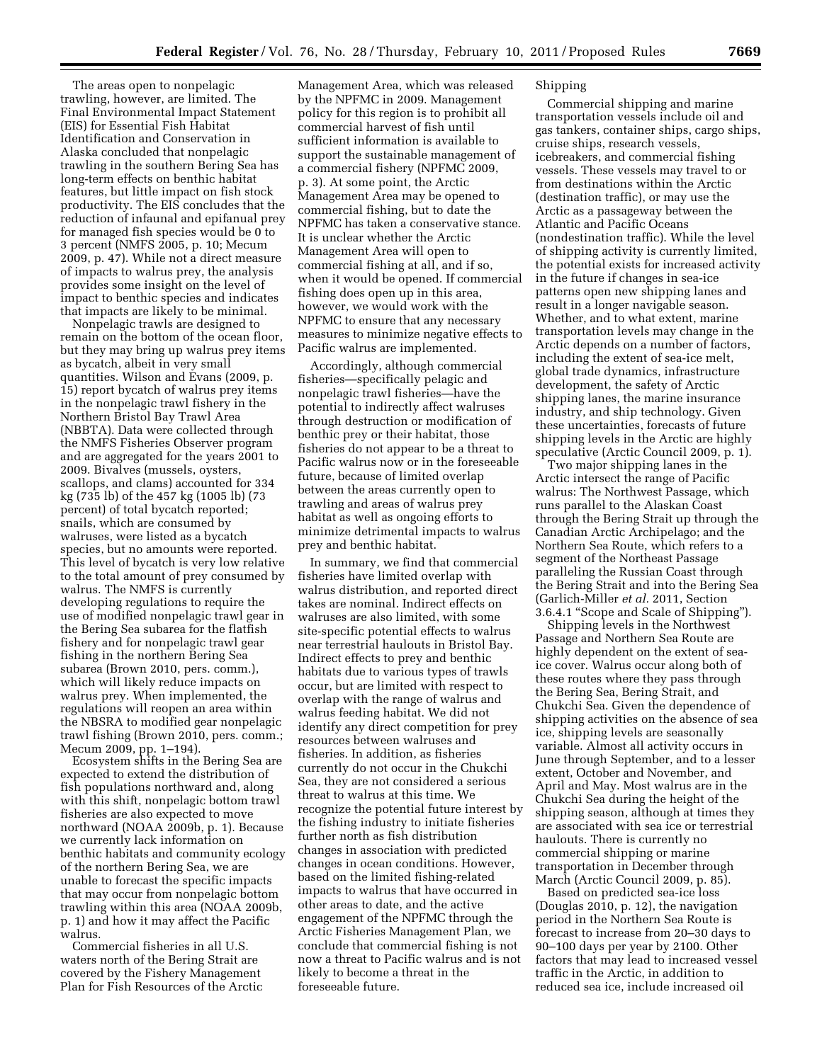The areas open to nonpelagic trawling, however, are limited. The Final Environmental Impact Statement (EIS) for Essential Fish Habitat Identification and Conservation in Alaska concluded that nonpelagic trawling in the southern Bering Sea has long-term effects on benthic habitat features, but little impact on fish stock productivity. The EIS concludes that the reduction of infaunal and epifanual prey for managed fish species would be 0 to 3 percent (NMFS 2005, p. 10; Mecum 2009, p. 47). While not a direct measure of impacts to walrus prey, the analysis provides some insight on the level of impact to benthic species and indicates that impacts are likely to be minimal.

Nonpelagic trawls are designed to remain on the bottom of the ocean floor, but they may bring up walrus prey items as bycatch, albeit in very small quantities. Wilson and Evans (2009, p. 15) report bycatch of walrus prey items in the nonpelagic trawl fishery in the Northern Bristol Bay Trawl Area (NBBTA). Data were collected through the NMFS Fisheries Observer program and are aggregated for the years 2001 to 2009. Bivalves (mussels, oysters, scallops, and clams) accounted for 334 kg (735 lb) of the 457 kg (1005 lb) (73 percent) of total bycatch reported; snails, which are consumed by walruses, were listed as a bycatch species, but no amounts were reported. This level of bycatch is very low relative to the total amount of prey consumed by walrus. The NMFS is currently developing regulations to require the use of modified nonpelagic trawl gear in the Bering Sea subarea for the flatfish fishery and for nonpelagic trawl gear fishing in the northern Bering Sea subarea (Brown 2010, pers. comm.), which will likely reduce impacts on walrus prey. When implemented, the regulations will reopen an area within the NBSRA to modified gear nonpelagic trawl fishing (Brown 2010, pers. comm.; Mecum 2009, pp. 1–194).

Ecosystem shifts in the Bering Sea are expected to extend the distribution of fish populations northward and, along with this shift, nonpelagic bottom trawl fisheries are also expected to move northward (NOAA 2009b, p. 1). Because we currently lack information on benthic habitats and community ecology of the northern Bering Sea, we are unable to forecast the specific impacts that may occur from nonpelagic bottom trawling within this area (NOAA 2009b, p. 1) and how it may affect the Pacific walrus.

Commercial fisheries in all U.S. waters north of the Bering Strait are covered by the Fishery Management Plan for Fish Resources of the Arctic Management Area, which was released by the NPFMC in 2009. Management policy for this region is to prohibit all commercial harvest of fish until sufficient information is available to support the sustainable management of a commercial fishery (NPFMC 2009, p. 3). At some point, the Arctic Management Area may be opened to commercial fishing, but to date the NPFMC has taken a conservative stance. It is unclear whether the Arctic Management Area will open to commercial fishing at all, and if so, when it would be opened. If commercial fishing does open up in this area, however, we would work with the NPFMC to ensure that any necessary measures to minimize negative effects to Pacific walrus are implemented.

Accordingly, although commercial fisheries—specifically pelagic and nonpelagic trawl fisheries—have the potential to indirectly affect walruses through destruction or modification of benthic prey or their habitat, those fisheries do not appear to be a threat to Pacific walrus now or in the foreseeable future, because of limited overlap between the areas currently open to trawling and areas of walrus prey habitat as well as ongoing efforts to minimize detrimental impacts to walrus prey and benthic habitat.

In summary, we find that commercial fisheries have limited overlap with walrus distribution, and reported direct takes are nominal. Indirect effects on walruses are also limited, with some site-specific potential effects to walrus near terrestrial haulouts in Bristol Bay. Indirect effects to prey and benthic habitats due to various types of trawls occur, but are limited with respect to overlap with the range of walrus and walrus feeding habitat. We did not identify any direct competition for prey resources between walruses and fisheries. In addition, as fisheries currently do not occur in the Chukchi Sea, they are not considered a serious threat to walrus at this time. We recognize the potential future interest by the fishing industry to initiate fisheries further north as fish distribution changes in association with predicted changes in ocean conditions. However, based on the limited fishing-related impacts to walrus that have occurred in other areas to date, and the active engagement of the NPFMC through the Arctic Fisheries Management Plan, we conclude that commercial fishing is not now a threat to Pacific walrus and is not likely to become a threat in the foreseeable future.

Shipping

Commercial shipping and marine transportation vessels include oil and gas tankers, container ships, cargo ships, cruise ships, research vessels, icebreakers, and commercial fishing vessels. These vessels may travel to or from destinations within the Arctic (destination traffic), or may use the Arctic as a passageway between the Atlantic and Pacific Oceans (nondestination traffic). While the level of shipping activity is currently limited, the potential exists for increased activity in the future if changes in sea-ice patterns open new shipping lanes and result in a longer navigable season. Whether, and to what extent, marine transportation levels may change in the Arctic depends on a number of factors, including the extent of sea-ice melt, global trade dynamics, infrastructure development, the safety of Arctic shipping lanes, the marine insurance industry, and ship technology. Given these uncertainties, forecasts of future shipping levels in the Arctic are highly speculative (Arctic Council 2009, p. 1).

Two major shipping lanes in the Arctic intersect the range of Pacific walrus: The Northwest Passage, which runs parallel to the Alaskan Coast through the Bering Strait up through the Canadian Arctic Archipelago; and the Northern Sea Route, which refers to a segment of the Northeast Passage paralleling the Russian Coast through the Bering Strait and into the Bering Sea (Garlich-Miller *et al.* 2011, Section 3.6.4.1 "Scope and Scale of Shipping").

Shipping levels in the Northwest Passage and Northern Sea Route are highly dependent on the extent of sea-ice cover. Walrus occur along both of these routes where they pass through the Bering Sea, Bering Strait, and Chukchi Sea. Given the dependence of shipping activities on the absence of sea ice, shipping levels are seasonally variable. Almost all activity occurs in June through September, and to a lesser extent, October and November, and April and May. Most walrus are in the Chukchi Sea during the height of the shipping season, although at times they are associated with sea ice or terrestrial haulouts. There is currently no commercial shipping or marine transportation in December through March (Arctic Council 2009, p. 85).

Based on predicted sea-ice loss (Douglas 2010, p. 12), the navigation period in the Northern Sea Route is forecast to increase from 20–30 days to 90–100 days per year by 2100. Other factors that may lead to increased vessel traffic in the Arctic, in addition to reduced sea ice, include increased oil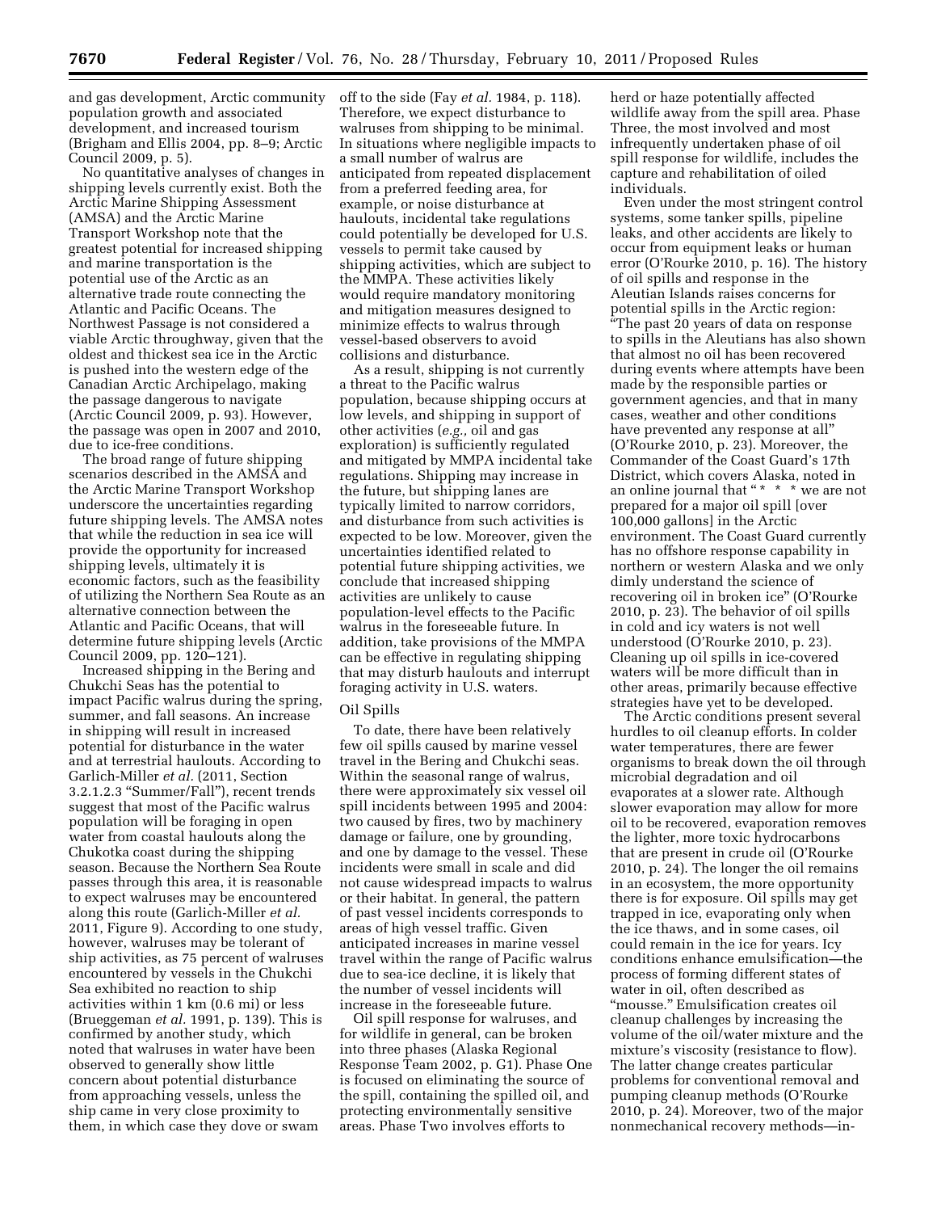and gas development, Arctic community population growth and associated development, and increased tourism (Brigham and Ellis 2004, pp. 8–9; Arctic Council 2009, p. 5).

No quantitative analyses of changes in shipping levels currently exist. Both the Arctic Marine Shipping Assessment (AMSA) and the Arctic Marine Transport Workshop note that the greatest potential for increased shipping and marine transportation is the potential use of the Arctic as an alternative trade route connecting the Atlantic and Pacific Oceans. The Northwest Passage is not considered a viable Arctic throughway, given that the oldest and thickest sea ice in the Arctic is pushed into the western edge of the Canadian Arctic Archipelago, making the passage dangerous to navigate (Arctic Council 2009, p. 93). However, the passage was open in 2007 and 2010, due to ice-free conditions.

The broad range of future shipping scenarios described in the AMSA and the Arctic Marine Transport Workshop underscore the uncertainties regarding future shipping levels. The AMSA notes that while the reduction in sea ice will provide the opportunity for increased shipping levels, ultimately it is economic factors, such as the feasibility of utilizing the Northern Sea Route as an alternative connection between the Atlantic and Pacific Oceans, that will determine future shipping levels (Arctic Council 2009, pp. 120–121).

Increased shipping in the Bering and Chukchi Seas has the potential to impact Pacific walrus during the spring, summer, and fall seasons. An increase in shipping will result in increased potential for disturbance in the water and at terrestrial haulouts. According to Garlich-Miller *et al.* (2011, Section 3.2.1.2.3 "Summer/Fall"), recent trends suggest that most of the Pacific walrus population will be foraging in open water from coastal haulouts along the Chukotka coast during the shipping season. Because the Northern Sea Route passes through this area, it is reasonable to expect walruses may be encountered along this route (Garlich-Miller *et al.* 2011, Figure 9). According to one study, however, walruses may be tolerant of ship activities, as 75 percent of walruses encountered by vessels in the Chukchi Sea exhibited no reaction to ship activities within 1 km (0.6 mi) or less (Brueggeman *et al.* 1991, p. 139). This is confirmed by another study, which noted that walruses in water have been observed to generally show little concern about potential disturbance from approaching vessels, unless the ship came in very close proximity to them, in which case they dove or swam off to the side (Fay *et al.* 1984, p. 118). Therefore, we expect disturbance to walruses from shipping to be minimal. In situations where negligible impacts to a small number of walrus are anticipated from repeated displacement from a preferred feeding area, for example, or noise disturbance at haulouts, incidental take regulations could potentially be developed for U.S. vessels to permit take caused by shipping activities, which are subject to the MMPA. These activities likely would require mandatory monitoring and mitigation measures designed to minimize effects to walrus through vessel-based observers to avoid collisions and disturbance.

As a result, shipping is not currently a threat to the Pacific walrus population, because shipping occurs at low levels, and shipping in support of other activities (*e.g.,* oil and gas exploration) is sufficiently regulated and mitigated by MMPA incidental take regulations. Shipping may increase in the future, but shipping lanes are typically limited to narrow corridors, and disturbance from such activities is expected to be low. Moreover, given the uncertainties identified related to potential future shipping activities, we conclude that increased shipping activities are unlikely to cause population-level effects to the Pacific walrus in the foreseeable future. In addition, take provisions of the MMPA can be effective in regulating shipping that may disturb haulouts and interrupt foraging activity in U.S. waters.

### Oil Spills

To date, there have been relatively few oil spills caused by marine vessel travel in the Bering and Chukchi seas. Within the seasonal range of walrus, there were approximately six vessel oil spill incidents between 1995 and 2004: two caused by fires, two by machinery damage or failure, one by grounding, and one by damage to the vessel. These incidents were small in scale and did not cause widespread impacts to walrus or their habitat. In general, the pattern of past vessel incidents corresponds to areas of high vessel traffic. Given anticipated increases in marine vessel travel within the range of Pacific walrus due to sea-ice decline, it is likely that the number of vessel incidents will increase in the foreseeable future.

Oil spill response for walruses, and for wildlife in general, can be broken into three phases (Alaska Regional Response Team 2002, p. G1). Phase One is focused on eliminating the source of the spill, containing the spilled oil, and protecting environmentally sensitive areas. Phase Two involves efforts to herd or haze potentially affected wildlife away from the spill area. Phase Three, the most involved and most infrequently undertaken phase of oil spill response for wildlife, includes the capture and rehabilitation of oiled individuals.

Even under the most stringent control systems, some tanker spills, pipeline leaks, and other accidents are likely to occur from equipment leaks or human error (O'Rourke 2010, p. 16). The history of oil spills and response in the Aleutian Islands raises concerns for potential spills in the Arctic region: "The past 20 years of data on response to spills in the Aleutians has also shown that almost no oil has been recovered during events where attempts have been made by the responsible parties or government agencies, and that in many cases, weather and other conditions have prevented any response at all" (O'Rourke 2010, p. 23). Moreover, the Commander of the Coast Guard's 17th District, which covers Alaska, noted in an online journal that "* * * we are not prepared for a major oil spill [over 100,000 gallons] in the Arctic environment. The Coast Guard currently has no offshore response capability in northern or western Alaska and we only dimly understand the science of recovering oil in broken ice" (O'Rourke 2010, p. 23). The behavior of oil spills in cold and icy waters is not well understood (O'Rourke 2010, p. 23). Cleaning up oil spills in ice-covered waters will be more difficult than in other areas, primarily because effective strategies have yet to be developed.

The Arctic conditions present several hurdles to oil cleanup efforts. In colder water temperatures, there are fewer organisms to break down the oil through microbial degradation and oil evaporates at a slower rate. Although slower evaporation may allow for more oil to be recovered, evaporation removes the lighter, more toxic hydrocarbons that are present in crude oil (O'Rourke 2010, p. 24). The longer the oil remains in an ecosystem, the more opportunity there is for exposure. Oil spills may get trapped in ice, evaporating only when the ice thaws, and in some cases, oil could remain in the ice for years. Icy conditions enhance emulsification—the process of forming different states of water in oil, often described as "mousse." Emulsification creates oil cleanup challenges by increasing the volume of the oil/water mixture and the mixture's viscosity (resistance to flow). The latter change creates particular problems for conventional removal and pumping cleanup methods (O'Rourke 2010, p. 24). Moreover, two of the major nonmechanical recovery methods—in-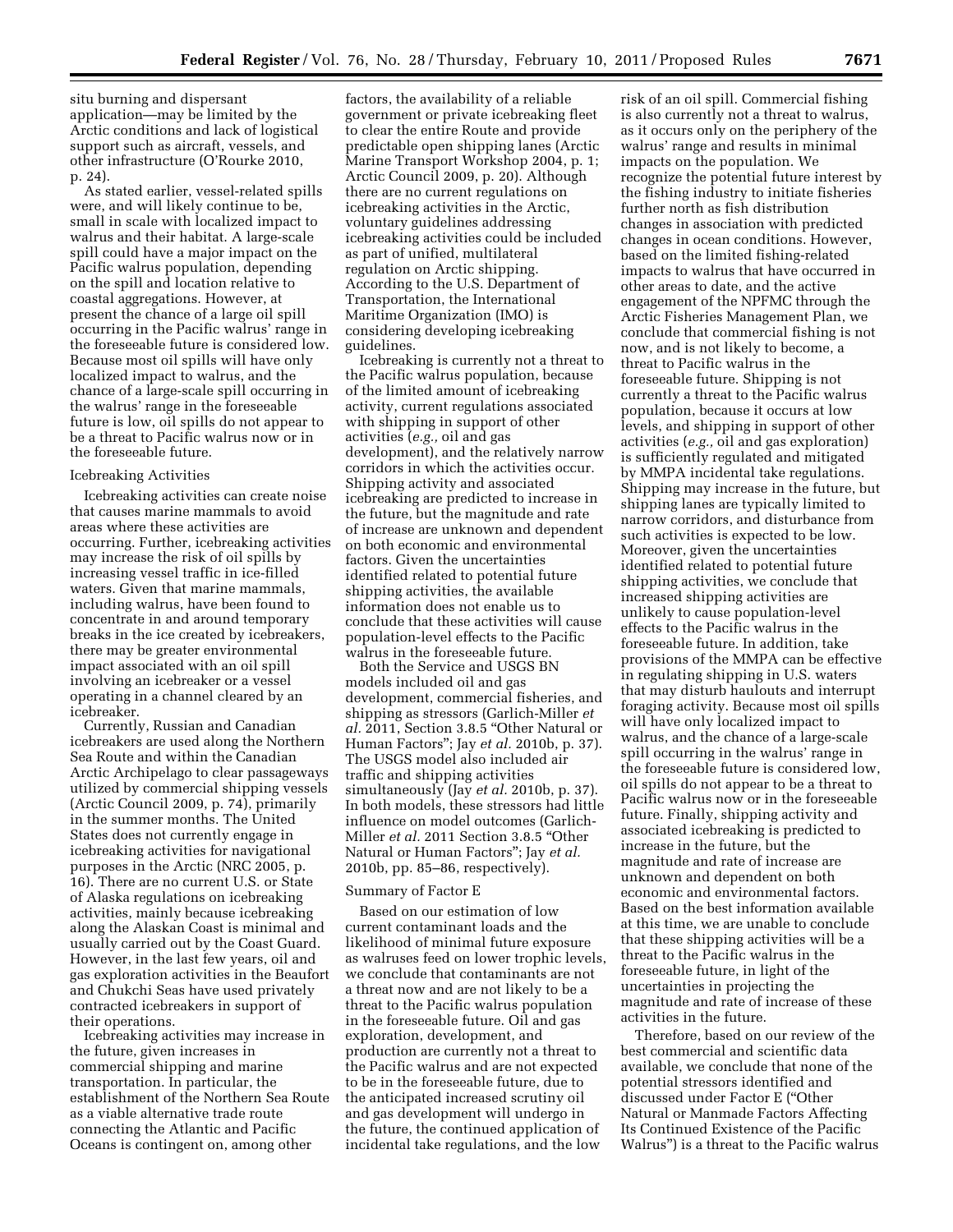situ burning and dispersant application—may be limited by the Arctic conditions and lack of logistical support such as aircraft, vessels, and other infrastructure (O'Rourke 2010, p. 24).

As stated earlier, vessel-related spills were, and will likely continue to be, small in scale with localized impact to walrus and their habitat. A large-scale spill could have a major impact on the Pacific walrus population, depending on the spill and location relative to coastal aggregations. However, at present the chance of a large oil spill occurring in the Pacific walrus' range in the foreseeable future is considered low. Because most oil spills will have only localized impact to walrus, and the chance of a large-scale spill occurring in the walrus' range in the foreseeable future is low, oil spills do not appear to be a threat to Pacific walrus now or in the foreseeable future.

### Icebreaking Activities

Icebreaking activities can create noise that causes marine mammals to avoid areas where these activities are occurring. Further, icebreaking activities may increase the risk of oil spills by increasing vessel traffic in ice-filled waters. Given that marine mammals, including walrus, have been found to concentrate in and around temporary breaks in the ice created by icebreakers, there may be greater environmental impact associated with an oil spill involving an icebreaker or a vessel operating in a channel cleared by an icebreaker.

Currently, Russian and Canadian icebreakers are used along the Northern Sea Route and within the Canadian Arctic Archipelago to clear passageways utilized by commercial shipping vessels (Arctic Council 2009, p. 74), primarily in the summer months. The United States does not currently engage in icebreaking activities for navigational purposes in the Arctic (NRC 2005, p. 16). There are no current U.S. or State of Alaska regulations on icebreaking activities, mainly because icebreaking along the Alaskan Coast is minimal and usually carried out by the Coast Guard. However, in the last few years, oil and gas exploration activities in the Beaufort and Chukchi Seas have used privately contracted icebreakers in support of their operations.

Icebreaking activities may increase in the future, given increases in commercial shipping and marine transportation. In particular, the establishment of the Northern Sea Route as a viable alternative trade route connecting the Atlantic and Pacific Oceans is contingent on, among other factors, the availability of a reliable government or private icebreaking fleet to clear the entire Route and provide predictable open shipping lanes (Arctic Marine Transport Workshop 2004, p. 1; Arctic Council 2009, p. 20). Although there are no current regulations on icebreaking activities in the Arctic, voluntary guidelines addressing icebreaking activities could be included as part of unified, multilateral regulation on Arctic shipping. According to the U.S. Department of Transportation, the International Maritime Organization (IMO) is considering developing icebreaking guidelines.

Icebreaking is currently not a threat to the Pacific walrus population, because of the limited amount of icebreaking activity, current regulations associated with shipping in support of other activities (*e.g.,* oil and gas development), and the relatively narrow corridors in which the activities occur. Shipping activity and associated icebreaking are predicted to increase in the future, but the magnitude and rate of increase are unknown and dependent on both economic and environmental factors. Given the uncertainties identified related to potential future shipping activities, the available information does not enable us to conclude that these activities will cause population-level effects to the Pacific walrus in the foreseeable future.

Both the Service and USGS BN models included oil and gas development, commercial fisheries, and shipping as stressors (Garlich-Miller *et al.* 2011, Section 3.8.5 "Other Natural or Human Factors"; Jay *et al.* 2010b, p. 37). The USGS model also included air traffic and shipping activities simultaneously (Jay *et al.* 2010b, p. 37). In both models, these stressors had little influence on model outcomes (Garlich-Miller *et al.* 2011 Section 3.8.5 "Other Natural or Human Factors"; Jay *et al.* 2010b, pp. 85–86, respectively).

### Summary of Factor E

Based on our estimation of low current contaminant loads and the likelihood of minimal future exposure as walruses feed on lower trophic levels, we conclude that contaminants are not a threat now and are not likely to be a threat to the Pacific walrus population in the foreseeable future. Oil and gas exploration, development, and production are currently not a threat to the Pacific walrus and are not expected to be in the foreseeable future, due to the anticipated increased scrutiny oil and gas development will undergo in the future, the continued application of incidental take regulations, and the low risk of an oil spill. Commercial fishing is also currently not a threat to walrus, as it occurs only on the periphery of the walrus' range and results in minimal impacts on the population. We recognize the potential future interest by the fishing industry to initiate fisheries further north as fish distribution changes in association with predicted changes in ocean conditions. However, based on the limited fishing-related impacts to walrus that have occurred in other areas to date, and the active engagement of the NPFMC through the Arctic Fisheries Management Plan, we conclude that commercial fishing is not now, and is not likely to become, a threat to Pacific walrus in the foreseeable future. Shipping is not currently a threat to the Pacific walrus population, because it occurs at low levels, and shipping in support of other activities (*e.g.,* oil and gas exploration) is sufficiently regulated and mitigated by MMPA incidental take regulations. Shipping may increase in the future, but shipping lanes are typically limited to narrow corridors, and disturbance from such activities is expected to be low. Moreover, given the uncertainties identified related to potential future shipping activities, we conclude that increased shipping activities are unlikely to cause population-level effects to the Pacific walrus in the foreseeable future. In addition, take provisions of the MMPA can be effective in regulating shipping in U.S. waters that may disturb haulouts and interrupt foraging activity. Because most oil spills will have only localized impact to walrus, and the chance of a large-scale spill occurring in the walrus' range in the foreseeable future is considered low, oil spills do not appear to be a threat to Pacific walrus now or in the foreseeable future. Finally, shipping activity and associated icebreaking is predicted to increase in the future, but the magnitude and rate of increase are unknown and dependent on both economic and environmental factors. Based on the best information available at this time, we are unable to conclude that these shipping activities will be a threat to the Pacific walrus in the foreseeable future, in light of the uncertainties in projecting the magnitude and rate of increase of these activities in the future.

Therefore, based on our review of the best commercial and scientific data available, we conclude that none of the potential stressors identified and discussed under Factor E ("Other Natural or Manmade Factors Affecting Its Continued Existence of the Pacific Walrus") is a threat to the Pacific walrus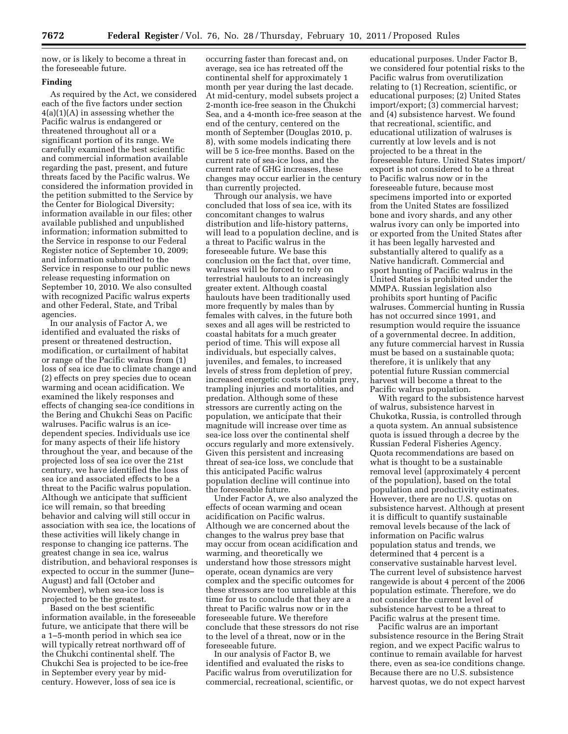now, or is likely to become a threat in the foreseeable future.

## Finding

As required by the Act, we considered each of the five factors under section 4(a)(1)(A) in assessing whether the Pacific walrus is endangered or threatened throughout all or a significant portion of its range. We carefully examined the best scientific and commercial information available regarding the past, present, and future threats faced by the Pacific walrus. We considered the information provided in the petition submitted to the Service by the Center for Biological Diversity; information available in our files; other available published and unpublished information; information submitted to the Service in response to our Federal Register notice of September 10, 2009; and information submitted to the Service in response to our public news release requesting information on September 10, 2010. We also consulted with recognized Pacific walrus experts and other Federal, State, and Tribal agencies.

In our analysis of Factor A, we identified and evaluated the risks of present or threatened destruction, modification, or curtailment of habitat or range of the Pacific walrus from (1) loss of sea ice due to climate change and (2) effects on prey species due to ocean warming and ocean acidification. We examined the likely responses and effects of changing sea-ice conditions in the Bering and Chukchi Seas on Pacific walruses. Pacific walrus is an ice-dependent species. Individuals use ice for many aspects of their life history throughout the year, and because of the projected loss of sea ice over the 21st century, we have identified the loss of sea ice and associated effects to be a threat to the Pacific walrus population. Although we anticipate that sufficient ice will remain, so that breeding behavior and calving will still occur in association with sea ice, the locations of these activities will likely change in response to changing ice patterns. The greatest change in sea ice, walrus distribution, and behavioral responses is expected to occur in the summer (June–August) and fall (October and November), when sea-ice loss is projected to be the greatest.

Based on the best scientific information available, in the foreseeable future, we anticipate that there will be a 1–5-month period in which sea ice will typically retreat northward off of the Chukchi continental shelf. The Chukchi Sea is projected to be ice-free in September every year by mid-century. However, loss of sea ice is occurring faster than forecast and, on average, sea ice has retreated off the continental shelf for approximately 1 month per year during the last decade. At mid-century, model subsets project a 2-month ice-free season in the Chukchi Sea, and a 4-month ice-free season at the end of the century, centered on the month of September (Douglas 2010, p. 8), with some models indicating there will be 5 ice-free months. Based on the current rate of sea-ice loss, and the current rate of GHG increases, these changes may occur earlier in the century than currently projected.

Through our analysis, we have concluded that loss of sea ice, with its concomitant changes to walrus distribution and life-history patterns, will lead to a population decline, and is a threat to Pacific walrus in the foreseeable future. We base this conclusion on the fact that, over time, walruses will be forced to rely on terrestrial haulouts to an increasingly greater extent. Although coastal haulouts have been traditionally used more frequently by males than by females with calves, in the future both sexes and all ages will be restricted to coastal habitats for a much greater period of time. This will expose all individuals, but especially calves, juveniles, and females, to increased levels of stress from depletion of prey, increased energetic costs to obtain prey, trampling injuries and mortalities, and predation. Although some of these stressors are currently acting on the population, we anticipate that their magnitude will increase over time as sea-ice loss over the continental shelf occurs regularly and more extensively. Given this persistent and increasing threat of sea-ice loss, we conclude that this anticipated Pacific walrus population decline will continue into the foreseeable future.

Under Factor A, we also analyzed the effects of ocean warming and ocean acidification on Pacific walrus. Although we are concerned about the changes to the walrus prey base that may occur from ocean acidification and warming, and theoretically we understand how those stressors might operate, ocean dynamics are very complex and the specific outcomes for these stressors are too unreliable at this time for us to conclude that they are a threat to Pacific walrus now or in the foreseeable future. We therefore conclude that these stressors do not rise to the level of a threat, now or in the foreseeable future.

In our analysis of Factor B, we identified and evaluated the risks to Pacific walrus from overutilization for commercial, recreational, scientific, or educational purposes. Under Factor B, we considered four potential risks to the Pacific walrus from overutilization relating to (1) Recreation, scientific, or educational purposes; (2) United States import/export; (3) commercial harvest; and (4) subsistence harvest. We found that recreational, scientific, and educational utilization of walruses is currently at low levels and is not projected to be a threat in the foreseeable future. United States import/export is not considered to be a threat to Pacific walrus now or in the foreseeable future, because most specimens imported into or exported from the United States are fossilized bone and ivory shards, and any other walrus ivory can only be imported into or exported from the United States after it has been legally harvested and substantially altered to qualify as a Native handicraft. Commercial and sport hunting of Pacific walrus in the United States is prohibited under the MMPA. Russian legislation also prohibits sport hunting of Pacific walruses. Commercial hunting in Russia has not occurred since 1991, and resumption would require the issuance of a governmental decree. In addition, any future commercial harvest in Russia must be based on a sustainable quota; therefore, it is unlikely that any potential future Russian commercial harvest will become a threat to the Pacific walrus population.

With regard to the subsistence harvest of walrus, subsistence harvest in Chukotka, Russia, is controlled through a quota system. An annual subsistence quota is issued through a decree by the Russian Federal Fisheries Agency. Quota recommendations are based on what is thought to be a sustainable removal level (approximately 4 percent of the population), based on the total population and productivity estimates. However, there are no U.S. quotas on subsistence harvest. Although at present it is difficult to quantify sustainable removal levels because of the lack of information on Pacific walrus population status and trends, we determined that 4 percent is a conservative sustainable harvest level. The current level of subsistence harvest rangewide is about 4 percent of the 2006 population estimate. Therefore, we do not consider the current level of subsistence harvest to be a threat to Pacific walrus at the present time.

Pacific walrus are an important subsistence resource in the Bering Strait region, and we expect Pacific walrus to continue to remain available for harvest there, even as sea-ice conditions change. Because there are no U.S. subsistence harvest quotas, we do not expect harvest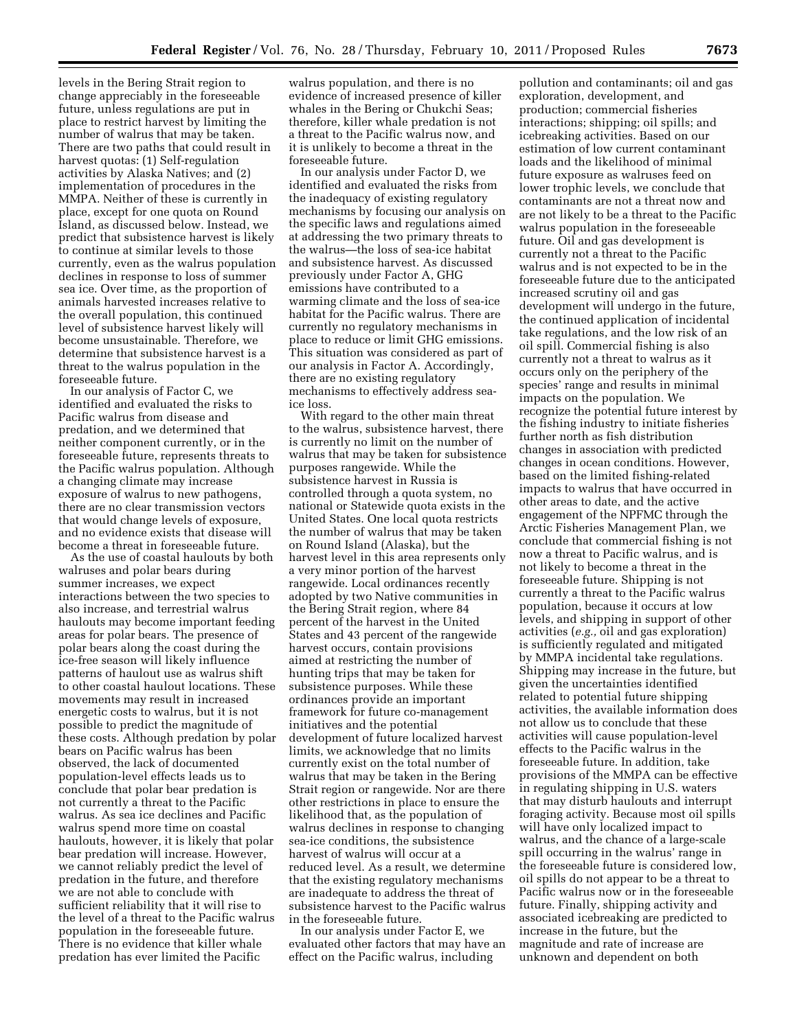levels in the Bering Strait region to change appreciably in the foreseeable future, unless regulations are put in place to restrict harvest by limiting the number of walrus that may be taken. There are two paths that could result in harvest quotas: (1) Self-regulation activities by Alaska Natives; and (2) implementation of procedures in the MMPA. Neither of these is currently in place, except for one quota on Round Island, as discussed below. Instead, we predict that subsistence harvest is likely to continue at similar levels to those currently, even as the walrus population declines in response to loss of summer sea ice. Over time, as the proportion of animals harvested increases relative to the overall population, this continued level of subsistence harvest likely will become unsustainable. Therefore, we determine that subsistence harvest is a threat to the walrus population in the foreseeable future.

In our analysis of Factor C, we identified and evaluated the risks to Pacific walrus from disease and predation, and we determined that neither component currently, or in the foreseeable future, represents threats to the Pacific walrus population. Although a changing climate may increase exposure of walrus to new pathogens, there are no clear transmission vectors that would change levels of exposure, and no evidence exists that disease will become a threat in foreseeable future.

As the use of coastal haulouts by both walruses and polar bears during summer increases, we expect interactions between the two species to also increase, and terrestrial walrus haulouts may become important feeding areas for polar bears. The presence of polar bears along the coast during the ice-free season will likely influence patterns of haulout use as walrus shift to other coastal haulout locations. These movements may result in increased energetic costs to walrus, but it is not possible to predict the magnitude of these costs. Although predation by polar bears on Pacific walrus has been observed, the lack of documented population-level effects leads us to conclude that polar bear predation is not currently a threat to the Pacific walrus. As sea ice declines and Pacific walrus spend more time on coastal haulouts, however, it is likely that polar bear predation will increase. However, we cannot reliably predict the level of predation in the future, and therefore we are not able to conclude with sufficient reliability that it will rise to the level of a threat to the Pacific walrus population in the foreseeable future. There is no evidence that killer whale predation has ever limited the Pacific walrus population, and there is no evidence of increased presence of killer whales in the Bering or Chukchi Seas; therefore, killer whale predation is not a threat to the Pacific walrus now, and it is unlikely to become a threat in the foreseeable future.

In our analysis under Factor D, we identified and evaluated the risks from the inadequacy of existing regulatory mechanisms by focusing our analysis on the specific laws and regulations aimed at addressing the two primary threats to the walrus—the loss of sea-ice habitat and subsistence harvest. As discussed previously under Factor A, GHG emissions have contributed to a warming climate and the loss of sea-ice habitat for the Pacific walrus. There are currently no regulatory mechanisms in place to reduce or limit GHG emissions. This situation was considered as part of our analysis in Factor A. Accordingly, there are no existing regulatory mechanisms to effectively address sea-ice loss.

With regard to the other main threat to the walrus, subsistence harvest, there is currently no limit on the number of walrus that may be taken for subsistence purposes rangewide. While the subsistence harvest in Russia is controlled through a quota system, no national or Statewide quota exists in the United States. One local quota restricts the number of walrus that may be taken on Round Island (Alaska), but the harvest level in this area represents only a very minor portion of the harvest rangewide. Local ordinances recently adopted by two Native communities in the Bering Strait region, where 84 percent of the harvest in the United States and 43 percent of the rangewide harvest occurs, contain provisions aimed at restricting the number of hunting trips that may be taken for subsistence purposes. While these ordinances provide an important framework for future co-management initiatives and the potential development of future localized harvest limits, we acknowledge that no limits currently exist on the total number of walrus that may be taken in the Bering Strait region or rangewide. Nor are there other restrictions in place to ensure the likelihood that, as the population of walrus declines in response to changing sea-ice conditions, the subsistence harvest of walrus will occur at a reduced level. As a result, we determine that the existing regulatory mechanisms are inadequate to address the threat of subsistence harvest to the Pacific walrus in the foreseeable future.

In our analysis under Factor E, we evaluated other factors that may have an effect on the Pacific walrus, including pollution and contaminants; oil and gas exploration, development, and production; commercial fisheries interactions; shipping; oil spills; and icebreaking activities. Based on our estimation of low current contaminant loads and the likelihood of minimal future exposure as walruses feed on lower trophic levels, we conclude that contaminants are not a threat now and are not likely to be a threat to the Pacific walrus population in the foreseeable future. Oil and gas development is currently not a threat to the Pacific walrus and is not expected to be in the foreseeable future due to the anticipated increased scrutiny oil and gas development will undergo in the future, the continued application of incidental take regulations, and the low risk of an oil spill. Commercial fishing is also currently not a threat to walrus as it occurs only on the periphery of the species' range and results in minimal impacts on the population. We recognize the potential future interest by the fishing industry to initiate fisheries further north as fish distribution changes in association with predicted changes in ocean conditions. However, based on the limited fishing-related impacts to walrus that have occurred in other areas to date, and the active engagement of the NPFMC through the Arctic Fisheries Management Plan, we conclude that commercial fishing is not now a threat to Pacific walrus, and is not likely to become a threat in the foreseeable future. Shipping is not currently a threat to the Pacific walrus population, because it occurs at low levels, and shipping in support of other activities (*e.g.,* oil and gas exploration) is sufficiently regulated and mitigated by MMPA incidental take regulations. Shipping may increase in the future, but given the uncertainties identified related to potential future shipping activities, the available information does not allow us to conclude that these activities will cause population-level effects to the Pacific walrus in the foreseeable future. In addition, take provisions of the MMPA can be effective in regulating shipping in U.S. waters that may disturb haulouts and interrupt foraging activity. Because most oil spills will have only localized impact to walrus, and the chance of a large-scale spill occurring in the walrus' range in the foreseeable future is considered low, oil spills do not appear to be a threat to Pacific walrus now or in the foreseeable future. Finally, shipping activity and associated icebreaking are predicted to increase in the future, but the magnitude and rate of increase are unknown and dependent on both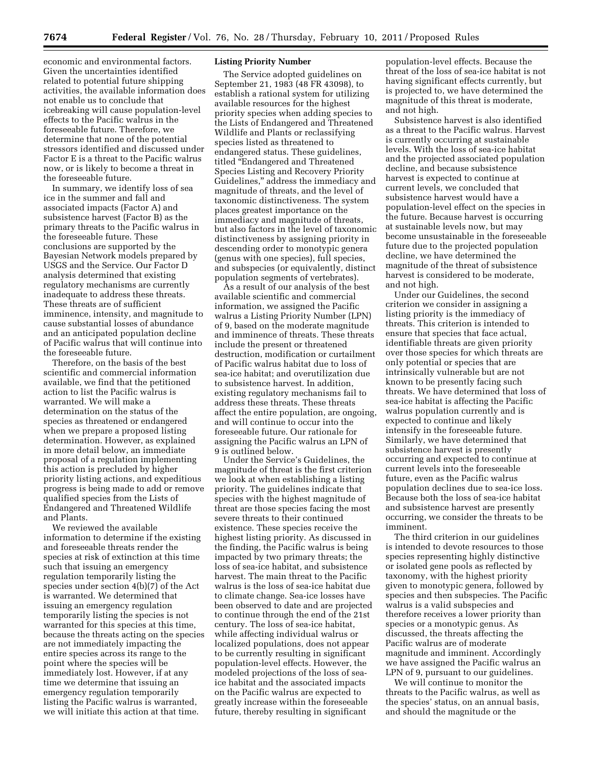economic and environmental factors. Given the uncertainties identified related to potential future shipping activities, the available information does not enable us to conclude that icebreaking will cause population-level effects to the Pacific walrus in the foreseeable future. Therefore, we determine that none of the potential stressors identified and discussed under Factor E is a threat to the Pacific walrus now, or is likely to become a threat in the foreseeable future.

In summary, we identify loss of sea ice in the summer and fall and associated impacts (Factor A) and subsistence harvest (Factor B) as the primary threats to the Pacific walrus in the foreseeable future. These conclusions are supported by the Bayesian Network models prepared by USGS and the Service. Our Factor D analysis determined that existing regulatory mechanisms are currently inadequate to address these threats. These threats are of sufficient imminence, intensity, and magnitude to cause substantial losses of abundance and an anticipated population decline of Pacific walrus that will continue into the foreseeable future.

Therefore, on the basis of the best scientific and commercial information available, we find that the petitioned action to list the Pacific walrus is warranted. We will make a determination on the status of the species as threatened or endangered when we prepare a proposed listing determination. However, as explained in more detail below, an immediate proposal of a regulation implementing this action is precluded by higher priority listing actions, and expeditious progress is being made to add or remove qualified species from the Lists of Endangered and Threatened Wildlife and Plants.

We reviewed the available information to determine if the existing and foreseeable threats render the species at risk of extinction at this time such that issuing an emergency regulation temporarily listing the species under section 4(b)(7) of the Act is warranted. We determined that issuing an emergency regulation temporarily listing the species is not warranted for this species at this time, because the threats acting on the species are not immediately impacting the entire species across its range to the point where the species will be immediately lost. However, if at any time we determine that issuing an emergency regulation temporarily listing the Pacific walrus is warranted, we will initiate this action at that time.

## Listing Priority Number

The Service adopted guidelines on September 21, 1983 (48 FR 43098), to establish a rational system for utilizing available resources for the highest priority species when adding species to the Lists of Endangered and Threatened Wildlife and Plants or reclassifying species listed as threatened to endangered status. These guidelines, titled "Endangered and Threatened Species Listing and Recovery Priority Guidelines," address the immediacy and magnitude of threats, and the level of taxonomic distinctiveness. The system places greatest importance on the immediacy and magnitude of threats, but also factors in the level of taxonomic distinctiveness by assigning priority in descending order to monotypic genera (genus with one species), full species, and subspecies (or equivalently, distinct population segments of vertebrates).

As a result of our analysis of the best available scientific and commercial information, we assigned the Pacific walrus a Listing Priority Number (LPN) of 9, based on the moderate magnitude and imminence of threats. These threats include the present or threatened destruction, modification or curtailment of Pacific walrus habitat due to loss of sea-ice habitat; and overutilization due to subsistence harvest. In addition, existing regulatory mechanisms fail to address these threats. These threats affect the entire population, are ongoing, and will continue to occur into the foreseeable future. Our rationale for assigning the Pacific walrus an LPN of 9 is outlined below.

Under the Service's Guidelines, the magnitude of threat is the first criterion we look at when establishing a listing priority. The guidelines indicate that species with the highest magnitude of threat are those species facing the most severe threats to their continued existence. These species receive the highest listing priority. As discussed in the finding, the Pacific walrus is being impacted by two primary threats; the loss of sea-ice habitat, and subsistence harvest. The main threat to the Pacific walrus is the loss of sea-ice habitat due to climate change. Sea-ice losses have been observed to date and are projected to continue through the end of the 21st century. The loss of sea-ice habitat, while affecting individual walrus or localized populations, does not appear to be currently resulting in significant population-level effects. However, the modeled projections of the loss of sea-ice habitat and the associated impacts on the Pacific walrus are expected to greatly increase within the foreseeable future, thereby resulting in significant population-level effects. Because the threat of the loss of sea-ice habitat is not having significant effects currently, but is projected to, we have determined the magnitude of this threat is moderate, and not high.

Subsistence harvest is also identified as a threat to the Pacific walrus. Harvest is currently occurring at sustainable levels. With the loss of sea-ice habitat and the projected associated population decline, and because subsistence harvest is expected to continue at current levels, we concluded that subsistence harvest would have a population-level effect on the species in the future. Because harvest is occurring at sustainable levels now, but may become unsustainable in the foreseeable future due to the projected population decline, we have determined the magnitude of the threat of subsistence harvest is considered to be moderate, and not high.

Under our Guidelines, the second criterion we consider in assigning a listing priority is the immediacy of threats. This criterion is intended to ensure that species that face actual, identifiable threats are given priority over those species for which threats are only potential or species that are intrinsically vulnerable but are not known to be presently facing such threats. We have determined that loss of sea-ice habitat is affecting the Pacific walrus population currently and is expected to continue and likely intensify in the foreseeable future. Similarly, we have determined that subsistence harvest is presently occurring and expected to continue at current levels into the foreseeable future, even as the Pacific walrus population declines due to sea-ice loss. Because both the loss of sea-ice habitat and subsistence harvest are presently occurring, we consider the threats to be imminent.

The third criterion in our guidelines is intended to devote resources to those species representing highly distinctive or isolated gene pools as reflected by taxonomy, with the highest priority given to monotypic genera, followed by species and then subspecies. The Pacific walrus is a valid subspecies and therefore receives a lower priority than species or a monotypic genus. As discussed, the threats affecting the Pacific walrus are of moderate magnitude and imminent. Accordingly we have assigned the Pacific walrus an LPN of 9, pursuant to our guidelines.

We will continue to monitor the threats to the Pacific walrus, as well as the species' status, on an annual basis, and should the magnitude or the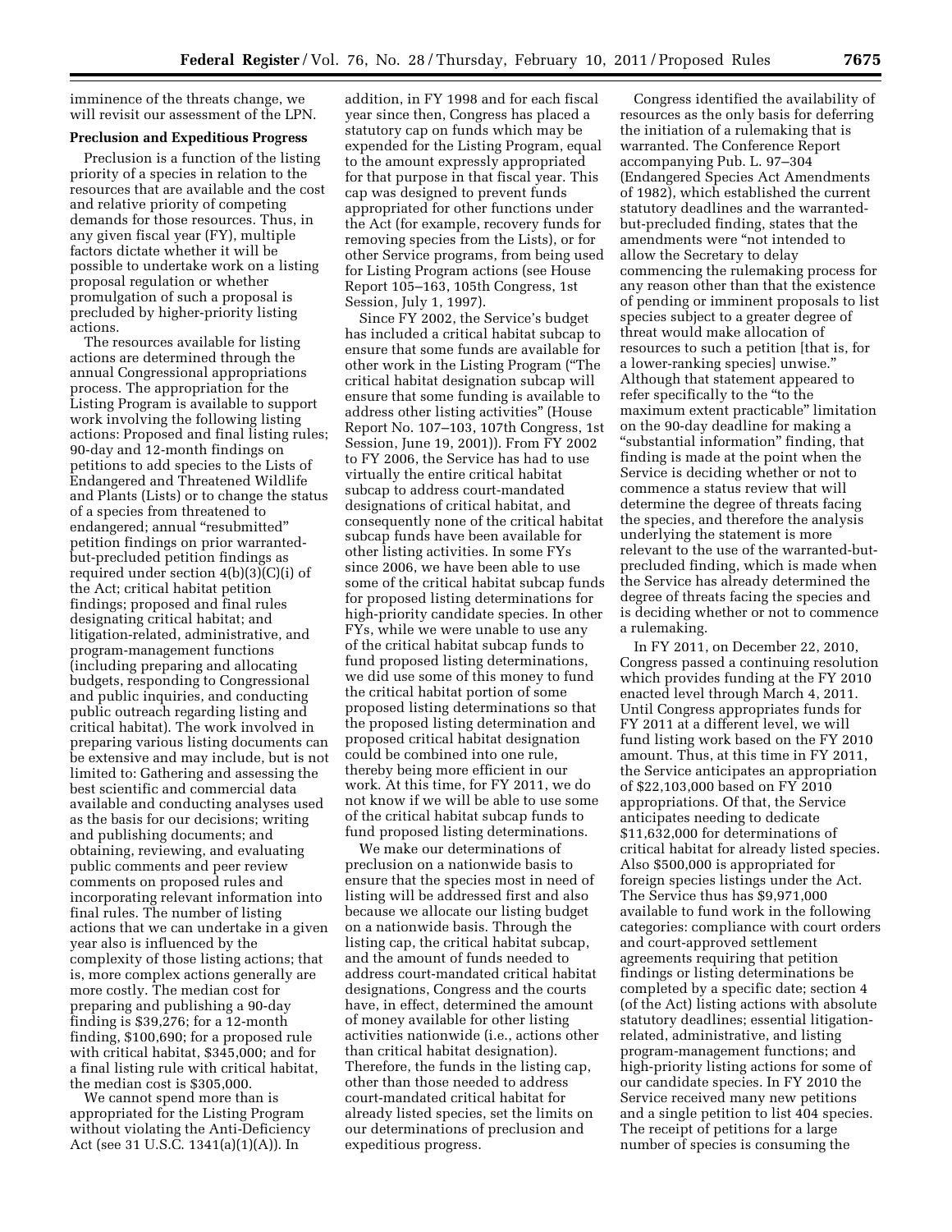imminence of the threats change, we will revisit our assessment of the LPN.

**Preclusion and Expeditious Progress**

Preclusion is a function of the listing priority of a species in relation to the resources that are available and the cost and relative priority of competing demands for those resources. Thus, in any given fiscal year (FY), multiple factors dictate whether it will be possible to undertake work on a listing proposal regulation or whether promulgation of such a proposal is precluded by higher-priority listing actions.

The resources available for listing actions are determined through the annual Congressional appropriations process. The appropriation for the Listing Program is available to support work involving the following listing actions: Proposed and final listing rules; 90-day and 12-month findings on petitions to add species to the Lists of Endangered and Threatened Wildlife and Plants (Lists) or to change the status of a species from threatened to endangered; annual "resubmitted" petition findings on prior warranted-but-precluded petition findings as required under section 4(b)(3)(C)(i) of the Act; critical habitat petition findings; proposed and final rules designating critical habitat; and litigation-related, administrative, and program-management functions (including preparing and allocating budgets, responding to Congressional and public inquiries, and conducting public outreach regarding listing and critical habitat). The work involved in preparing various listing documents can be extensive and may include, but is not limited to: Gathering and assessing the best scientific and commercial data available and conducting analyses used as the basis for our decisions; writing and publishing documents; and obtaining, reviewing, and evaluating public comments and peer review comments on proposed rules and incorporating relevant information into final rules. The number of listing actions that we can undertake in a given year also is influenced by the complexity of those listing actions; that is, more complex actions generally are more costly. The median cost for preparing and publishing a 90-day finding is $39,276; for a 12-month finding, $100,690; for a proposed rule with critical habitat, $345,000; and for a final listing rule with critical habitat, the median cost is $305,000.

We cannot spend more than is appropriated for the Listing Program without violating the Anti-Deficiency Act (see 31 U.S.C. 1341(a)(1)(A)). In addition, in FY 1998 and for each fiscal year since then, Congress has placed a statutory cap on funds which may be expended for the Listing Program, equal to the amount expressly appropriated for that purpose in that fiscal year. This cap was designed to prevent funds appropriated for other functions under the Act (for example, recovery funds for removing species from the Lists), or for other Service programs, from being used for Listing Program actions (see House Report 105–163, 105th Congress, 1st Session, July 1, 1997).

Since FY 2002, the Service's budget has included a critical habitat subcap to ensure that some funds are available for other work in the Listing Program ("The critical habitat designation subcap will ensure that some funding is available to address other listing activities" (House Report No. 107–103, 107th Congress, 1st Session, June 19, 2001)). From FY 2002 to FY 2006, the Service has had to use virtually the entire critical habitat subcap to address court-mandated designations of critical habitat, and consequently none of the critical habitat subcap funds have been available for other listing activities. In some FYs since 2006, we have been able to use some of the critical habitat subcap funds for proposed listing determinations for high-priority candidate species. In other FYs, while we were unable to use any of the critical habitat subcap funds to fund proposed listing determinations, we did use some of this money to fund the critical habitat portion of some proposed listing determinations so that the proposed listing determination and proposed critical habitat designation could be combined into one rule, thereby being more efficient in our work. At this time, for FY 2011, we do not know if we will be able to use some of the critical habitat subcap funds to fund proposed listing determinations.

We make our determinations of preclusion on a nationwide basis to ensure that the species most in need of listing will be addressed first and also because we allocate our listing budget on a nationwide basis. Through the listing cap, the critical habitat subcap, and the amount of funds needed to address court-mandated critical habitat designations, Congress and the courts have, in effect, determined the amount of money available for other listing activities nationwide (i.e., actions other than critical habitat designation). Therefore, the funds in the listing cap, other than those needed to address court-mandated critical habitat for already listed species, set the limits on our determinations of preclusion and expeditious progress.

Congress identified the availability of resources as the only basis for deferring the initiation of a rulemaking that is warranted. The Conference Report accompanying Pub. L. 97–304 (Endangered Species Act Amendments of 1982), which established the current statutory deadlines and the warranted-but-precluded finding, states that the amendments were "not intended to allow the Secretary to delay commencing the rulemaking process for any reason other than that the existence of pending or imminent proposals to list species subject to a greater degree of threat would make allocation of resources to such a petition [that is, for a lower-ranking species] unwise." Although that statement appeared to refer specifically to the "to the maximum extent practicable" limitation on the 90-day deadline for making a "substantial information" finding, that finding is made at the point when the Service is deciding whether or not to commence a status review that will determine the degree of threats facing the species, and therefore the analysis underlying the statement is more relevant to the use of the warranted-but-precluded finding, which is made when the Service has already determined the degree of threats facing the species and is deciding whether or not to commence a rulemaking.

In FY 2011, on December 22, 2010, Congress passed a continuing resolution which provides funding at the FY 2010 enacted level through March 4, 2011. Until Congress appropriates funds for FY 2011 at a different level, we will fund listing work based on the FY 2010 amount. Thus, at this time in FY 2011, the Service anticipates an appropriation of $22,103,000 based on FY 2010 appropriations. Of that, the Service anticipates needing to dedicate $11,632,000 for determinations of critical habitat for already listed species. Also $500,000 is appropriated for foreign species listings under the Act. The Service thus has $9,971,000 available to fund work in the following categories: compliance with court orders and court-approved settlement agreements requiring that petition findings or listing determinations be completed by a specific date; section 4 (of the Act) listing actions with absolute statutory deadlines; essential litigation-related, administrative, and listing program-management functions; and high-priority listing actions for some of our candidate species. In FY 2010 the Service received many new petitions and a single petition to list 404 species. The receipt of petitions for a large number of species is consuming the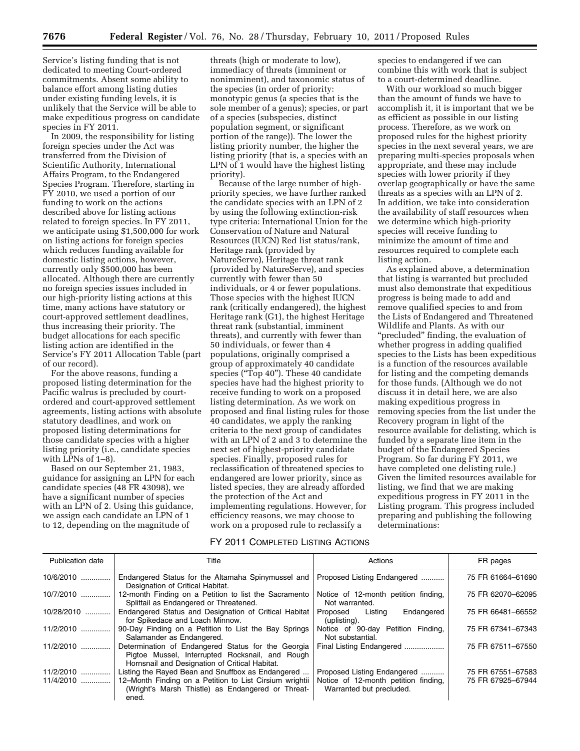Service's listing funding that is not dedicated to meeting Court-ordered commitments. Absent some ability to balance effort among listing duties under existing funding levels, it is unlikely that the Service will be able to make expeditious progress on candidate species in FY 2011.

In 2009, the responsibility for listing foreign species under the Act was transferred from the Division of Scientific Authority, International Affairs Program, to the Endangered Species Program. Therefore, starting in FY 2010, we used a portion of our funding to work on the actions described above for listing actions related to foreign species. In FY 2011, we anticipate using $1,500,000 for work on listing actions for foreign species which reduces funding available for domestic listing actions, however, currently only $500,000 has been allocated. Although there are currently no foreign species issues included in our high-priority listing actions at this time, many actions have statutory or court-approved settlement deadlines, thus increasing their priority. The budget allocations for each specific listing action are identified in the Service's FY 2011 Allocation Table (part of our record).

For the above reasons, funding a proposed listing determination for the Pacific walrus is precluded by court-ordered and court-approved settlement agreements, listing actions with absolute statutory deadlines, and work on proposed listing determinations for those candidate species with a higher listing priority (i.e., candidate species with LPNs of 1–8).

Based on our September 21, 1983, guidance for assigning an LPN for each candidate species (48 FR 43098), we have a significant number of species with an LPN of 2. Using this guidance, we assign each candidate an LPN of 1 to 12, depending on the magnitude of threats (high or moderate to low), immediacy of threats (imminent or nonimminent), and taxonomic status of the species (in order of priority: monotypic genus (a species that is the sole member of a genus); species, or part of a species (subspecies, distinct population segment, or significant portion of the range)). The lower the listing priority number, the higher the listing priority (that is, a species with an LPN of 1 would have the highest listing priority).

Because of the large number of high-priority species, we have further ranked the candidate species with an LPN of 2 by using the following extinction-risk type criteria: International Union for the Conservation of Nature and Natural Resources (IUCN) Red list status/rank, Heritage rank (provided by NatureServe), Heritage threat rank (provided by NatureServe), and species currently with fewer than 50 individuals, or 4 or fewer populations. Those species with the highest IUCN rank (critically endangered), the highest Heritage rank (G1), the highest Heritage threat rank (substantial, imminent threats), and currently with fewer than 50 individuals, or fewer than 4 populations, originally comprised a group of approximately 40 candidate species ("Top 40"). These 40 candidate species have had the highest priority to receive funding to work on a proposed listing determination. As we work on proposed and final listing rules for those 40 candidates, we apply the ranking criteria to the next group of candidates with an LPN of 2 and 3 to determine the next set of highest-priority candidate species. Finally, proposed rules for reclassification of threatened species to endangered are lower priority, since as listed species, they are already afforded the protection of the Act and implementing regulations. However, for efficiency reasons, we may choose to work on a proposed rule to reclassify a species to endangered if we can combine this with work that is subject to a court-determined deadline.

With our workload so much bigger than the amount of funds we have to accomplish it, it is important that we be as efficient as possible in our listing process. Therefore, as we work on proposed rules for the highest priority species in the next several years, we are preparing multi-species proposals when appropriate, and these may include species with lower priority if they overlap geographically or have the same threats as a species with an LPN of 2. In addition, we take into consideration the availability of staff resources when we determine which high-priority species will receive funding to minimize the amount of time and resources required to complete each listing action.

As explained above, a determination that listing is warranted but precluded must also demonstrate that expeditious progress is being made to add and remove qualified species to and from the Lists of Endangered and Threatened Wildlife and Plants. As with our "precluded" finding, the evaluation of whether progress in adding qualified species to the Lists has been expeditious is a function of the resources available for listing and the competing demands for those funds. (Although we do not discuss it in detail here, we are also making expeditious progress in removing species from the list under the Recovery program in light of the resource available for delisting, which is funded by a separate line item in the budget of the Endangered Species Program. So far during FY 2011, we have completed one delisting rule.) Given the limited resources available for listing, we find that we are making expeditious progress in FY 2011 in the Listing program. This progress included preparing and publishing the following determinations:

FY 2011 COMPLETED LISTING ACTIONS

| Publication date | Title | Actions | FR pages |
|---|---|---|---|
| 10/6/2010 | Endangered Status for the Altamaha Spinymussel and Designation of Critical Habitat. | Proposed Listing Endangered | 75 FR 61664–61690 |
| 10/7/2010 | 12-month Finding on a Petition to list the Sacramento Splittail as Endangered or Threatened. | Notice of 12-month petition finding, Not warranted. | 75 FR 62070–62095 |
| 10/28/2010 | Endangered Status and Designation of Critical Habitat for Spikedace and Loach Minnow. | Proposed Listing Endangered (uplisting). | 75 FR 66481–66552 |
| 11/2/2010 | 90-Day Finding on a Petition to List the Bay Springs Salamander as Endangered. | Notice of 90-day Petition Finding, Not substantial. | 75 FR 67341–67343 |
| 11/2/2010 | Determination of Endangered Status for the Georgia Pigtoe Mussel, Interrupted Rocksnail, and Rough Hornsnail and Designation of Critical Habitat. | Final Listing Endangered | 75 FR 67511–67550 |
| 11/2/2010 | Listing the Rayed Bean and Snuffbox as Endangered | Proposed Listing Endangered | 75 FR 67551–67583 |
| 11/4/2010 | 12–Month Finding on a Petition to List Cirsium wrightii (Wright's Marsh Thistle) as Endangered or Threatened. | Notice of 12-month petition finding, Warranted but precluded. | 75 FR 67925–67944 |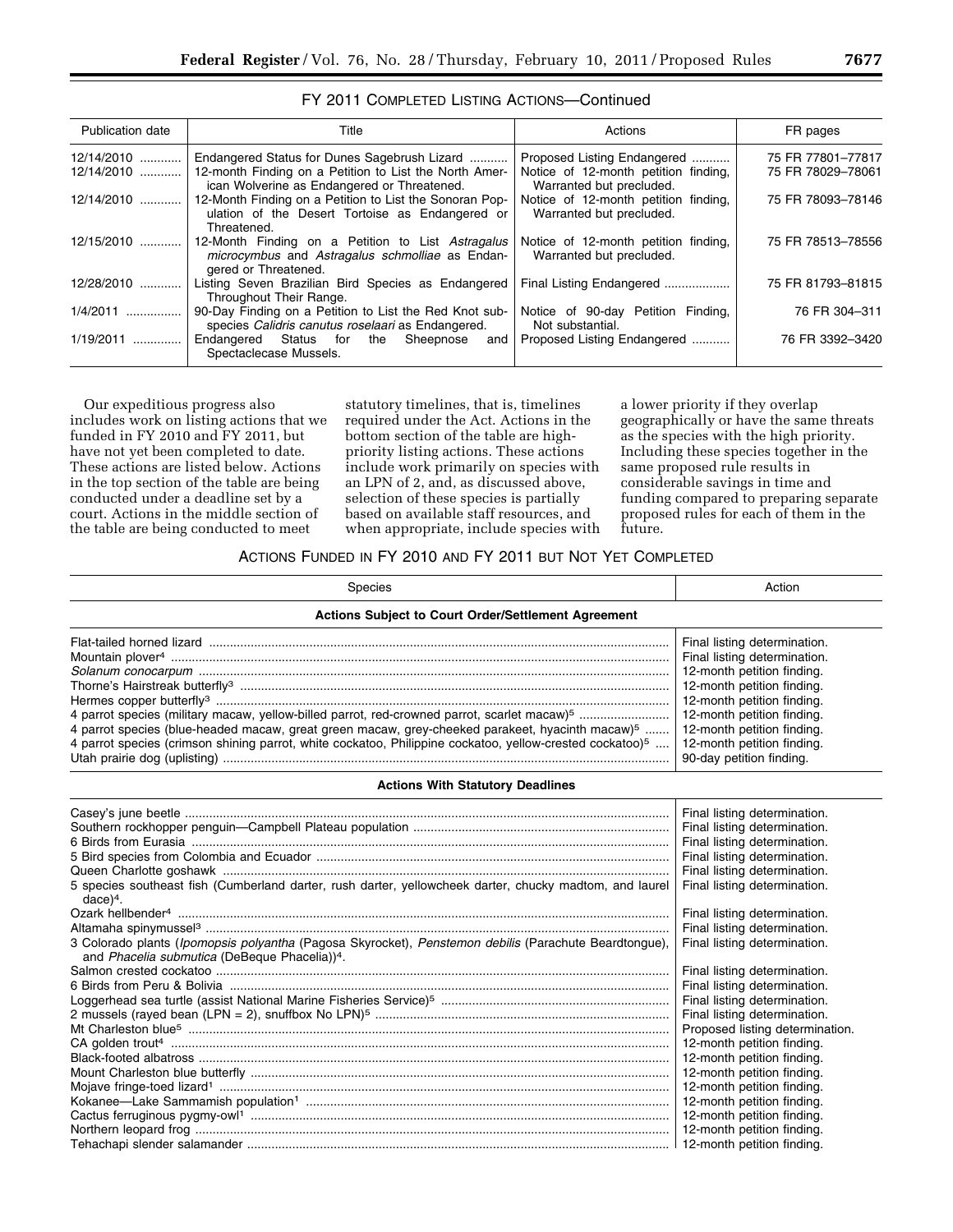FY 2011 COMPLETED LISTING ACTIONS—Continued

| Publication date | Title | Actions | FR pages |
|---|---|---|---|
| 12/14/2010 | Endangered Status for Dunes Sagebrush Lizard | Proposed Listing Endangered | 75 FR 77801–77817 |
| 12/14/2010 | 12-month Finding on a Petition to List the North American Wolverine as Endangered or Threatened. | Notice of 12-month petition finding, Warranted but precluded. | 75 FR 78029–78061 |
| 12/14/2010 | 12-Month Finding on a Petition to List the Sonoran Population of the Desert Tortoise as Endangered or Threatened. | Notice of 12-month petition finding, Warranted but precluded. | 75 FR 78093–78146 |
| 12/15/2010 | 12-Month Finding on a Petition to List *Astragalus microcymbus* and *Astragalus schmolliae* as Endangered or Threatened. | Notice of 12-month petition finding, Warranted but precluded. | 75 FR 78513–78556 |
| 12/28/2010 | Listing Seven Brazilian Bird Species as Endangered Throughout Their Range. | Final Listing Endangered | 75 FR 81793–81815 |
| 1/4/2011 | 90-Day Finding on a Petition to List the Red Knot subspecies *Calidris canutus roselaari* as Endangered. | Notice of 90-day Petition Finding, Not substantial. | 76 FR 304–311 |
| 1/19/2011 | Endangered Status for the Sheepnose and Spectaclecase Mussels. | Proposed Listing Endangered | 76 FR 3392–3420 |

Our expeditious progress also includes work on listing actions that we funded in FY 2010 and FY 2011, but have not yet been completed to date. These actions are listed below. Actions in the top section of the table are being conducted under a deadline set by a court. Actions in the middle section of the table are being conducted to meet statutory timelines, that is, timelines required under the Act. Actions in the bottom section of the table are high-priority listing actions. These actions include work primarily on species with an LPN of 2, and, as discussed above, selection of these species is partially based on available staff resources, and when appropriate, include species with a lower priority if they overlap geographically or have the same threats as the species with the high priority. Including these species together in the same proposed rule results in considerable savings in time and funding compared to preparing separate proposed rules for each of them in the future.

ACTIONS FUNDED IN FY 2010 AND FY 2011 BUT NOT YET COMPLETED

| Species | Action |
|---|---|
| **Actions Subject to Court Order/Settlement Agreement** | |
| Flat-tailed horned lizard | Final listing determination. |
| Mountain plover[4] | Final listing determination. |
| *Solanum conocarpum* | 12-month petition finding. |
| Thorne's Hairstreak butterfly[3] | 12-month petition finding. |
| Hermes copper butterfly[3] | 12-month petition finding. |
| 4 parrot species (military macaw, yellow-billed parrot, red-crowned parrot, scarlet macaw)[5] | 12-month petition finding. |
| 4 parrot species (blue-headed macaw, great green macaw, grey-cheeked parakeet, hyacinth macaw)[5] | 12-month petition finding. |
| 4 parrot species (crimson shining parrot, white cockatoo, Philippine cockatoo, yellow-crested cockatoo)[5] | 12-month petition finding. |
| Utah prairie dog (uplisting) | 90-day petition finding. |
| **Actions With Statutory Deadlines** | |
| Casey's june beetle | Final listing determination. |
| Southern rockhopper penguin—Campbell Plateau population | Final listing determination. |
| 6 Birds from Eurasia | Final listing determination. |
| 5 Bird species from Colombia and Ecuador | Final listing determination. |
| Queen Charlotte goshawk | Final listing determination. |
| 5 species southeast fish (Cumberland darter, rush darter, yellowcheek darter, chucky madtom, and laurel dace)[4]. | Final listing determination. |
| Ozark hellbender[4] | Final listing determination. |
| Altamaha spinymussel[3] | Final listing determination. |
| 3 Colorado plants (*Ipomopsis polyantha* (Pagosa Skyrocket), *Penstemon debilis* (Parachute Beardtongue), and *Phacelia submutica* (DeBeque Phacelia))[4]. | Final listing determination. |
| Salmon crested cockatoo | Final listing determination. |
| 6 Birds from Peru & Bolivia | Final listing determination. |
| Loggerhead sea turtle (assist National Marine Fisheries Service)[5] | Final listing determination. |
| 2 mussels (rayed bean (LPN = 2), snuffbox No LPN)[5] | Final listing determination. |
| Mt Charleston blue[5] | Proposed listing determination. |
| CA golden trout[4] | 12-month petition finding. |
| Black-footed albatross | 12-month petition finding. |
| Mount Charleston blue butterfly | 12-month petition finding. |
| Mojave fringe-toed lizard[1] | 12-month petition finding. |
| Kokanee—Lake Sammamish population[1] | 12-month petition finding. |
| Cactus ferruginous pygmy-owl[1] | 12-month petition finding. |
| Northern leopard frog | 12-month petition finding. |
| Tehachapi slender salamander | 12-month petition finding. |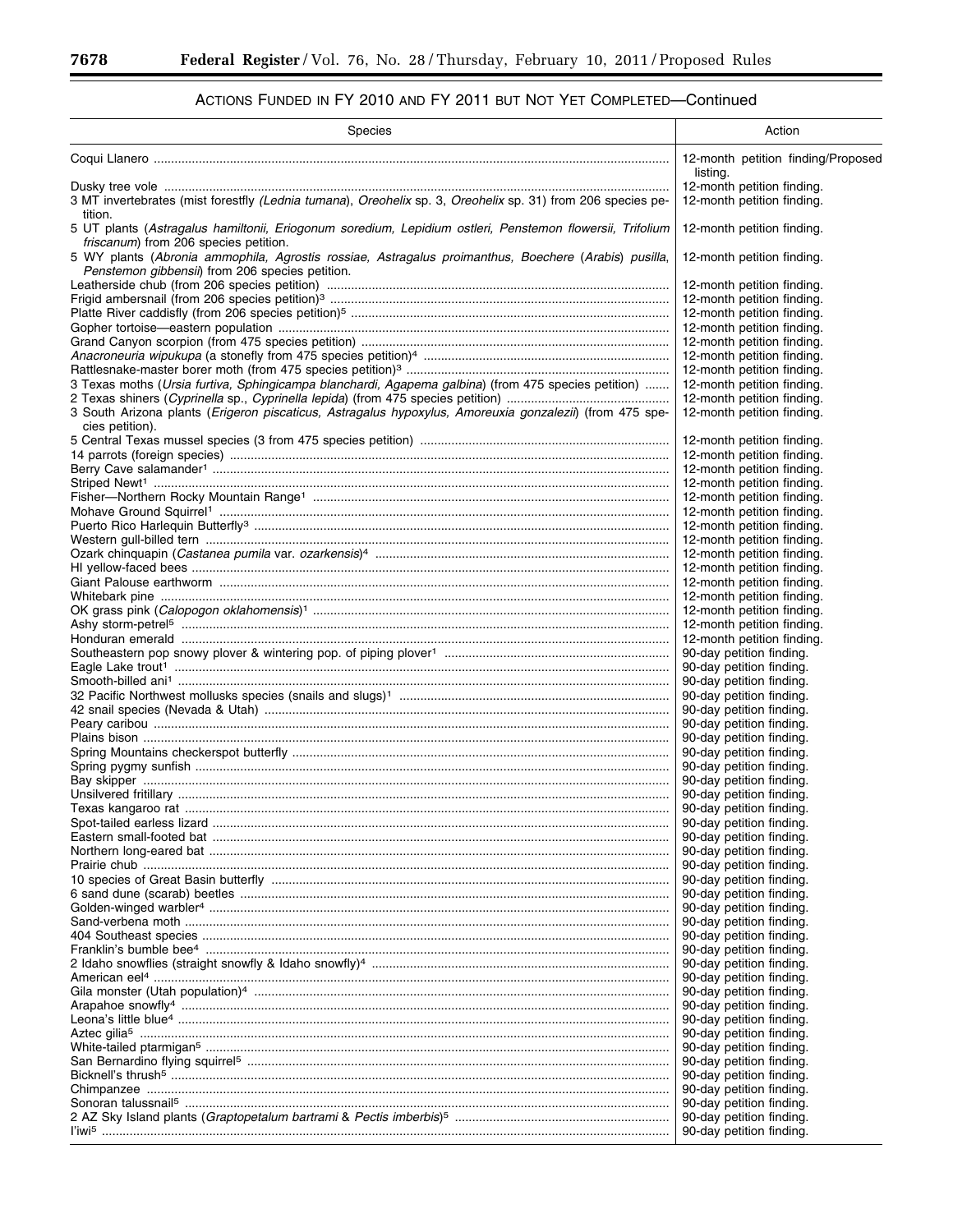## ACTIONS FUNDED IN FY 2010 AND FY 2011 BUT NOT YET COMPLETED—Continued

| Species | Action |
|---|---|
| Coqui Llanero | 12-month petition finding/Proposed listing. |
| Dusky tree vole | 12-month petition finding. |
| 3 MT invertebrates (mist forestfly *(Lednia tumana)*, *Oreohelix* sp. 3, *Oreohelix* sp. 31) from 206 species petition. | 12-month petition finding. |
| 5 UT plants (*Astragalus hamiltonii, Eriogonum soredium, Lepidium ostleri, Penstemon flowersii, Trifolium friscanum*) from 206 species petition. | 12-month petition finding. |
| 5 WY plants (*Abronia ammophila, Agrostis rossiae, Astragalus proimanthus, Boechere* (*Arabis*) *pusilla, Penstemon gibbensii*) from 206 species petition. | 12-month petition finding. |
| Leatherside chub (from 206 species petition) | 12-month petition finding. |
| Frigid ambersnail (from 206 species petition)[3] | 12-month petition finding. |
| Platte River caddisfly (from 206 species petition)[5] | 12-month petition finding. |
| Gopher tortoise—eastern population | 12-month petition finding. |
| Grand Canyon scorpion (from 475 species petition) | 12-month petition finding. |
| *Anacroneuria wipukupa* (a stonefly from 475 species petition)[4] | 12-month petition finding. |
| Rattlesnake-master borer moth (from 475 species petition)[3] | 12-month petition finding. |
| 3 Texas moths (*Ursia furtiva, Sphingicampa blanchardi, Agapema galbina*) (from 475 species petition) | 12-month petition finding. |
| 2 Texas shiners (*Cyprinella* sp., *Cyprinella lepida*) (from 475 species petition) | 12-month petition finding. |
| 3 South Arizona plants (*Erigeron piscaticus, Astragalus hypoxylus, Amoreuxia gonzalezii*) (from 475 species petition). | 12-month petition finding. |
| 5 Central Texas mussel species (3 from 475 species petition) | 12-month petition finding. |
| 14 parrots (foreign species) | 12-month petition finding. |
| Berry Cave salamander[1] | 12-month petition finding. |
| Striped Newt[1] | 12-month petition finding. |
| Fisher—Northern Rocky Mountain Range[1] | 12-month petition finding. |
| Mohave Ground Squirrel[1] | 12-month petition finding. |
| Puerto Rico Harlequin Butterfly[3] | 12-month petition finding. |
| Western gull-billed tern | 12-month petition finding. |
| Ozark chinquapin (*Castanea pumila* var. *ozarkensis*)[4] | 12-month petition finding. |
| HI yellow-faced bees | 12-month petition finding. |
| Giant Palouse earthworm | 12-month petition finding. |
| Whitebark pine | 12-month petition finding. |
| OK grass pink (*Calopogon oklahomensis*)[1] | 12-month petition finding. |
| Ashy storm-petrel[5] | 12-month petition finding. |
| Honduran emerald | 12-month petition finding. |
| Southeastern pop snowy plover & wintering pop. of piping plover[1] | 90-day petition finding. |
| Eagle Lake trout[1] | 90-day petition finding. |
| Smooth-billed ani[1] | 90-day petition finding. |
| 32 Pacific Northwest mollusks species (snails and slugs)[1] | 90-day petition finding. |
| 42 snail species (Nevada & Utah) | 90-day petition finding. |
| Peary caribou | 90-day petition finding. |
| Plains bison | 90-day petition finding. |
| Spring Mountains checkerspot butterfly | 90-day petition finding. |
| Spring pygmy sunfish | 90-day petition finding. |
| Bay skipper | 90-day petition finding. |
| Unsilvered fritillary | 90-day petition finding. |
| Texas kangaroo rat | 90-day petition finding. |
| Spot-tailed earless lizard | 90-day petition finding. |
| Eastern small-footed bat | 90-day petition finding. |
| Northern long-eared bat | 90-day petition finding. |
| Prairie chub | 90-day petition finding. |
| 10 species of Great Basin butterfly | 90-day petition finding. |
| 6 sand dune (scarab) beetles | 90-day petition finding. |
| Golden-winged warbler[4] | 90-day petition finding. |
| Sand-verbena moth | 90-day petition finding. |
| 404 Southeast species | 90-day petition finding. |
| Franklin's bumble bee[4] | 90-day petition finding. |
| 2 Idaho snowflies (straight snowfly & Idaho snowfly)[4] | 90-day petition finding. |
| American eel[4] | 90-day petition finding. |
| Gila monster (Utah population)[4] | 90-day petition finding. |
| Arapahoe snowfly[4] | 90-day petition finding. |
| Leona's little blue[4] | 90-day petition finding. |
| Aztec gilia[5] | 90-day petition finding. |
| White-tailed ptarmigan[5] | 90-day petition finding. |
| San Bernardino flying squirrel[5] | 90-day petition finding. |
| Bicknell's thrush[5] | 90-day petition finding. |
| Chimpanzee | 90-day petition finding. |
| Sonoran talussnail[5] | 90-day petition finding. |
| 2 AZ Sky Island plants (*Graptopetalum bartrami* & *Pectis imberbis*)[5] | 90-day petition finding. |
| I'iwi[5] | 90-day petition finding. |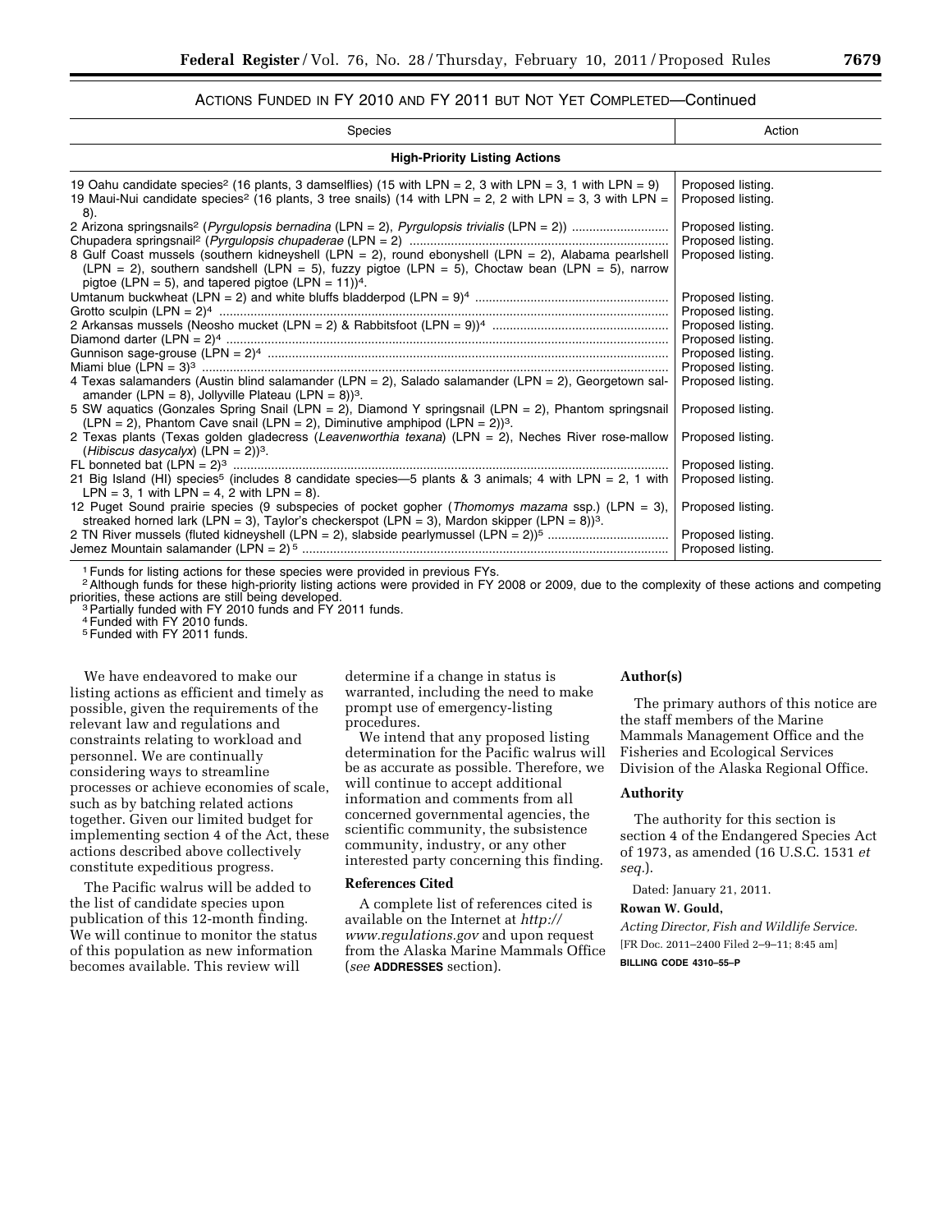ACTIONS FUNDED IN FY 2010 AND FY 2011 BUT NOT YET COMPLETED—Continued

| Species | Action |
|---|---|
| **High-Priority Listing Actions** | |
| 19 Oahu candidate species[2] (16 plants, 3 damselflies) (15 with LPN = 2, 3 with LPN = 3, 1 with LPN = 9) | Proposed listing. |
| 19 Maui-Nui candidate species[2] (16 plants, 3 tree snails) (14 with LPN = 2, 2 with LPN = 3, 3 with LPN = 8). | Proposed listing. |
| 2 Arizona springsnails[2] (*Pyrgulopsis bernadina* (LPN = 2), *Pyrgulopsis trivialis* (LPN = 2)) | Proposed listing. |
| Chupadera springsnail[2] (*Pyrgulopsis chupaderae* (LPN = 2) | Proposed listing. |
| 8 Gulf Coast mussels (southern kidneyshell (LPN = 2), round ebonyshell (LPN = 2), Alabama pearlshell (LPN = 2), southern sandshell (LPN = 5), fuzzy pigtoe (LPN = 5), Choctaw bean (LPN = 5), narrow pigtoe (LPN = 5), and tapered pigtoe (LPN = 11))[4]. | Proposed listing. |
| Umtanum buckwheat (LPN = 2) and white bluffs bladderpod (LPN = 9)[4] | Proposed listing. |
| Grotto sculpin (LPN = 2)[4] | Proposed listing. |
| 2 Arkansas mussels (Neosho mucket (LPN = 2) & Rabbitsfoot (LPN = 9))[4] | Proposed listing. |
| Diamond darter (LPN = 2)[4] | Proposed listing. |
| Gunnison sage-grouse (LPN = 2)[4] | Proposed listing. |
| Miami blue (LPN = 3)[3] | Proposed listing. |
| 4 Texas salamanders (Austin blind salamander (LPN = 2), Salado salamander (LPN = 2), Georgetown salamander (LPN = 8), Jollyville Plateau (LPN = 8))[3]. | Proposed listing. |
| 5 SW aquatics (Gonzales Spring Snail (LPN = 2), Diamond Y springsnail (LPN = 2), Phantom springsnail (LPN = 2), Phantom Cave snail (LPN = 2), Diminutive amphipod (LPN = 2))[3]. | Proposed listing. |
| 2 Texas plants (Texas golden gladecress (*Leavenworthia texana*) (LPN = 2), Neches River rose-mallow (*Hibiscus dasycalyx*) (LPN = 2))[3]. | Proposed listing. |
| FL bonneted bat (LPN = 2)[3] | Proposed listing. |
| 21 Big Island (HI) species[5] (includes 8 candidate species—5 plants & 3 animals; 4 with LPN = 2, 1 with LPN = 3, 1 with LPN = 4, 2 with LPN = 8). | Proposed listing. |
| 12 Puget Sound prairie species (9 subspecies of pocket gopher (*Thomomys mazama* ssp.) (LPN = 3), streaked horned lark (LPN = 3), Taylor's checkerspot (LPN = 3), Mardon skipper (LPN = 8))[3]. | Proposed listing. |
| 2 TN River mussels (fluted kidneyshell (LPN = 2), slabside pearlymussel (LPN = 2))[5] | Proposed listing. |
| Jemez Mountain salamander (LPN = 2)[5] | Proposed listing. |

[1] Funds for listing actions for these species were provided in previous FYs.
[2] Although funds for these high-priority listing actions were provided in FY 2008 or 2009, due to the complexity of these actions and competing priorities, these actions are still being developed.
[3] Partially funded with FY 2010 funds and FY 2011 funds.
[4] Funded with FY 2010 funds.
[5] Funded with FY 2011 funds.

We have endeavored to make our listing actions as efficient and timely as possible, given the requirements of the relevant law and regulations and constraints relating to workload and personnel. We are continually considering ways to streamline processes or achieve economies of scale, such as by batching related actions together. Given our limited budget for implementing section 4 of the Act, these actions described above collectively constitute expeditious progress.

The Pacific walrus will be added to the list of candidate species upon publication of this 12-month finding. We will continue to monitor the status of this population as new information becomes available. This review will determine if a change in status is warranted, including the need to make prompt use of emergency-listing procedures.

We intend that any proposed listing determination for the Pacific walrus will be as accurate as possible. Therefore, we will continue to accept additional information and comments from all concerned governmental agencies, the scientific community, the subsistence community, industry, or any other interested party concerning this finding.

### References Cited

A complete list of references cited is available on the Internet at *http://www.regulations.gov* and upon request from the Alaska Marine Mammals Office (*see* **ADDRESSES** section).

### Author(s)

The primary authors of this notice are the staff members of the Marine Mammals Management Office and the Fisheries and Ecological Services Division of the Alaska Regional Office.

### Authority

The authority for this section is section 4 of the Endangered Species Act of 1973, as amended (16 U.S.C. 1531 *et seq.*).

Dated: January 21, 2011.

**Rowan W. Gould,**

*Acting Director, Fish and Wildlife Service.*

[FR Doc. 2011–2400 Filed 2–9–11; 8:45 am]

**BILLING CODE 4310–55–P**